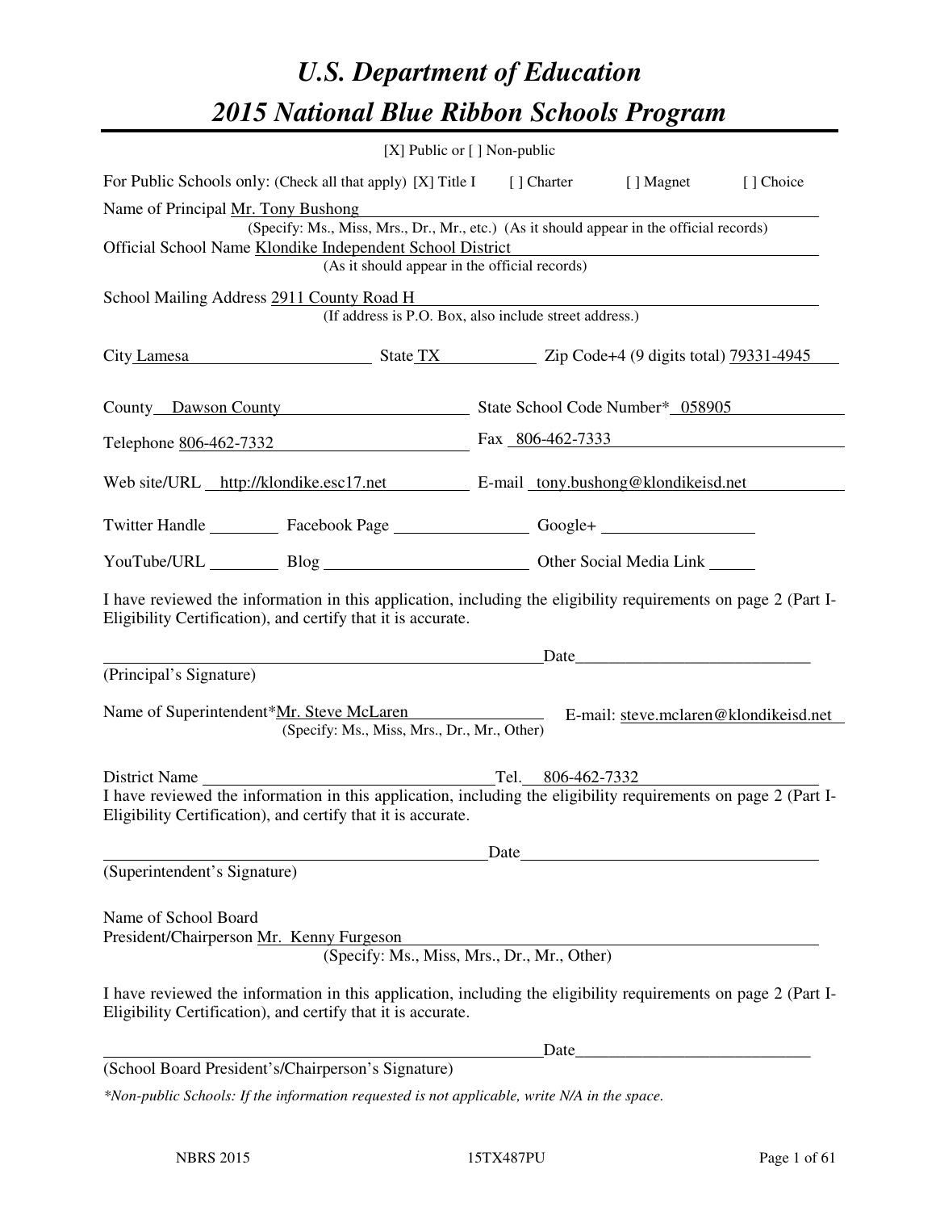# *U.S. Department of Education*

# *2015 National Blue Ribbon Schools Program*

[X] Public or [ ] Non-public

For Public Schools only: (Check all that apply) [X] Title I [ ] Charter [ ] Magnet [ ] Choice

Name of Principal Mr. Tony Bushong
(Specify: Ms., Miss, Mrs., Dr., Mr., etc.) (As it should appear in the official records)

Official School Name Klondike Independent School District
(As it should appear in the official records)

School Mailing Address 2911 County Road H
(If address is P.O. Box, also include street address.)

City Lamesa State TX Zip Code+4 (9 digits total) 79331-4945

County Dawson County State School Code Number* 058905

Telephone 806-462-7332 Fax 806-462-7333

Web site/URL http://klondike.esc17.net E-mail tony.bushong@klondikeisd.net

Twitter Handle ________ Facebook Page ________ Google+ ________

YouTube/URL ________ Blog ________ Other Social Media Link ________

I have reviewed the information in this application, including the eligibility requirements on page 2 (Part I-Eligibility Certification), and certify that it is accurate.

_______________________________ Date_______________
(Principal's Signature)

Name of Superintendent*Mr. Steve McLaren E-mail: steve.mclaren@klondikeisd.net
(Specify: Ms., Miss, Mrs., Dr., Mr., Other)

District Name ________________ Tel. 806-462-7332

I have reviewed the information in this application, including the eligibility requirements on page 2 (Part I-Eligibility Certification), and certify that it is accurate.

_______________________________ Date_______________
(Superintendent's Signature)

Name of School Board
President/Chairperson Mr. Kenny Furgeson
(Specify: Ms., Miss, Mrs., Dr., Mr., Other)

I have reviewed the information in this application, including the eligibility requirements on page 2 (Part I-Eligibility Certification), and certify that it is accurate.

_______________________________ Date_______________
(School Board President's/Chairperson's Signature)

*\*Non-public Schools: If the information requested is not applicable, write N/A in the space.*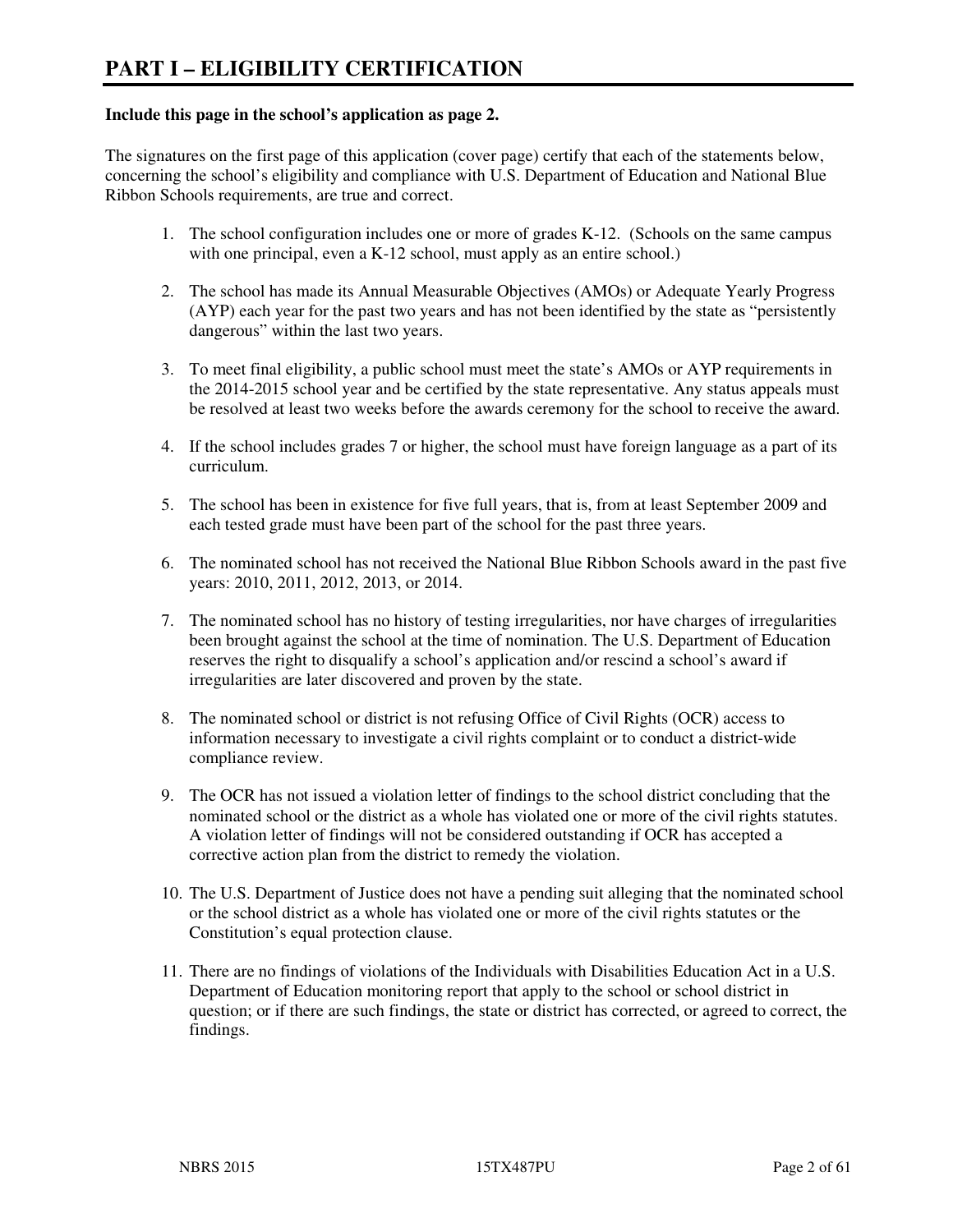# PART I – ELIGIBILITY CERTIFICATION

**Include this page in the school's application as page 2.**

The signatures on the first page of this application (cover page) certify that each of the statements below, concerning the school's eligibility and compliance with U.S. Department of Education and National Blue Ribbon Schools requirements, are true and correct.

1. The school configuration includes one or more of grades K-12. (Schools on the same campus with one principal, even a K-12 school, must apply as an entire school.)

2. The school has made its Annual Measurable Objectives (AMOs) or Adequate Yearly Progress (AYP) each year for the past two years and has not been identified by the state as "persistently dangerous" within the last two years.

3. To meet final eligibility, a public school must meet the state's AMOs or AYP requirements in the 2014-2015 school year and be certified by the state representative. Any status appeals must be resolved at least two weeks before the awards ceremony for the school to receive the award.

4. If the school includes grades 7 or higher, the school must have foreign language as a part of its curriculum.

5. The school has been in existence for five full years, that is, from at least September 2009 and each tested grade must have been part of the school for the past three years.

6. The nominated school has not received the National Blue Ribbon Schools award in the past five years: 2010, 2011, 2012, 2013, or 2014.

7. The nominated school has no history of testing irregularities, nor have charges of irregularities been brought against the school at the time of nomination. The U.S. Department of Education reserves the right to disqualify a school's application and/or rescind a school's award if irregularities are later discovered and proven by the state.

8. The nominated school or district is not refusing Office of Civil Rights (OCR) access to information necessary to investigate a civil rights complaint or to conduct a district-wide compliance review.

9. The OCR has not issued a violation letter of findings to the school district concluding that the nominated school or the district as a whole has violated one or more of the civil rights statutes. A violation letter of findings will not be considered outstanding if OCR has accepted a corrective action plan from the district to remedy the violation.

10. The U.S. Department of Justice does not have a pending suit alleging that the nominated school or the school district as a whole has violated one or more of the civil rights statutes or the Constitution's equal protection clause.

11. There are no findings of violations of the Individuals with Disabilities Education Act in a U.S. Department of Education monitoring report that apply to the school or school district in question; or if there are such findings, the state or district has corrected, or agreed to correct, the findings.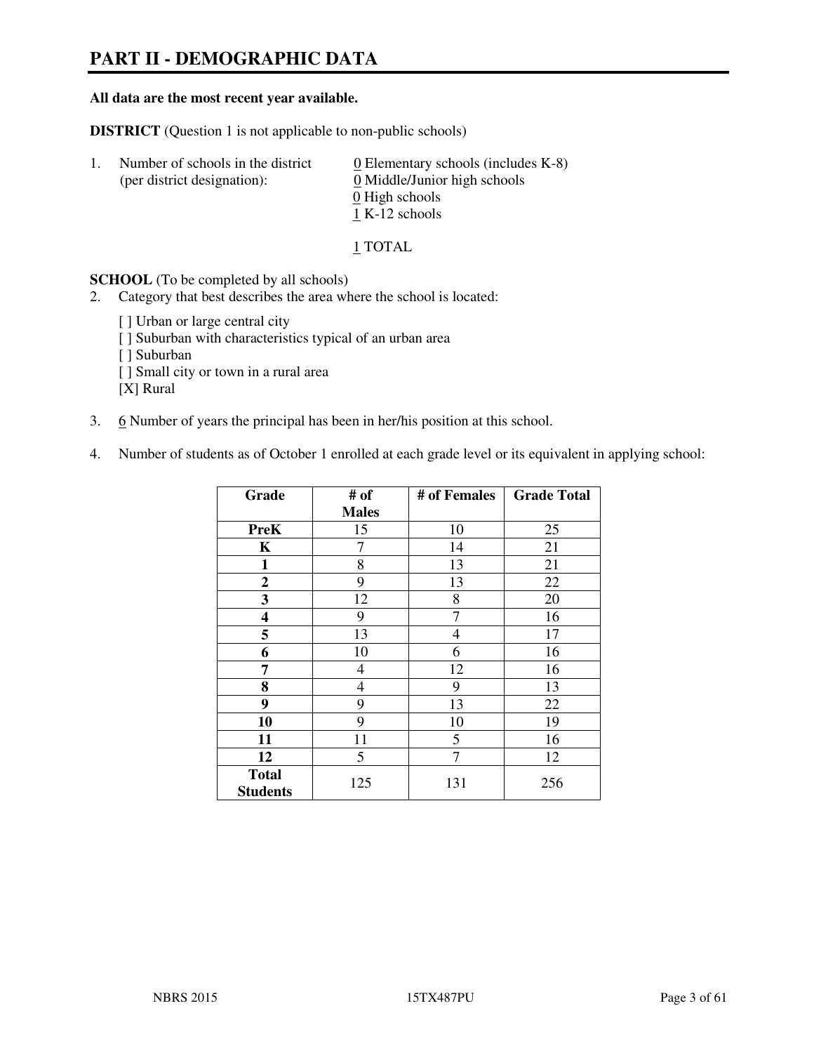# PART II - DEMOGRAPHIC DATA

**All data are the most recent year available.**

**DISTRICT** (Question 1 is not applicable to non-public schools)

1. Number of schools in the district (per district designation):
   - 0 Elementary schools (includes K-8)
   - 0 Middle/Junior high schools
   - 0 High schools
   - 1 K-12 schools

   1 TOTAL

**SCHOOL** (To be completed by all schools)

2. Category that best describes the area where the school is located:

   [ ] Urban or large central city
   [ ] Suburban with characteristics typical of an urban area
   [ ] Suburban
   [ ] Small city or town in a rural area
   [X] Rural

3. 6 Number of years the principal has been in her/his position at this school.

4. Number of students as of October 1 enrolled at each grade level or its equivalent in applying school:

| Grade | # of Males | # of Females | Grade Total |
|---|---|---|---|
| **PreK** | 15 | 10 | 25 |
| **K** | 7 | 14 | 21 |
| **1** | 8 | 13 | 21 |
| **2** | 9 | 13 | 22 |
| **3** | 12 | 8 | 20 |
| **4** | 9 | 7 | 16 |
| **5** | 13 | 4 | 17 |
| **6** | 10 | 6 | 16 |
| **7** | 4 | 12 | 16 |
| **8** | 4 | 9 | 13 |
| **9** | 9 | 13 | 22 |
| **10** | 9 | 10 | 19 |
| **11** | 11 | 5 | 16 |
| **12** | 5 | 7 | 12 |
| **Total Students** | 125 | 131 | 256 |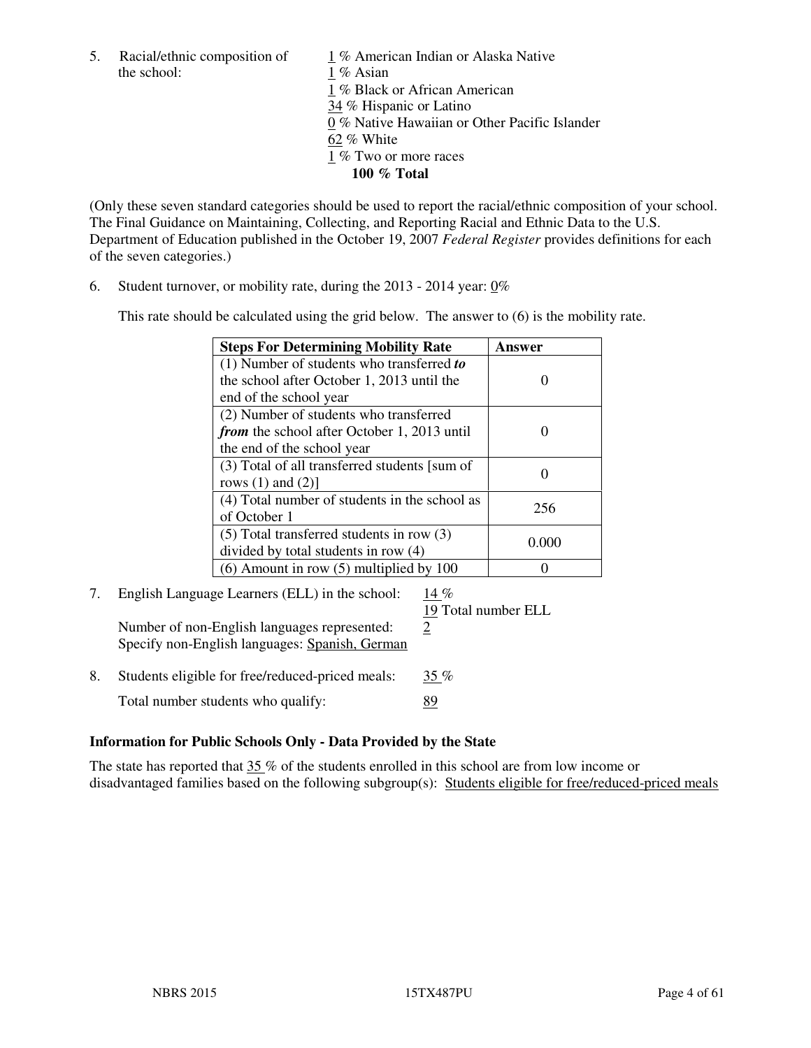5. Racial/ethnic composition of the school:

1 % American Indian or Alaska Native
1 % Asian
1 % Black or African American
34 % Hispanic or Latino
0 % Native Hawaiian or Other Pacific Islander
62 % White
1 % Two or more races
**100 % Total**

(Only these seven standard categories should be used to report the racial/ethnic composition of your school. The Final Guidance on Maintaining, Collecting, and Reporting Racial and Ethnic Data to the U.S. Department of Education published in the October 19, 2007 *Federal Register* provides definitions for each of the seven categories.)

6. Student turnover, or mobility rate, during the 2013 - 2014 year: 0%

This rate should be calculated using the grid below. The answer to (6) is the mobility rate.

| Steps For Determining Mobility Rate | Answer |
|---|---|
| (1) Number of students who transferred ***to*** the school after October 1, 2013 until the end of the school year | 0 |
| (2) Number of students who transferred ***from*** the school after October 1, 2013 until the end of the school year | 0 |
| (3) Total of all transferred students [sum of rows (1) and (2)] | 0 |
| (4) Total number of students in the school as of October 1 | 256 |
| (5) Total transferred students in row (3) divided by total students in row (4) | 0.000 |
| (6) Amount in row (5) multiplied by 100 | 0 |

7. English Language Learners (ELL) in the school: 14 %
19 Total number ELL
Number of non-English languages represented: 2
Specify non-English languages: Spanish, German

8. Students eligible for free/reduced-priced meals: 35 %
Total number students who qualify: 89

### Information for Public Schools Only - Data Provided by the State

The state has reported that 35 % of the students enrolled in this school are from low income or disadvantaged families based on the following subgroup(s): Students eligible for free/reduced-priced meals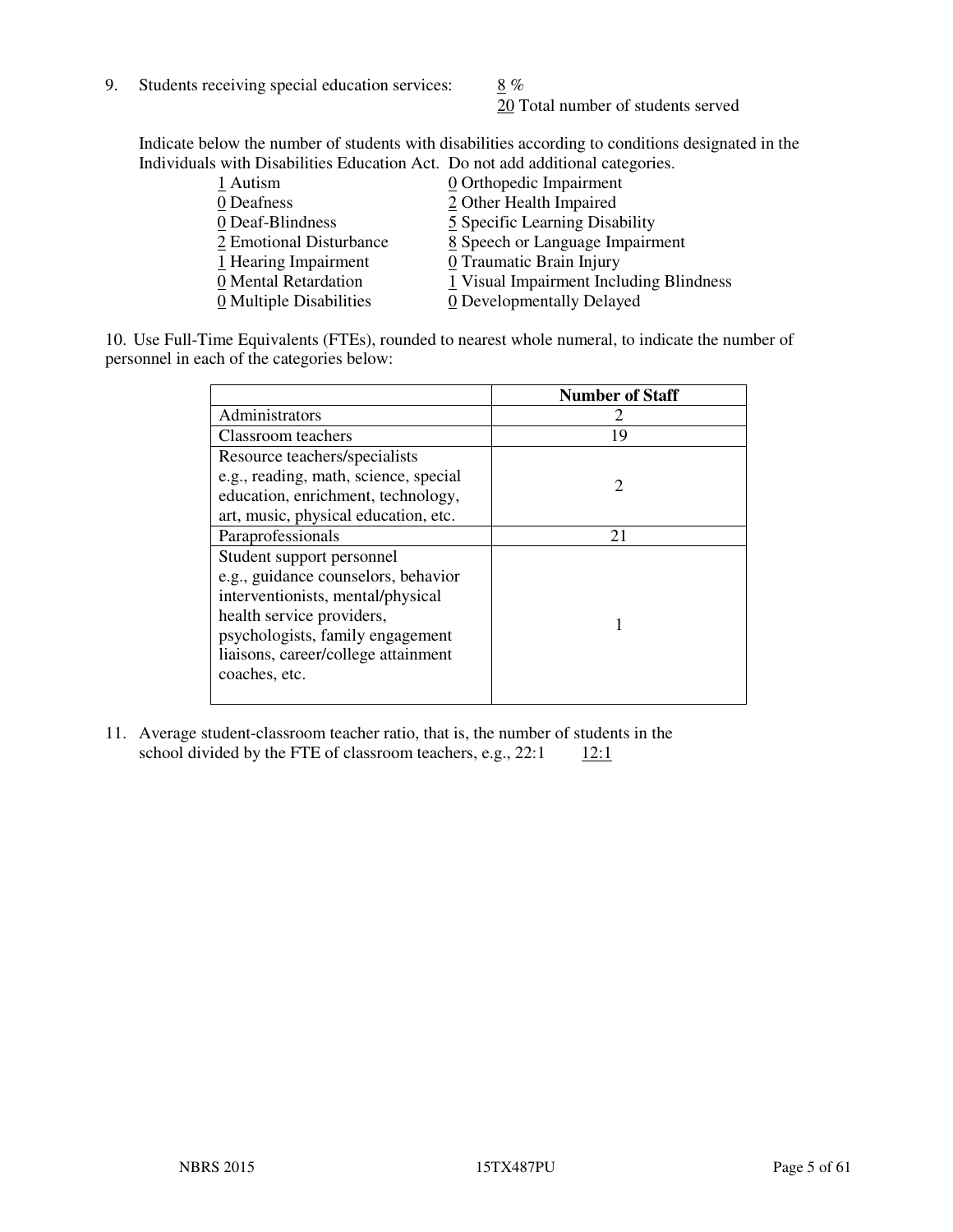9. Students receiving special education services: 8 %
   20 Total number of students served

   Indicate below the number of students with disabilities according to conditions designated in the Individuals with Disabilities Education Act. Do not add additional categories.

   1 Autism
   0 Deafness
   0 Deaf-Blindness
   2 Emotional Disturbance
   1 Hearing Impairment
   0 Mental Retardation
   0 Multiple Disabilities
   0 Orthopedic Impairment
   2 Other Health Impaired
   5 Specific Learning Disability
   8 Speech or Language Impairment
   0 Traumatic Brain Injury
   1 Visual Impairment Including Blindness
   0 Developmentally Delayed

10. Use Full-Time Equivalents (FTEs), rounded to nearest whole numeral, to indicate the number of personnel in each of the categories below:

| | Number of Staff |
|---|---|
| Administrators | 2 |
| Classroom teachers | 19 |
| Resource teachers/specialists e.g., reading, math, science, special education, enrichment, technology, art, music, physical education, etc. | 2 |
| Paraprofessionals | 21 |
| Student support personnel e.g., guidance counselors, behavior interventionists, mental/physical health service providers, psychologists, family engagement liaisons, career/college attainment coaches, etc. | 1 |

11. Average student-classroom teacher ratio, that is, the number of students in the school divided by the FTE of classroom teachers, e.g., 22:1 12:1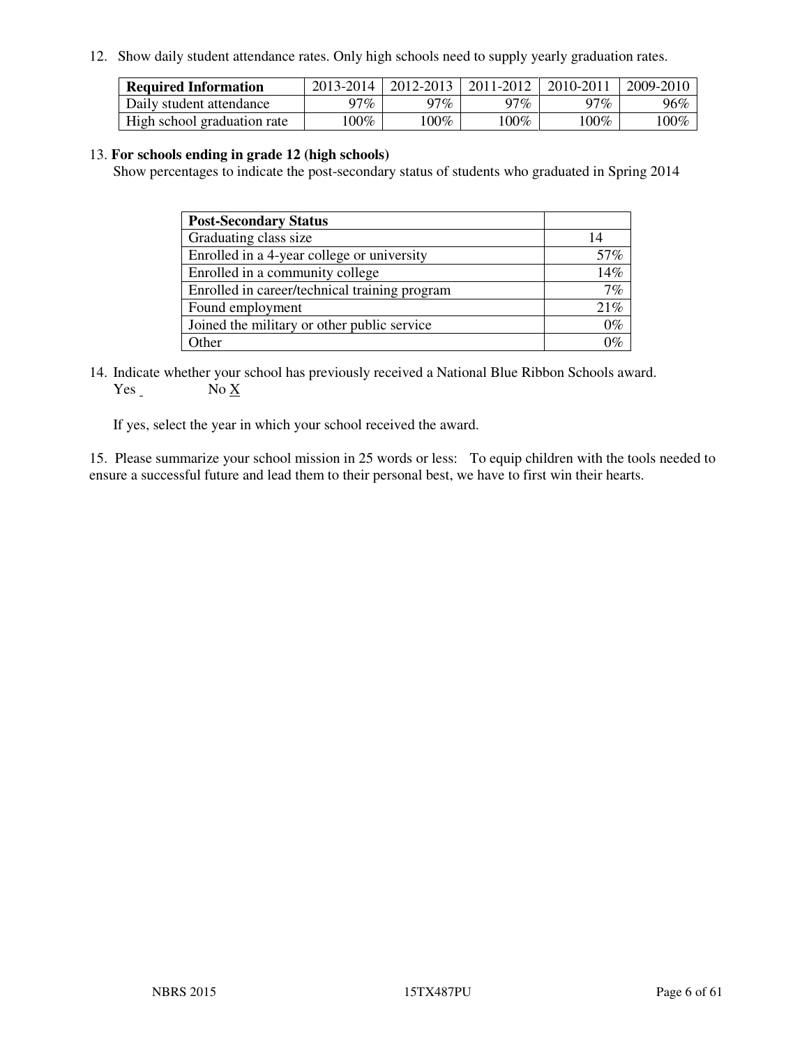12. Show daily student attendance rates. Only high schools need to supply yearly graduation rates.

| Required Information | 2013-2014 | 2012-2013 | 2011-2012 | 2010-2011 | 2009-2010 |
|---|---|---|---|---|---|
| Daily student attendance | 97% | 97% | 97% | 97% | 96% |
| High school graduation rate | 100% | 100% | 100% | 100% | 100% |

13. **For schools ending in grade 12 (high schools)**
Show percentages to indicate the post-secondary status of students who graduated in Spring 2014

| Post-Secondary Status | |
|---|---|
| Graduating class size | 14 |
| Enrolled in a 4-year college or university | 57% |
| Enrolled in a community college | 14% |
| Enrolled in career/technical training program | 7% |
| Found employment | 21% |
| Joined the military or other public service | 0% |
| Other | 0% |

14. Indicate whether your school has previously received a National Blue Ribbon Schools award.
Yes _ No X

If yes, select the year in which your school received the award.

15. Please summarize your school mission in 25 words or less: To equip children with the tools needed to ensure a successful future and lead them to their personal best, we have to first win their hearts.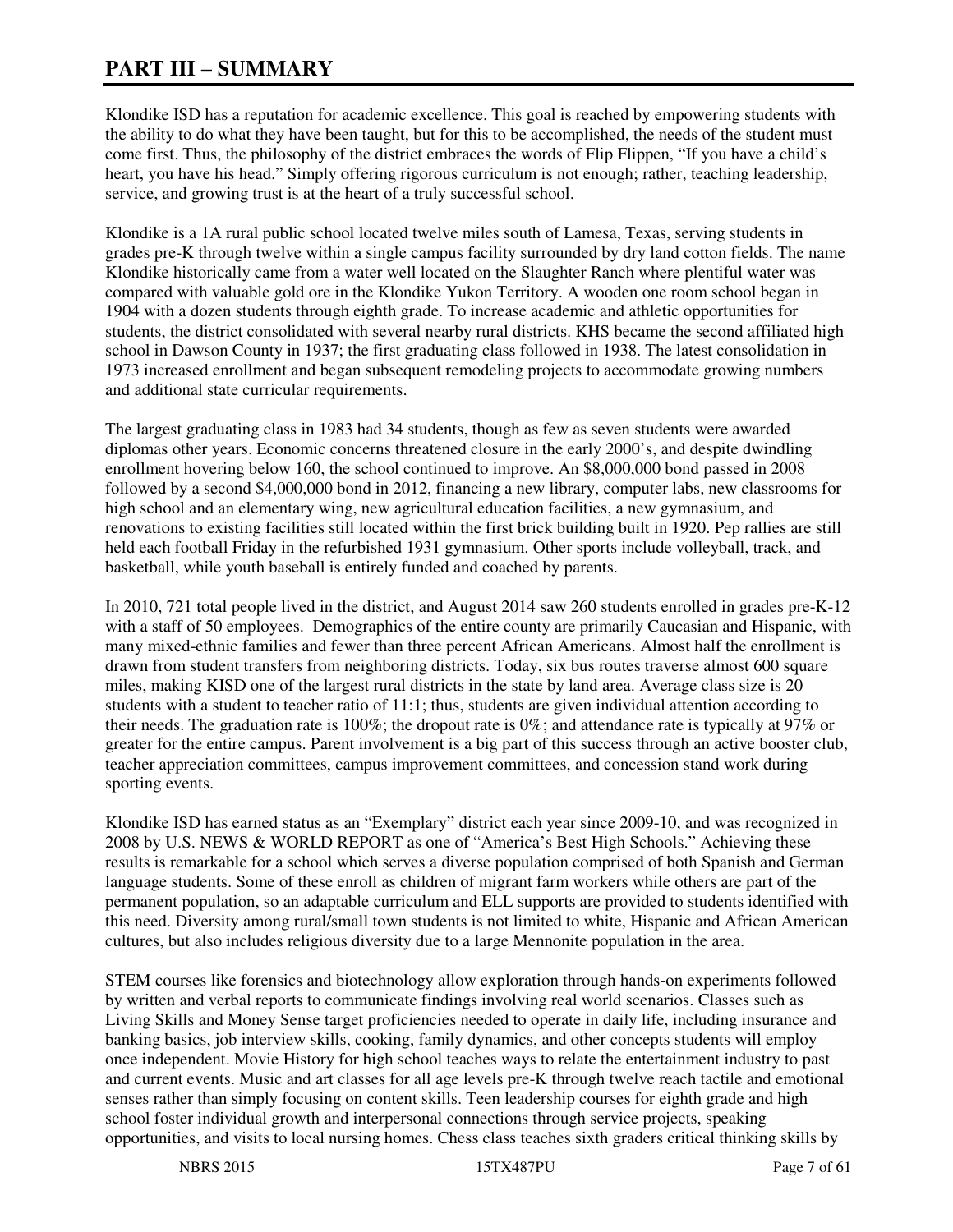# PART III – SUMMARY

Klondike ISD has a reputation for academic excellence. This goal is reached by empowering students with the ability to do what they have been taught, but for this to be accomplished, the needs of the student must come first. Thus, the philosophy of the district embraces the words of Flip Flippen, "If you have a child's heart, you have his head." Simply offering rigorous curriculum is not enough; rather, teaching leadership, service, and growing trust is at the heart of a truly successful school.

Klondike is a 1A rural public school located twelve miles south of Lamesa, Texas, serving students in grades pre-K through twelve within a single campus facility surrounded by dry land cotton fields. The name Klondike historically came from a water well located on the Slaughter Ranch where plentiful water was compared with valuable gold ore in the Klondike Yukon Territory. A wooden one room school began in 1904 with a dozen students through eighth grade. To increase academic and athletic opportunities for students, the district consolidated with several nearby rural districts. KHS became the second affiliated high school in Dawson County in 1937; the first graduating class followed in 1938. The latest consolidation in 1973 increased enrollment and began subsequent remodeling projects to accommodate growing numbers and additional state curricular requirements.

The largest graduating class in 1983 had 34 students, though as few as seven students were awarded diplomas other years. Economic concerns threatened closure in the early 2000's, and despite dwindling enrollment hovering below 160, the school continued to improve. An $8,000,000 bond passed in 2008 followed by a second $4,000,000 bond in 2012, financing a new library, computer labs, new classrooms for high school and an elementary wing, new agricultural education facilities, a new gymnasium, and renovations to existing facilities still located within the first brick building built in 1920. Pep rallies are still held each football Friday in the refurbished 1931 gymnasium. Other sports include volleyball, track, and basketball, while youth baseball is entirely funded and coached by parents.

In 2010, 721 total people lived in the district, and August 2014 saw 260 students enrolled in grades pre-K-12 with a staff of 50 employees. Demographics of the entire county are primarily Caucasian and Hispanic, with many mixed-ethnic families and fewer than three percent African Americans. Almost half the enrollment is drawn from student transfers from neighboring districts. Today, six bus routes traverse almost 600 square miles, making KISD one of the largest rural districts in the state by land area. Average class size is 20 students with a student to teacher ratio of 11:1; thus, students are given individual attention according to their needs. The graduation rate is 100%; the dropout rate is 0%; and attendance rate is typically at 97% or greater for the entire campus. Parent involvement is a big part of this success through an active booster club, teacher appreciation committees, campus improvement committees, and concession stand work during sporting events.

Klondike ISD has earned status as an "Exemplary" district each year since 2009-10, and was recognized in 2008 by U.S. NEWS & WORLD REPORT as one of "America's Best High Schools." Achieving these results is remarkable for a school which serves a diverse population comprised of both Spanish and German language students. Some of these enroll as children of migrant farm workers while others are part of the permanent population, so an adaptable curriculum and ELL supports are provided to students identified with this need. Diversity among rural/small town students is not limited to white, Hispanic and African American cultures, but also includes religious diversity due to a large Mennonite population in the area.

STEM courses like forensics and biotechnology allow exploration through hands-on experiments followed by written and verbal reports to communicate findings involving real world scenarios. Classes such as Living Skills and Money Sense target proficiencies needed to operate in daily life, including insurance and banking basics, job interview skills, cooking, family dynamics, and other concepts students will employ once independent. Movie History for high school teaches ways to relate the entertainment industry to past and current events. Music and art classes for all age levels pre-K through twelve reach tactile and emotional senses rather than simply focusing on content skills. Teen leadership courses for eighth grade and high school foster individual growth and interpersonal connections through service projects, speaking opportunities, and visits to local nursing homes. Chess class teaches sixth graders critical thinking skills by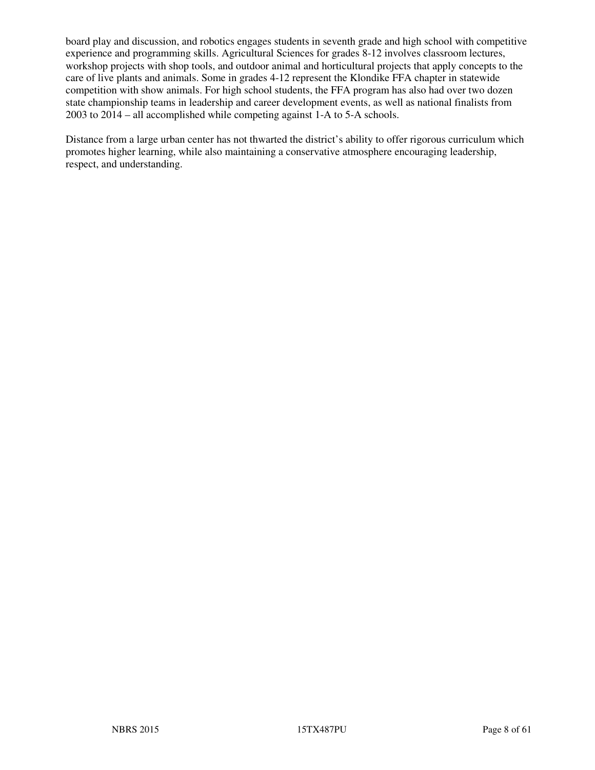board play and discussion, and robotics engages students in seventh grade and high school with competitive experience and programming skills. Agricultural Sciences for grades 8-12 involves classroom lectures, workshop projects with shop tools, and outdoor animal and horticultural projects that apply concepts to the care of live plants and animals. Some in grades 4-12 represent the Klondike FFA chapter in statewide competition with show animals. For high school students, the FFA program has also had over two dozen state championship teams in leadership and career development events, as well as national finalists from 2003 to 2014 – all accomplished while competing against 1-A to 5-A schools.

Distance from a large urban center has not thwarted the district's ability to offer rigorous curriculum which promotes higher learning, while also maintaining a conservative atmosphere encouraging leadership, respect, and understanding.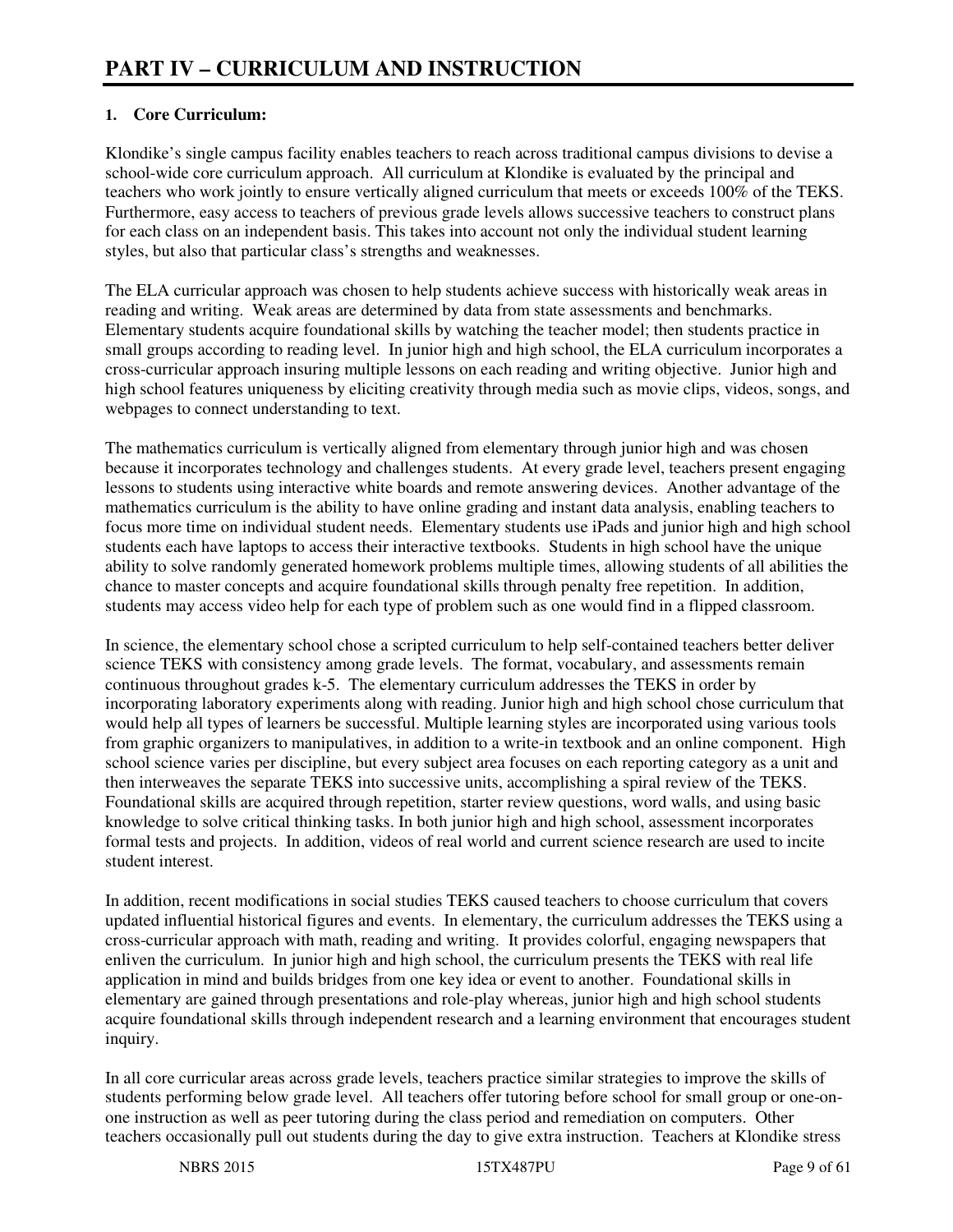# PART IV – CURRICULUM AND INSTRUCTION

**1. Core Curriculum:**

Klondike's single campus facility enables teachers to reach across traditional campus divisions to devise a school-wide core curriculum approach. All curriculum at Klondike is evaluated by the principal and teachers who work jointly to ensure vertically aligned curriculum that meets or exceeds 100% of the TEKS. Furthermore, easy access to teachers of previous grade levels allows successive teachers to construct plans for each class on an independent basis. This takes into account not only the individual student learning styles, but also that particular class's strengths and weaknesses.

The ELA curricular approach was chosen to help students achieve success with historically weak areas in reading and writing. Weak areas are determined by data from state assessments and benchmarks. Elementary students acquire foundational skills by watching the teacher model; then students practice in small groups according to reading level. In junior high and high school, the ELA curriculum incorporates a cross-curricular approach insuring multiple lessons on each reading and writing objective. Junior high and high school features uniqueness by eliciting creativity through media such as movie clips, videos, songs, and webpages to connect understanding to text.

The mathematics curriculum is vertically aligned from elementary through junior high and was chosen because it incorporates technology and challenges students. At every grade level, teachers present engaging lessons to students using interactive white boards and remote answering devices. Another advantage of the mathematics curriculum is the ability to have online grading and instant data analysis, enabling teachers to focus more time on individual student needs. Elementary students use iPads and junior high and high school students each have laptops to access their interactive textbooks. Students in high school have the unique ability to solve randomly generated homework problems multiple times, allowing students of all abilities the chance to master concepts and acquire foundational skills through penalty free repetition. In addition, students may access video help for each type of problem such as one would find in a flipped classroom.

In science, the elementary school chose a scripted curriculum to help self-contained teachers better deliver science TEKS with consistency among grade levels. The format, vocabulary, and assessments remain continuous throughout grades k-5. The elementary curriculum addresses the TEKS in order by incorporating laboratory experiments along with reading. Junior high and high school chose curriculum that would help all types of learners be successful. Multiple learning styles are incorporated using various tools from graphic organizers to manipulatives, in addition to a write-in textbook and an online component. High school science varies per discipline, but every subject area focuses on each reporting category as a unit and then interweaves the separate TEKS into successive units, accomplishing a spiral review of the TEKS. Foundational skills are acquired through repetition, starter review questions, word walls, and using basic knowledge to solve critical thinking tasks. In both junior high and high school, assessment incorporates formal tests and projects. In addition, videos of real world and current science research are used to incite student interest.

In addition, recent modifications in social studies TEKS caused teachers to choose curriculum that covers updated influential historical figures and events. In elementary, the curriculum addresses the TEKS using a cross-curricular approach with math, reading and writing. It provides colorful, engaging newspapers that enliven the curriculum. In junior high and high school, the curriculum presents the TEKS with real life application in mind and builds bridges from one key idea or event to another. Foundational skills in elementary are gained through presentations and role-play whereas, junior high and high school students acquire foundational skills through independent research and a learning environment that encourages student inquiry.

In all core curricular areas across grade levels, teachers practice similar strategies to improve the skills of students performing below grade level. All teachers offer tutoring before school for small group or one-on-one instruction as well as peer tutoring during the class period and remediation on computers. Other teachers occasionally pull out students during the day to give extra instruction. Teachers at Klondike stress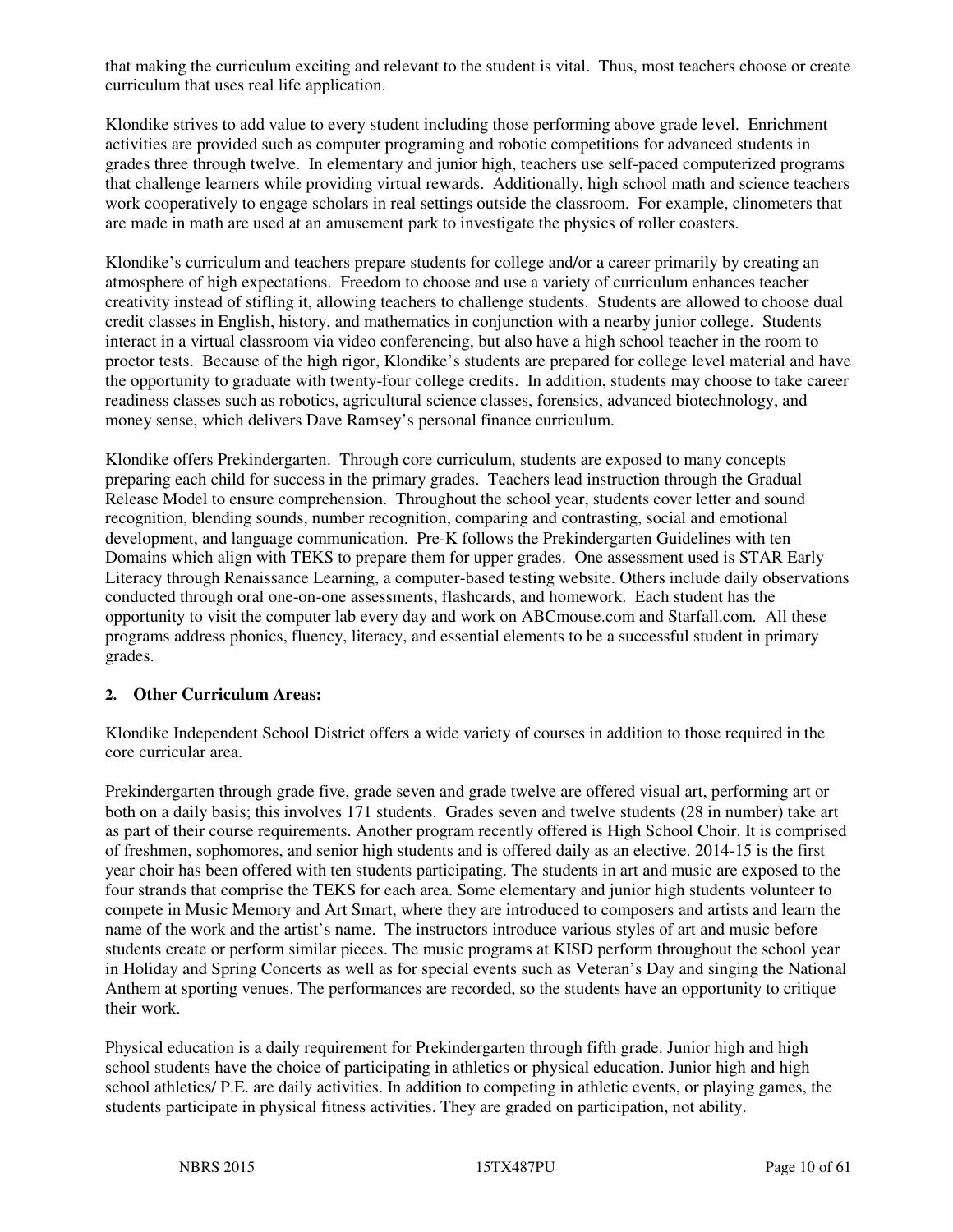that making the curriculum exciting and relevant to the student is vital. Thus, most teachers choose or create curriculum that uses real life application.

Klondike strives to add value to every student including those performing above grade level. Enrichment activities are provided such as computer programing and robotic competitions for advanced students in grades three through twelve. In elementary and junior high, teachers use self-paced computerized programs that challenge learners while providing virtual rewards. Additionally, high school math and science teachers work cooperatively to engage scholars in real settings outside the classroom. For example, clinometers that are made in math are used at an amusement park to investigate the physics of roller coasters.

Klondike's curriculum and teachers prepare students for college and/or a career primarily by creating an atmosphere of high expectations. Freedom to choose and use a variety of curriculum enhances teacher creativity instead of stifling it, allowing teachers to challenge students. Students are allowed to choose dual credit classes in English, history, and mathematics in conjunction with a nearby junior college. Students interact in a virtual classroom via video conferencing, but also have a high school teacher in the room to proctor tests. Because of the high rigor, Klondike's students are prepared for college level material and have the opportunity to graduate with twenty-four college credits. In addition, students may choose to take career readiness classes such as robotics, agricultural science classes, forensics, advanced biotechnology, and money sense, which delivers Dave Ramsey's personal finance curriculum.

Klondike offers Prekindergarten. Through core curriculum, students are exposed to many concepts preparing each child for success in the primary grades. Teachers lead instruction through the Gradual Release Model to ensure comprehension. Throughout the school year, students cover letter and sound recognition, blending sounds, number recognition, comparing and contrasting, social and emotional development, and language communication. Pre-K follows the Prekindergarten Guidelines with ten Domains which align with TEKS to prepare them for upper grades. One assessment used is STAR Early Literacy through Renaissance Learning, a computer-based testing website. Others include daily observations conducted through oral one-on-one assessments, flashcards, and homework. Each student has the opportunity to visit the computer lab every day and work on ABCmouse.com and Starfall.com. All these programs address phonics, fluency, literacy, and essential elements to be a successful student in primary grades.

**2. Other Curriculum Areas:**

Klondike Independent School District offers a wide variety of courses in addition to those required in the core curricular area.

Prekindergarten through grade five, grade seven and grade twelve are offered visual art, performing art or both on a daily basis; this involves 171 students. Grades seven and twelve students (28 in number) take art as part of their course requirements. Another program recently offered is High School Choir. It is comprised of freshmen, sophomores, and senior high students and is offered daily as an elective. 2014-15 is the first year choir has been offered with ten students participating. The students in art and music are exposed to the four strands that comprise the TEKS for each area. Some elementary and junior high students volunteer to compete in Music Memory and Art Smart, where they are introduced to composers and artists and learn the name of the work and the artist's name. The instructors introduce various styles of art and music before students create or perform similar pieces. The music programs at KISD perform throughout the school year in Holiday and Spring Concerts as well as for special events such as Veteran's Day and singing the National Anthem at sporting venues. The performances are recorded, so the students have an opportunity to critique their work.

Physical education is a daily requirement for Prekindergarten through fifth grade. Junior high and high school students have the choice of participating in athletics or physical education. Junior high and high school athletics/ P.E. are daily activities. In addition to competing in athletic events, or playing games, the students participate in physical fitness activities. They are graded on participation, not ability.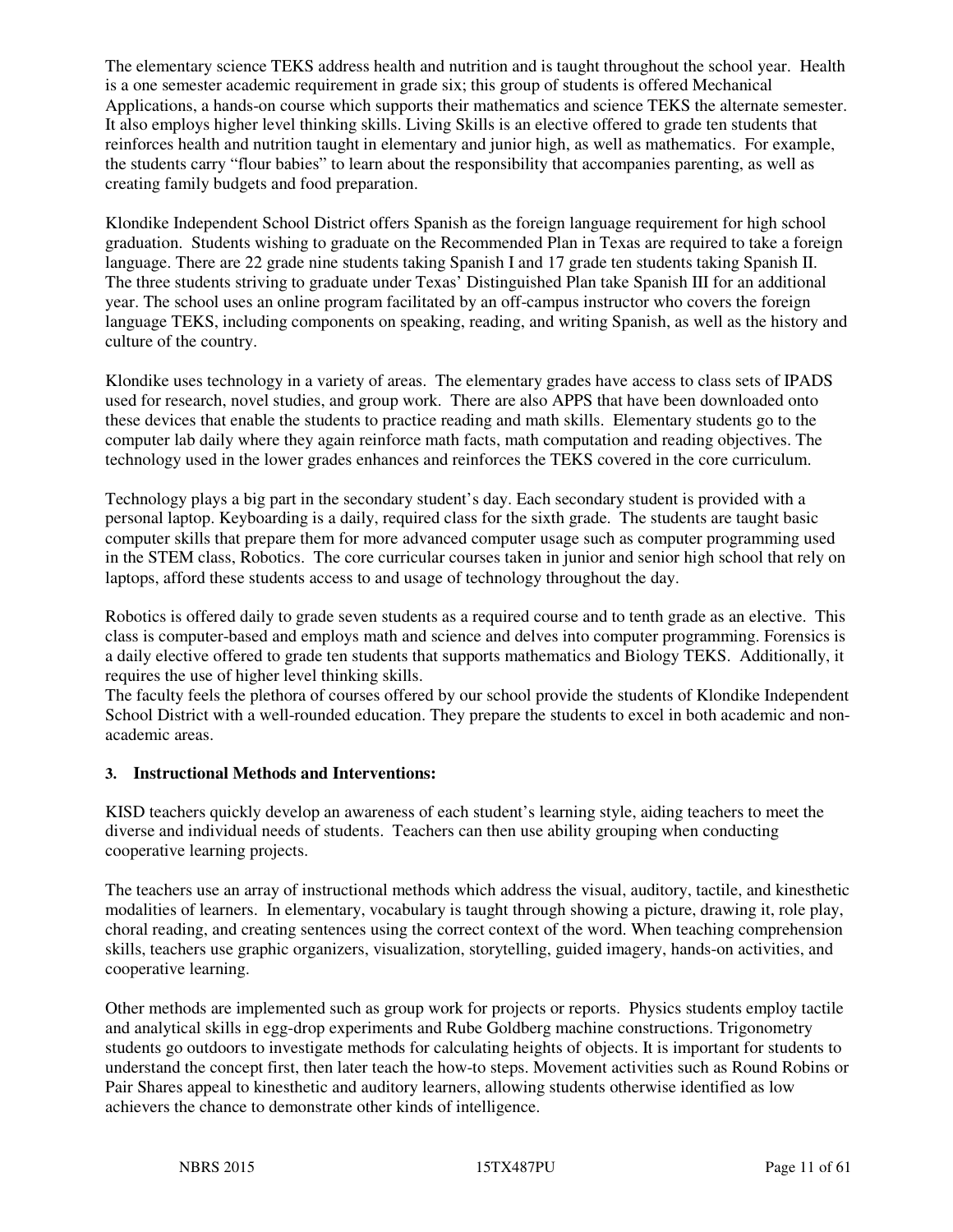The elementary science TEKS address health and nutrition and is taught throughout the school year. Health is a one semester academic requirement in grade six; this group of students is offered Mechanical Applications, a hands-on course which supports their mathematics and science TEKS the alternate semester. It also employs higher level thinking skills. Living Skills is an elective offered to grade ten students that reinforces health and nutrition taught in elementary and junior high, as well as mathematics. For example, the students carry "flour babies" to learn about the responsibility that accompanies parenting, as well as creating family budgets and food preparation.

Klondike Independent School District offers Spanish as the foreign language requirement for high school graduation. Students wishing to graduate on the Recommended Plan in Texas are required to take a foreign language. There are 22 grade nine students taking Spanish I and 17 grade ten students taking Spanish II. The three students striving to graduate under Texas' Distinguished Plan take Spanish III for an additional year. The school uses an online program facilitated by an off-campus instructor who covers the foreign language TEKS, including components on speaking, reading, and writing Spanish, as well as the history and culture of the country.

Klondike uses technology in a variety of areas. The elementary grades have access to class sets of IPADS used for research, novel studies, and group work. There are also APPS that have been downloaded onto these devices that enable the students to practice reading and math skills. Elementary students go to the computer lab daily where they again reinforce math facts, math computation and reading objectives. The technology used in the lower grades enhances and reinforces the TEKS covered in the core curriculum.

Technology plays a big part in the secondary student's day. Each secondary student is provided with a personal laptop. Keyboarding is a daily, required class for the sixth grade. The students are taught basic computer skills that prepare them for more advanced computer usage such as computer programming used in the STEM class, Robotics. The core curricular courses taken in junior and senior high school that rely on laptops, afford these students access to and usage of technology throughout the day.

Robotics is offered daily to grade seven students as a required course and to tenth grade as an elective. This class is computer-based and employs math and science and delves into computer programming. Forensics is a daily elective offered to grade ten students that supports mathematics and Biology TEKS. Additionally, it requires the use of higher level thinking skills.
The faculty feels the plethora of courses offered by our school provide the students of Klondike Independent School District with a well-rounded education. They prepare the students to excel in both academic and non-academic areas.

### 3. Instructional Methods and Interventions:

KISD teachers quickly develop an awareness of each student's learning style, aiding teachers to meet the diverse and individual needs of students. Teachers can then use ability grouping when conducting cooperative learning projects.

The teachers use an array of instructional methods which address the visual, auditory, tactile, and kinesthetic modalities of learners. In elementary, vocabulary is taught through showing a picture, drawing it, role play, choral reading, and creating sentences using the correct context of the word. When teaching comprehension skills, teachers use graphic organizers, visualization, storytelling, guided imagery, hands-on activities, and cooperative learning.

Other methods are implemented such as group work for projects or reports. Physics students employ tactile and analytical skills in egg-drop experiments and Rube Goldberg machine constructions. Trigonometry students go outdoors to investigate methods for calculating heights of objects. It is important for students to understand the concept first, then later teach the how-to steps. Movement activities such as Round Robins or Pair Shares appeal to kinesthetic and auditory learners, allowing students otherwise identified as low achievers the chance to demonstrate other kinds of intelligence.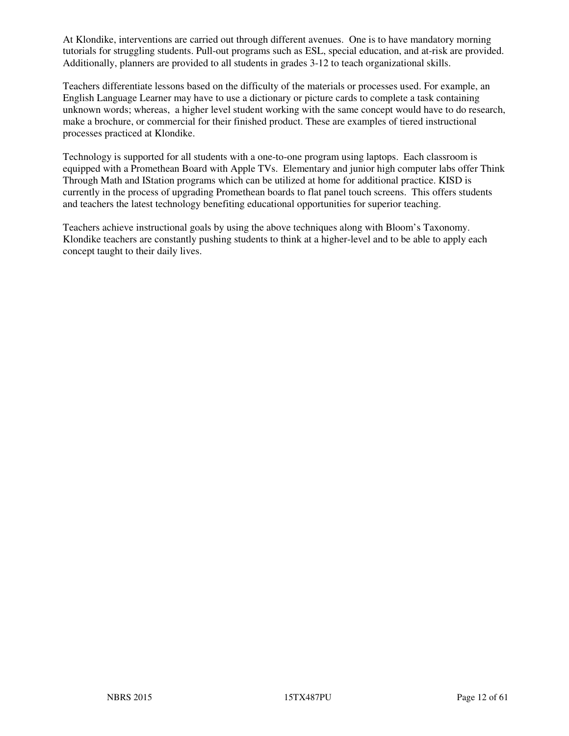At Klondike, interventions are carried out through different avenues. One is to have mandatory morning tutorials for struggling students. Pull-out programs such as ESL, special education, and at-risk are provided. Additionally, planners are provided to all students in grades 3-12 to teach organizational skills.

Teachers differentiate lessons based on the difficulty of the materials or processes used. For example, an English Language Learner may have to use a dictionary or picture cards to complete a task containing unknown words; whereas, a higher level student working with the same concept would have to do research, make a brochure, or commercial for their finished product. These are examples of tiered instructional processes practiced at Klondike.

Technology is supported for all students with a one-to-one program using laptops. Each classroom is equipped with a Promethean Board with Apple TVs. Elementary and junior high computer labs offer Think Through Math and IStation programs which can be utilized at home for additional practice. KISD is currently in the process of upgrading Promethean boards to flat panel touch screens. This offers students and teachers the latest technology benefiting educational opportunities for superior teaching.

Teachers achieve instructional goals by using the above techniques along with Bloom's Taxonomy. Klondike teachers are constantly pushing students to think at a higher-level and to be able to apply each concept taught to their daily lives.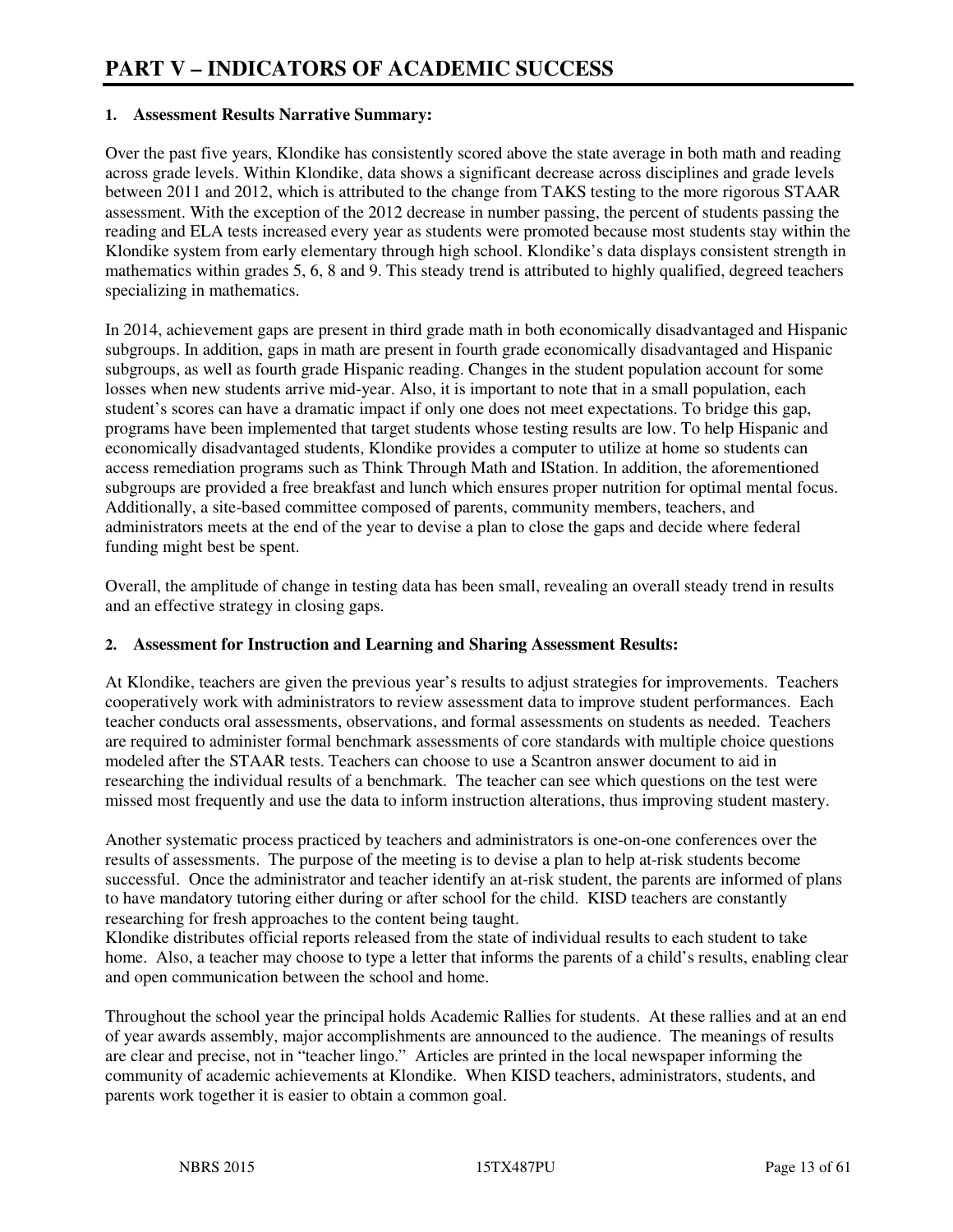# PART V – INDICATORS OF ACADEMIC SUCCESS

**1. Assessment Results Narrative Summary:**

Over the past five years, Klondike has consistently scored above the state average in both math and reading across grade levels. Within Klondike, data shows a significant decrease across disciplines and grade levels between 2011 and 2012, which is attributed to the change from TAKS testing to the more rigorous STAAR assessment. With the exception of the 2012 decrease in number passing, the percent of students passing the reading and ELA tests increased every year as students were promoted because most students stay within the Klondike system from early elementary through high school. Klondike's data displays consistent strength in mathematics within grades 5, 6, 8 and 9. This steady trend is attributed to highly qualified, degreed teachers specializing in mathematics.

In 2014, achievement gaps are present in third grade math in both economically disadvantaged and Hispanic subgroups. In addition, gaps in math are present in fourth grade economically disadvantaged and Hispanic subgroups, as well as fourth grade Hispanic reading. Changes in the student population account for some losses when new students arrive mid-year. Also, it is important to note that in a small population, each student's scores can have a dramatic impact if only one does not meet expectations. To bridge this gap, programs have been implemented that target students whose testing results are low. To help Hispanic and economically disadvantaged students, Klondike provides a computer to utilize at home so students can access remediation programs such as Think Through Math and IStation. In addition, the aforementioned subgroups are provided a free breakfast and lunch which ensures proper nutrition for optimal mental focus. Additionally, a site-based committee composed of parents, community members, teachers, and administrators meets at the end of the year to devise a plan to close the gaps and decide where federal funding might best be spent.

Overall, the amplitude of change in testing data has been small, revealing an overall steady trend in results and an effective strategy in closing gaps.

**2. Assessment for Instruction and Learning and Sharing Assessment Results:**

At Klondike, teachers are given the previous year's results to adjust strategies for improvements. Teachers cooperatively work with administrators to review assessment data to improve student performances. Each teacher conducts oral assessments, observations, and formal assessments on students as needed. Teachers are required to administer formal benchmark assessments of core standards with multiple choice questions modeled after the STAAR tests. Teachers can choose to use a Scantron answer document to aid in researching the individual results of a benchmark. The teacher can see which questions on the test were missed most frequently and use the data to inform instruction alterations, thus improving student mastery.

Another systematic process practiced by teachers and administrators is one-on-one conferences over the results of assessments. The purpose of the meeting is to devise a plan to help at-risk students become successful. Once the administrator and teacher identify an at-risk student, the parents are informed of plans to have mandatory tutoring either during or after school for the child. KISD teachers are constantly researching for fresh approaches to the content being taught.
Klondike distributes official reports released from the state of individual results to each student to take home. Also, a teacher may choose to type a letter that informs the parents of a child's results, enabling clear and open communication between the school and home.

Throughout the school year the principal holds Academic Rallies for students. At these rallies and at an end of year awards assembly, major accomplishments are announced to the audience. The meanings of results are clear and precise, not in "teacher lingo." Articles are printed in the local newspaper informing the community of academic achievements at Klondike. When KISD teachers, administrators, students, and parents work together it is easier to obtain a common goal.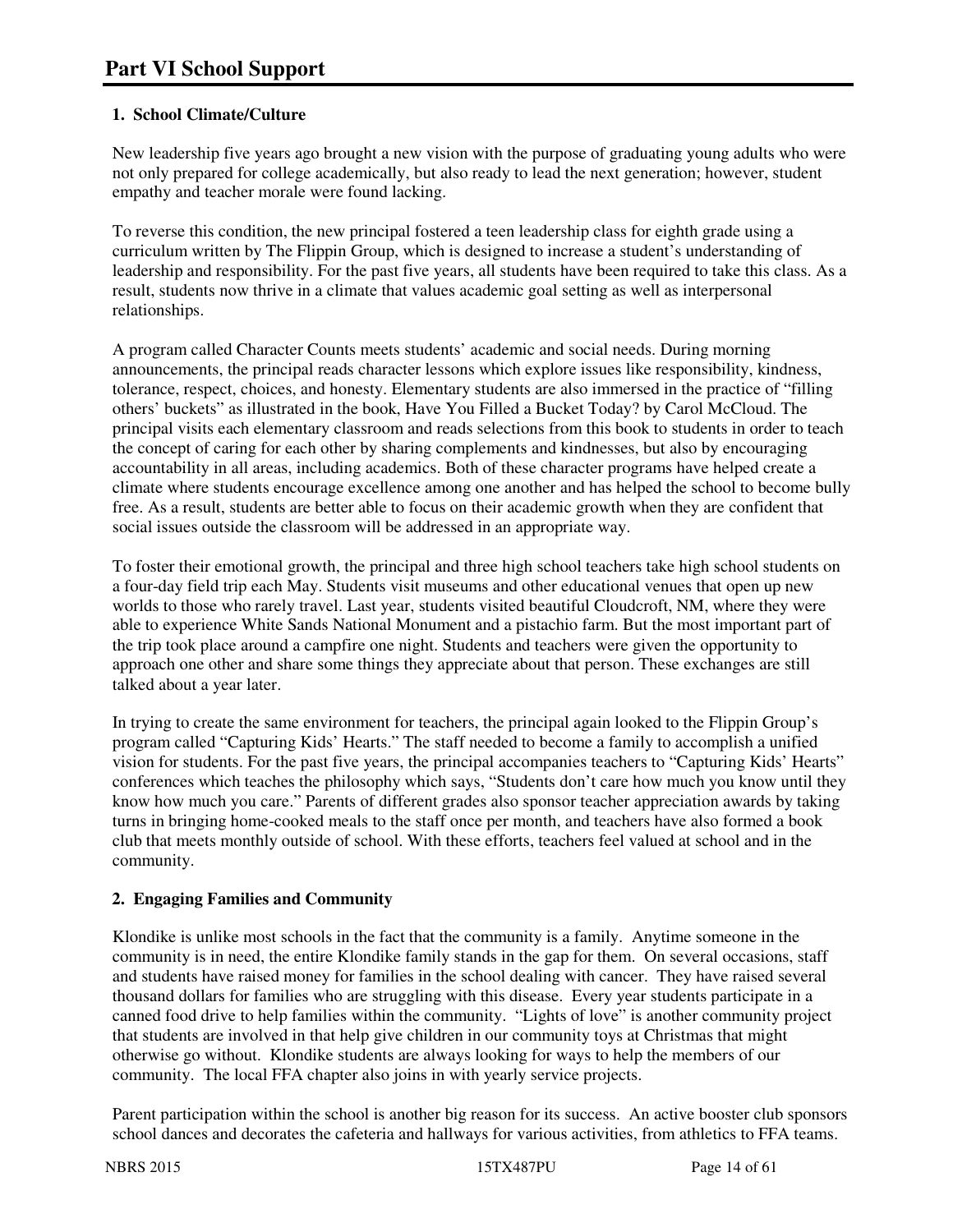# Part VI School Support

### 1. School Climate/Culture

New leadership five years ago brought a new vision with the purpose of graduating young adults who were not only prepared for college academically, but also ready to lead the next generation; however, student empathy and teacher morale were found lacking.

To reverse this condition, the new principal fostered a teen leadership class for eighth grade using a curriculum written by The Flippin Group, which is designed to increase a student's understanding of leadership and responsibility. For the past five years, all students have been required to take this class. As a result, students now thrive in a climate that values academic goal setting as well as interpersonal relationships.

A program called Character Counts meets students' academic and social needs. During morning announcements, the principal reads character lessons which explore issues like responsibility, kindness, tolerance, respect, choices, and honesty. Elementary students are also immersed in the practice of "filling others' buckets" as illustrated in the book, Have You Filled a Bucket Today? by Carol McCloud. The principal visits each elementary classroom and reads selections from this book to students in order to teach the concept of caring for each other by sharing complements and kindnesses, but also by encouraging accountability in all areas, including academics. Both of these character programs have helped create a climate where students encourage excellence among one another and has helped the school to become bully free. As a result, students are better able to focus on their academic growth when they are confident that social issues outside the classroom will be addressed in an appropriate way.

To foster their emotional growth, the principal and three high school teachers take high school students on a four-day field trip each May. Students visit museums and other educational venues that open up new worlds to those who rarely travel. Last year, students visited beautiful Cloudcroft, NM, where they were able to experience White Sands National Monument and a pistachio farm. But the most important part of the trip took place around a campfire one night. Students and teachers were given the opportunity to approach one other and share some things they appreciate about that person. These exchanges are still talked about a year later.

In trying to create the same environment for teachers, the principal again looked to the Flippin Group's program called "Capturing Kids' Hearts." The staff needed to become a family to accomplish a unified vision for students. For the past five years, the principal accompanies teachers to "Capturing Kids' Hearts" conferences which teaches the philosophy which says, "Students don't care how much you know until they know how much you care." Parents of different grades also sponsor teacher appreciation awards by taking turns in bringing home-cooked meals to the staff once per month, and teachers have also formed a book club that meets monthly outside of school. With these efforts, teachers feel valued at school and in the community.

### 2. Engaging Families and Community

Klondike is unlike most schools in the fact that the community is a family. Anytime someone in the community is in need, the entire Klondike family stands in the gap for them. On several occasions, staff and students have raised money for families in the school dealing with cancer. They have raised several thousand dollars for families who are struggling with this disease. Every year students participate in a canned food drive to help families within the community. "Lights of love" is another community project that students are involved in that help give children in our community toys at Christmas that might otherwise go without. Klondike students are always looking for ways to help the members of our community. The local FFA chapter also joins in with yearly service projects.

Parent participation within the school is another big reason for its success. An active booster club sponsors school dances and decorates the cafeteria and hallways for various activities, from athletics to FFA teams.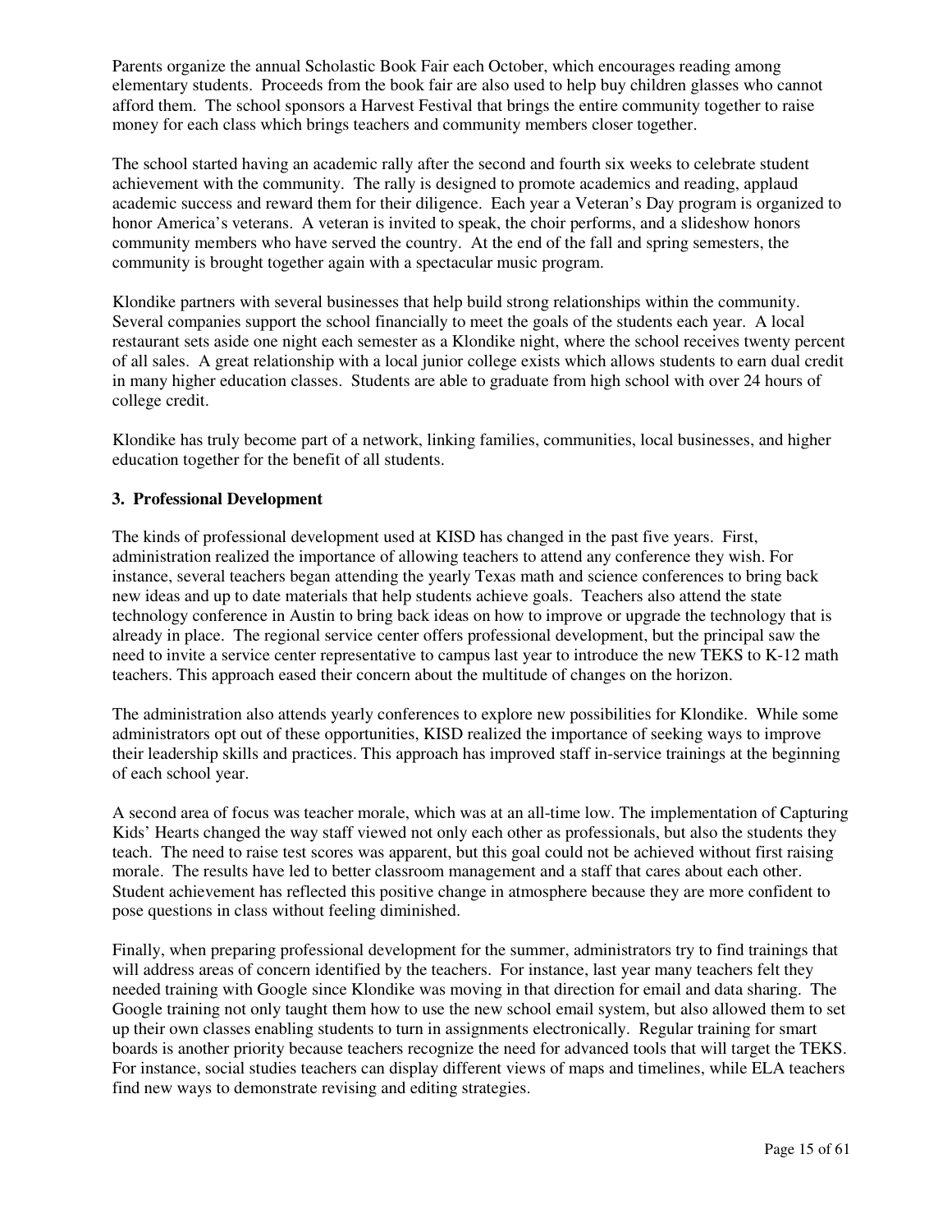Parents organize the annual Scholastic Book Fair each October, which encourages reading among elementary students. Proceeds from the book fair are also used to help buy children glasses who cannot afford them. The school sponsors a Harvest Festival that brings the entire community together to raise money for each class which brings teachers and community members closer together.

The school started having an academic rally after the second and fourth six weeks to celebrate student achievement with the community. The rally is designed to promote academics and reading, applaud academic success and reward them for their diligence. Each year a Veteran's Day program is organized to honor America's veterans. A veteran is invited to speak, the choir performs, and a slideshow honors community members who have served the country. At the end of the fall and spring semesters, the community is brought together again with a spectacular music program.

Klondike partners with several businesses that help build strong relationships within the community. Several companies support the school financially to meet the goals of the students each year. A local restaurant sets aside one night each semester as a Klondike night, where the school receives twenty percent of all sales. A great relationship with a local junior college exists which allows students to earn dual credit in many higher education classes. Students are able to graduate from high school with over 24 hours of college credit.

Klondike has truly become part of a network, linking families, communities, local businesses, and higher education together for the benefit of all students.

**3. Professional Development**

The kinds of professional development used at KISD has changed in the past five years. First, administration realized the importance of allowing teachers to attend any conference they wish. For instance, several teachers began attending the yearly Texas math and science conferences to bring back new ideas and up to date materials that help students achieve goals. Teachers also attend the state technology conference in Austin to bring back ideas on how to improve or upgrade the technology that is already in place. The regional service center offers professional development, but the principal saw the need to invite a service center representative to campus last year to introduce the new TEKS to K-12 math teachers. This approach eased their concern about the multitude of changes on the horizon.

The administration also attends yearly conferences to explore new possibilities for Klondike. While some administrators opt out of these opportunities, KISD realized the importance of seeking ways to improve their leadership skills and practices. This approach has improved staff in-service trainings at the beginning of each school year.

A second area of focus was teacher morale, which was at an all-time low. The implementation of Capturing Kids' Hearts changed the way staff viewed not only each other as professionals, but also the students they teach. The need to raise test scores was apparent, but this goal could not be achieved without first raising morale. The results have led to better classroom management and a staff that cares about each other. Student achievement has reflected this positive change in atmosphere because they are more confident to pose questions in class without feeling diminished.

Finally, when preparing professional development for the summer, administrators try to find trainings that will address areas of concern identified by the teachers. For instance, last year many teachers felt they needed training with Google since Klondike was moving in that direction for email and data sharing. The Google training not only taught them how to use the new school email system, but also allowed them to set up their own classes enabling students to turn in assignments electronically. Regular training for smart boards is another priority because teachers recognize the need for advanced tools that will target the TEKS. For instance, social studies teachers can display different views of maps and timelines, while ELA teachers find new ways to demonstrate revising and editing strategies.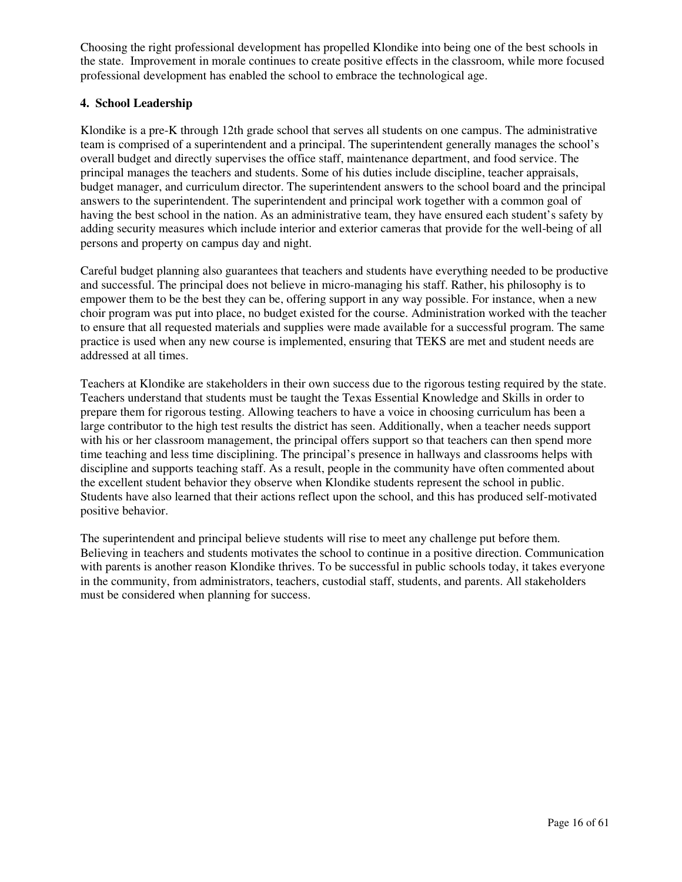Choosing the right professional development has propelled Klondike into being one of the best schools in the state. Improvement in morale continues to create positive effects in the classroom, while more focused professional development has enabled the school to embrace the technological age.

**4. School Leadership**

Klondike is a pre-K through 12th grade school that serves all students on one campus. The administrative team is comprised of a superintendent and a principal. The superintendent generally manages the school's overall budget and directly supervises the office staff, maintenance department, and food service. The principal manages the teachers and students. Some of his duties include discipline, teacher appraisals, budget manager, and curriculum director. The superintendent answers to the school board and the principal answers to the superintendent. The superintendent and principal work together with a common goal of having the best school in the nation. As an administrative team, they have ensured each student's safety by adding security measures which include interior and exterior cameras that provide for the well-being of all persons and property on campus day and night.

Careful budget planning also guarantees that teachers and students have everything needed to be productive and successful. The principal does not believe in micro-managing his staff. Rather, his philosophy is to empower them to be the best they can be, offering support in any way possible. For instance, when a new choir program was put into place, no budget existed for the course. Administration worked with the teacher to ensure that all requested materials and supplies were made available for a successful program. The same practice is used when any new course is implemented, ensuring that TEKS are met and student needs are addressed at all times.

Teachers at Klondike are stakeholders in their own success due to the rigorous testing required by the state. Teachers understand that students must be taught the Texas Essential Knowledge and Skills in order to prepare them for rigorous testing. Allowing teachers to have a voice in choosing curriculum has been a large contributor to the high test results the district has seen. Additionally, when a teacher needs support with his or her classroom management, the principal offers support so that teachers can then spend more time teaching and less time disciplining. The principal's presence in hallways and classrooms helps with discipline and supports teaching staff. As a result, people in the community have often commented about the excellent student behavior they observe when Klondike students represent the school in public. Students have also learned that their actions reflect upon the school, and this has produced self-motivated positive behavior.

The superintendent and principal believe students will rise to meet any challenge put before them. Believing in teachers and students motivates the school to continue in a positive direction. Communication with parents is another reason Klondike thrives. To be successful in public schools today, it takes everyone in the community, from administrators, teachers, custodial staff, students, and parents. All stakeholders must be considered when planning for success.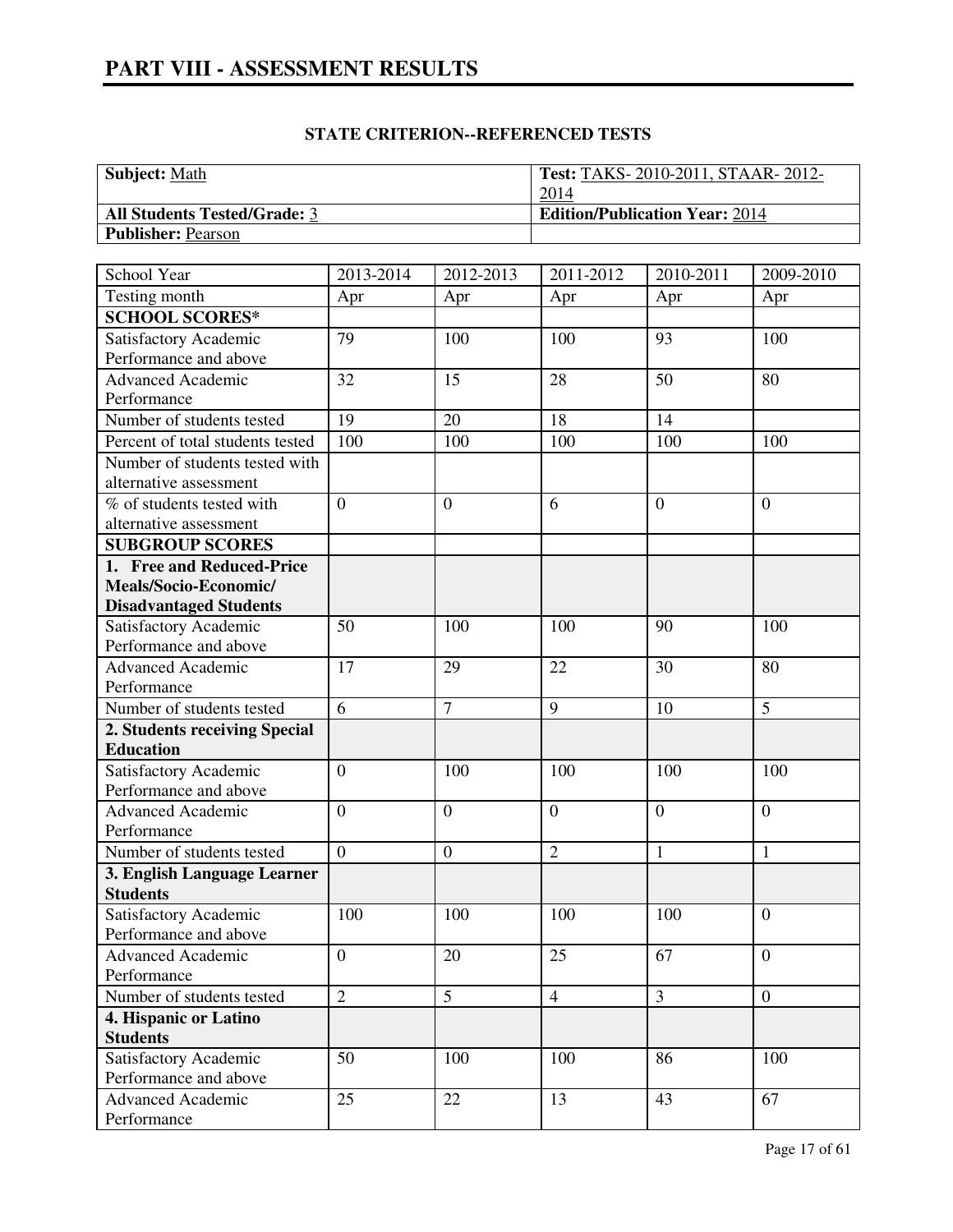# PART VIII - ASSESSMENT RESULTS

**STATE CRITERION--REFERENCED TESTS**

| **Subject:** Math | **Test:** TAKS- 2010-2011, STAAR- 2012-2014 |
|---|---|
| **All Students Tested/Grade:** 3 | **Edition/Publication Year:** 2014 |
| **Publisher:** Pearson | |

| School Year | 2013-2014 | 2012-2013 | 2011-2012 | 2010-2011 | 2009-2010 |
|---|---|---|---|---|---|
| Testing month | Apr | Apr | Apr | Apr | Apr |
| **SCHOOL SCORES*** | | | | | |
| Satisfactory Academic Performance and above | 79 | 100 | 100 | 93 | 100 |
| Advanced Academic Performance | 32 | 15 | 28 | 50 | 80 |
| Number of students tested | 19 | 20 | 18 | 14 | |
| Percent of total students tested | 100 | 100 | 100 | 100 | 100 |
| Number of students tested with alternative assessment | | | | | |
| % of students tested with alternative assessment | 0 | 0 | 6 | 0 | 0 |
| **SUBGROUP SCORES** | | | | | |
| **1. Free and Reduced-Price Meals/Socio-Economic/ Disadvantaged Students** | | | | | |
| Satisfactory Academic Performance and above | 50 | 100 | 100 | 90 | 100 |
| Advanced Academic Performance | 17 | 29 | 22 | 30 | 80 |
| Number of students tested | 6 | 7 | 9 | 10 | 5 |
| **2. Students receiving Special Education** | | | | | |
| Satisfactory Academic Performance and above | 0 | 100 | 100 | 100 | 100 |
| Advanced Academic Performance | 0 | 0 | 0 | 0 | 0 |
| Number of students tested | 0 | 0 | 2 | 1 | 1 |
| **3. English Language Learner Students** | | | | | |
| Satisfactory Academic Performance and above | 100 | 100 | 100 | 100 | 0 |
| Advanced Academic Performance | 0 | 20 | 25 | 67 | 0 |
| Number of students tested | 2 | 5 | 4 | 3 | 0 |
| **4. Hispanic or Latino Students** | | | | | |
| Satisfactory Academic Performance and above | 50 | 100 | 100 | 86 | 100 |
| Advanced Academic Performance | 25 | 22 | 13 | 43 | 67 |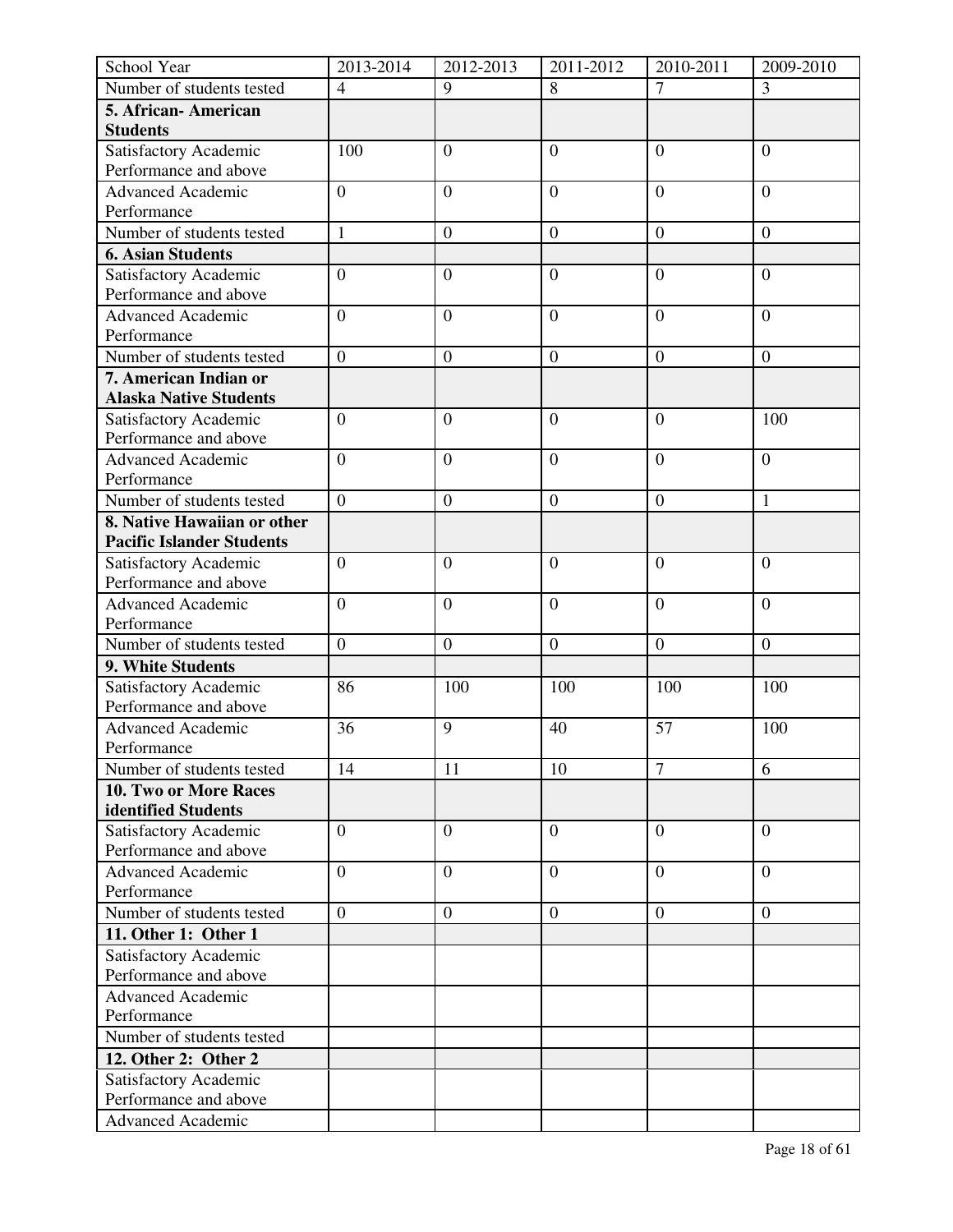| School Year | 2013-2014 | 2012-2013 | 2011-2012 | 2010-2011 | 2009-2010 |
|---|---|---|---|---|---|
| Number of students tested | 4 | 9 | 8 | 7 | 3 |
| **5. African- American Students** | | | | | |
| Satisfactory Academic Performance and above | 100 | 0 | 0 | 0 | 0 |
| Advanced Academic Performance | 0 | 0 | 0 | 0 | 0 |
| Number of students tested | 1 | 0 | 0 | 0 | 0 |
| **6. Asian Students** | | | | | |
| Satisfactory Academic Performance and above | 0 | 0 | 0 | 0 | 0 |
| Advanced Academic Performance | 0 | 0 | 0 | 0 | 0 |
| Number of students tested | 0 | 0 | 0 | 0 | 0 |
| **7. American Indian or Alaska Native Students** | | | | | |
| Satisfactory Academic Performance and above | 0 | 0 | 0 | 0 | 100 |
| Advanced Academic Performance | 0 | 0 | 0 | 0 | 0 |
| Number of students tested | 0 | 0 | 0 | 0 | 1 |
| **8. Native Hawaiian or other Pacific Islander Students** | | | | | |
| Satisfactory Academic Performance and above | 0 | 0 | 0 | 0 | 0 |
| Advanced Academic Performance | 0 | 0 | 0 | 0 | 0 |
| Number of students tested | 0 | 0 | 0 | 0 | 0 |
| **9. White Students** | | | | | |
| Satisfactory Academic Performance and above | 86 | 100 | 100 | 100 | 100 |
| Advanced Academic Performance | 36 | 9 | 40 | 57 | 100 |
| Number of students tested | 14 | 11 | 10 | 7 | 6 |
| **10. Two or More Races identified Students** | | | | | |
| Satisfactory Academic Performance and above | 0 | 0 | 0 | 0 | 0 |
| Advanced Academic Performance | 0 | 0 | 0 | 0 | 0 |
| Number of students tested | 0 | 0 | 0 | 0 | 0 |
| **11. Other 1: Other 1** | | | | | |
| Satisfactory Academic Performance and above | | | | | |
| Advanced Academic Performance | | | | | |
| Number of students tested | | | | | |
| **12. Other 2: Other 2** | | | | | |
| Satisfactory Academic Performance and above | | | | | |
| Advanced Academic | | | | | |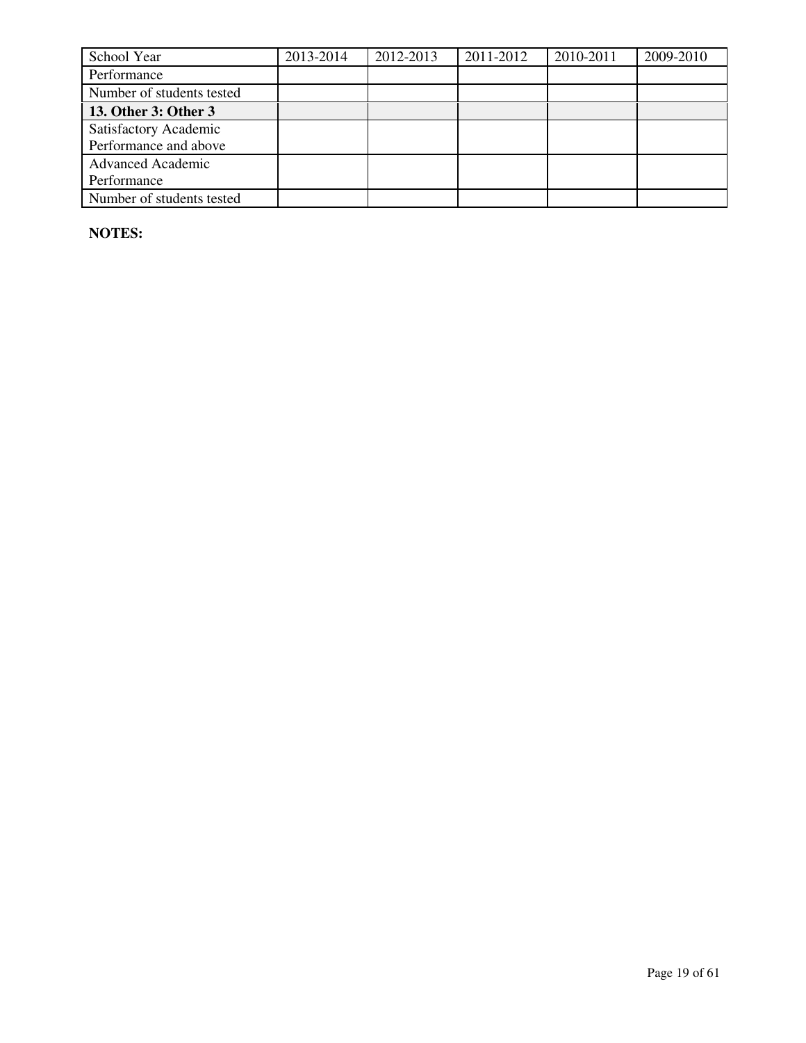| School Year | 2013-2014 | 2012-2013 | 2011-2012 | 2010-2011 | 2009-2010 |
| --- | --- | --- | --- | --- | --- |
| Performance | | | | | |
| Number of students tested | | | | | |
| **13. Other 3: Other 3** | | | | | |
| Satisfactory Academic Performance and above | | | | | |
| Advanced Academic Performance | | | | | |
| Number of students tested | | | | | |

**NOTES:**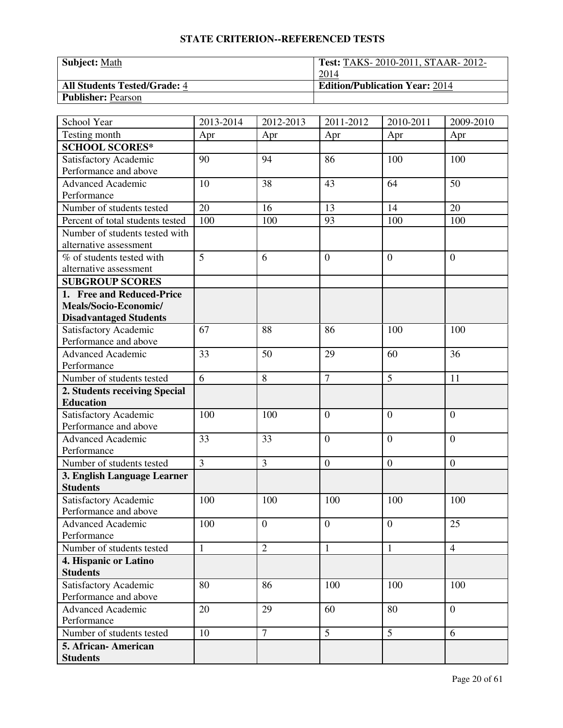## STATE CRITERION--REFERENCED TESTS

| **Subject:** Math | **Test:** TAKS- 2010-2011, STAAR- 2012-2014 |
|---|---|
| **All Students Tested/Grade:** 4 | **Edition/Publication Year:** 2014 |
| **Publisher:** Pearson | |

| School Year | 2013-2014 | 2012-2013 | 2011-2012 | 2010-2011 | 2009-2010 |
|---|---|---|---|---|---|
| Testing month | Apr | Apr | Apr | Apr | Apr |
| **SCHOOL SCORES*** | | | | | |
| Satisfactory Academic Performance and above | 90 | 94 | 86 | 100 | 100 |
| Advanced Academic Performance | 10 | 38 | 43 | 64 | 50 |
| Number of students tested | 20 | 16 | 13 | 14 | 20 |
| Percent of total students tested | 100 | 100 | 93 | 100 | 100 |
| Number of students tested with alternative assessment | | | | | |
| % of students tested with alternative assessment | 5 | 6 | 0 | 0 | 0 |
| **SUBGROUP SCORES** | | | | | |
| **1. Free and Reduced-Price Meals/Socio-Economic/ Disadvantaged Students** | | | | | |
| Satisfactory Academic Performance and above | 67 | 88 | 86 | 100 | 100 |
| Advanced Academic Performance | 33 | 50 | 29 | 60 | 36 |
| Number of students tested | 6 | 8 | 7 | 5 | 11 |
| **2. Students receiving Special Education** | | | | | |
| Satisfactory Academic Performance and above | 100 | 100 | 0 | 0 | 0 |
| Advanced Academic Performance | 33 | 33 | 0 | 0 | 0 |
| Number of students tested | 3 | 3 | 0 | 0 | 0 |
| **3. English Language Learner Students** | | | | | |
| Satisfactory Academic Performance and above | 100 | 100 | 100 | 100 | 100 |
| Advanced Academic Performance | 100 | 0 | 0 | 0 | 25 |
| Number of students tested | 1 | 2 | 1 | 1 | 4 |
| **4. Hispanic or Latino Students** | | | | | |
| Satisfactory Academic Performance and above | 80 | 86 | 100 | 100 | 100 |
| Advanced Academic Performance | 20 | 29 | 60 | 80 | 0 |
| Number of students tested | 10 | 7 | 5 | 5 | 6 |
| **5. African- American Students** | | | | | |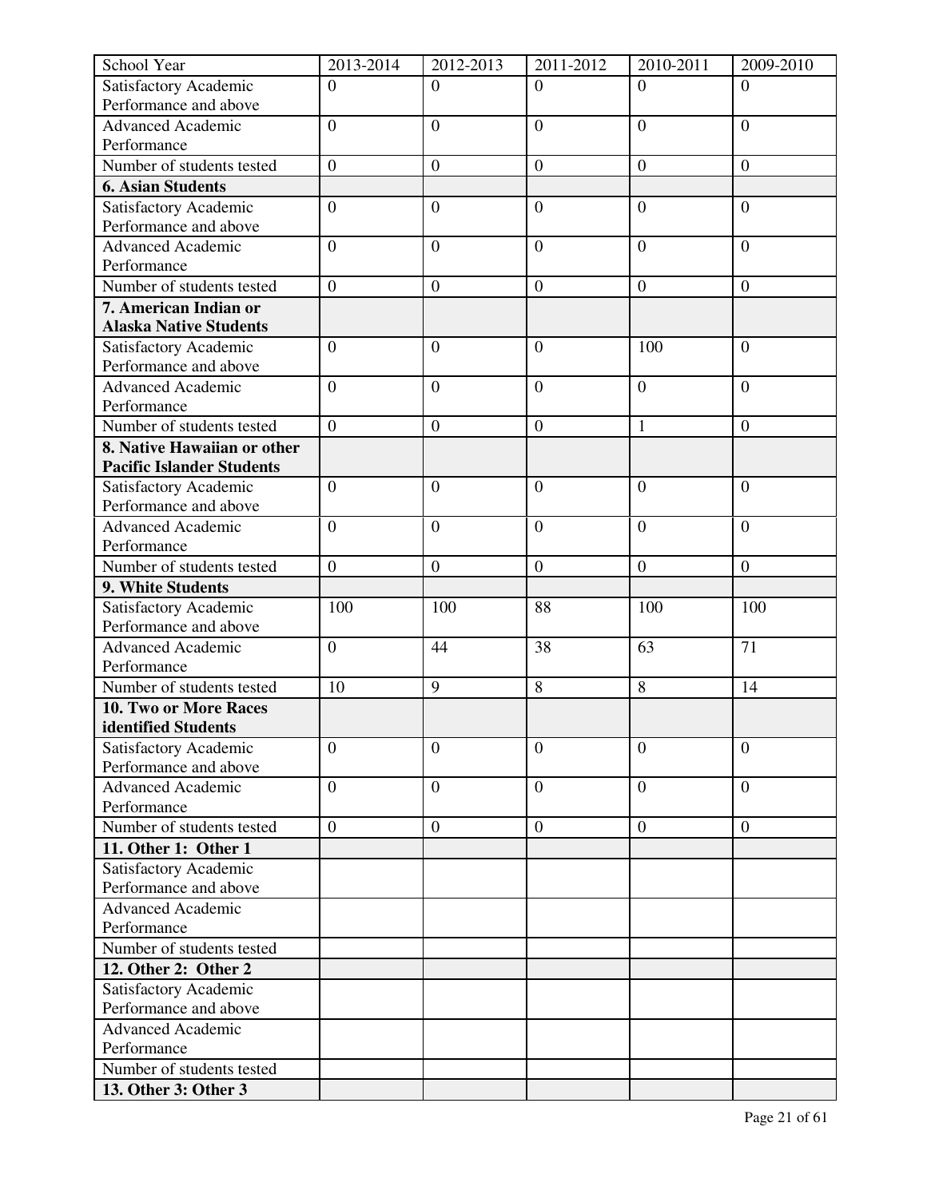| School Year | 2013-2014 | 2012-2013 | 2011-2012 | 2010-2011 | 2009-2010 |
|---|---|---|---|---|---|
| Satisfactory Academic Performance and above | 0 | 0 | 0 | 0 | 0 |
| Advanced Academic Performance | 0 | 0 | 0 | 0 | 0 |
| Number of students tested | 0 | 0 | 0 | 0 | 0 |
| **6. Asian Students** | | | | | |
| Satisfactory Academic Performance and above | 0 | 0 | 0 | 0 | 0 |
| Advanced Academic Performance | 0 | 0 | 0 | 0 | 0 |
| Number of students tested | 0 | 0 | 0 | 0 | 0 |
| **7. American Indian or Alaska Native Students** | | | | | |
| Satisfactory Academic Performance and above | 0 | 0 | 0 | 100 | 0 |
| Advanced Academic Performance | 0 | 0 | 0 | 0 | 0 |
| Number of students tested | 0 | 0 | 0 | 1 | 0 |
| **8. Native Hawaiian or other Pacific Islander Students** | | | | | |
| Satisfactory Academic Performance and above | 0 | 0 | 0 | 0 | 0 |
| Advanced Academic Performance | 0 | 0 | 0 | 0 | 0 |
| Number of students tested | 0 | 0 | 0 | 0 | 0 |
| **9. White Students** | | | | | |
| Satisfactory Academic Performance and above | 100 | 100 | 88 | 100 | 100 |
| Advanced Academic Performance | 0 | 44 | 38 | 63 | 71 |
| Number of students tested | 10 | 9 | 8 | 8 | 14 |
| **10. Two or More Races identified Students** | | | | | |
| Satisfactory Academic Performance and above | 0 | 0 | 0 | 0 | 0 |
| Advanced Academic Performance | 0 | 0 | 0 | 0 | 0 |
| Number of students tested | 0 | 0 | 0 | 0 | 0 |
| **11. Other 1: Other 1** | | | | | |
| Satisfactory Academic Performance and above | | | | | |
| Advanced Academic Performance | | | | | |
| Number of students tested | | | | | |
| **12. Other 2: Other 2** | | | | | |
| Satisfactory Academic Performance and above | | | | | |
| Advanced Academic Performance | | | | | |
| Number of students tested | | | | | |
| **13. Other 3: Other 3** | | | | | |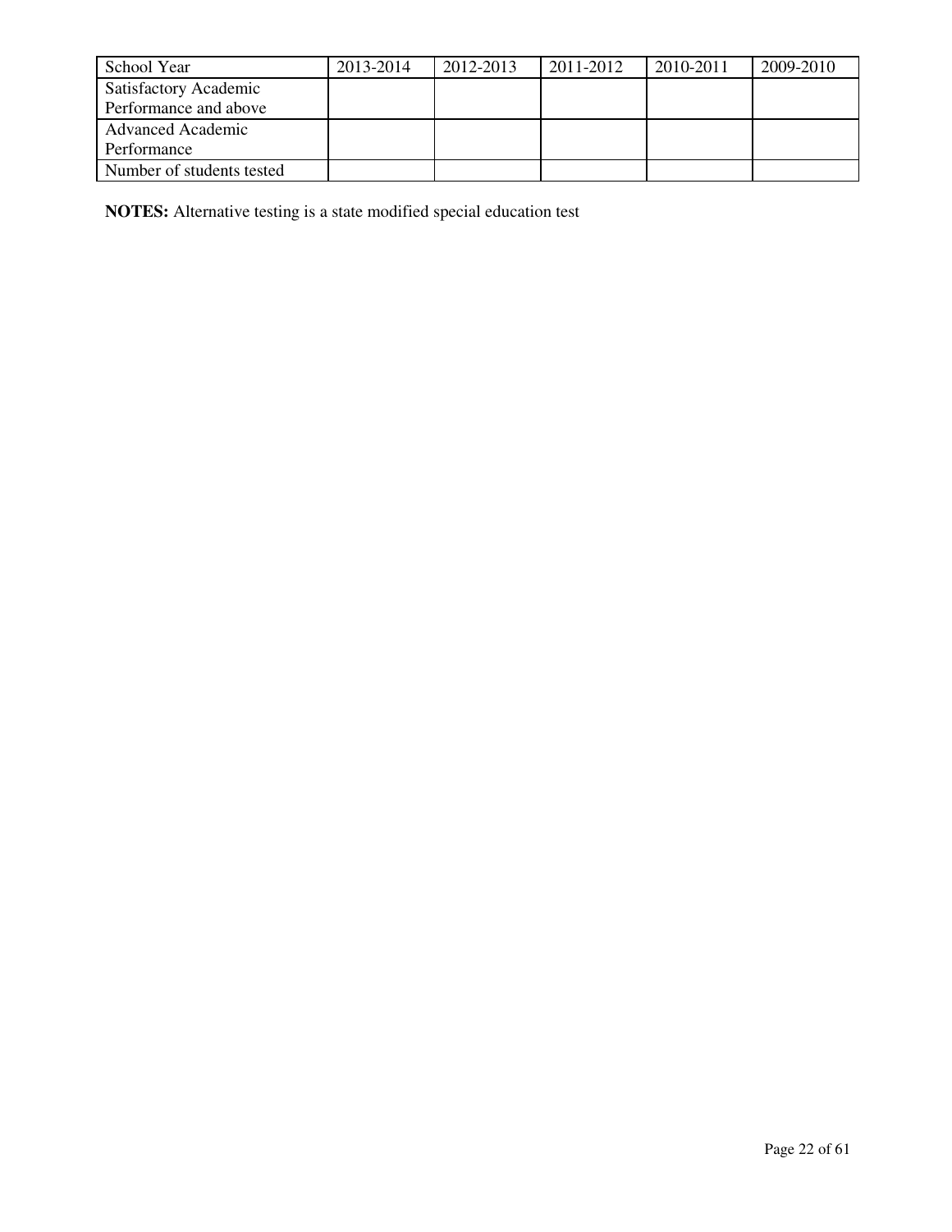| School Year | 2013-2014 | 2012-2013 | 2011-2012 | 2010-2011 | 2009-2010 |
|---|---|---|---|---|---|
| Satisfactory Academic Performance and above | | | | | |
| Advanced Academic Performance | | | | | |
| Number of students tested | | | | | |

**NOTES:** Alternative testing is a state modified special education test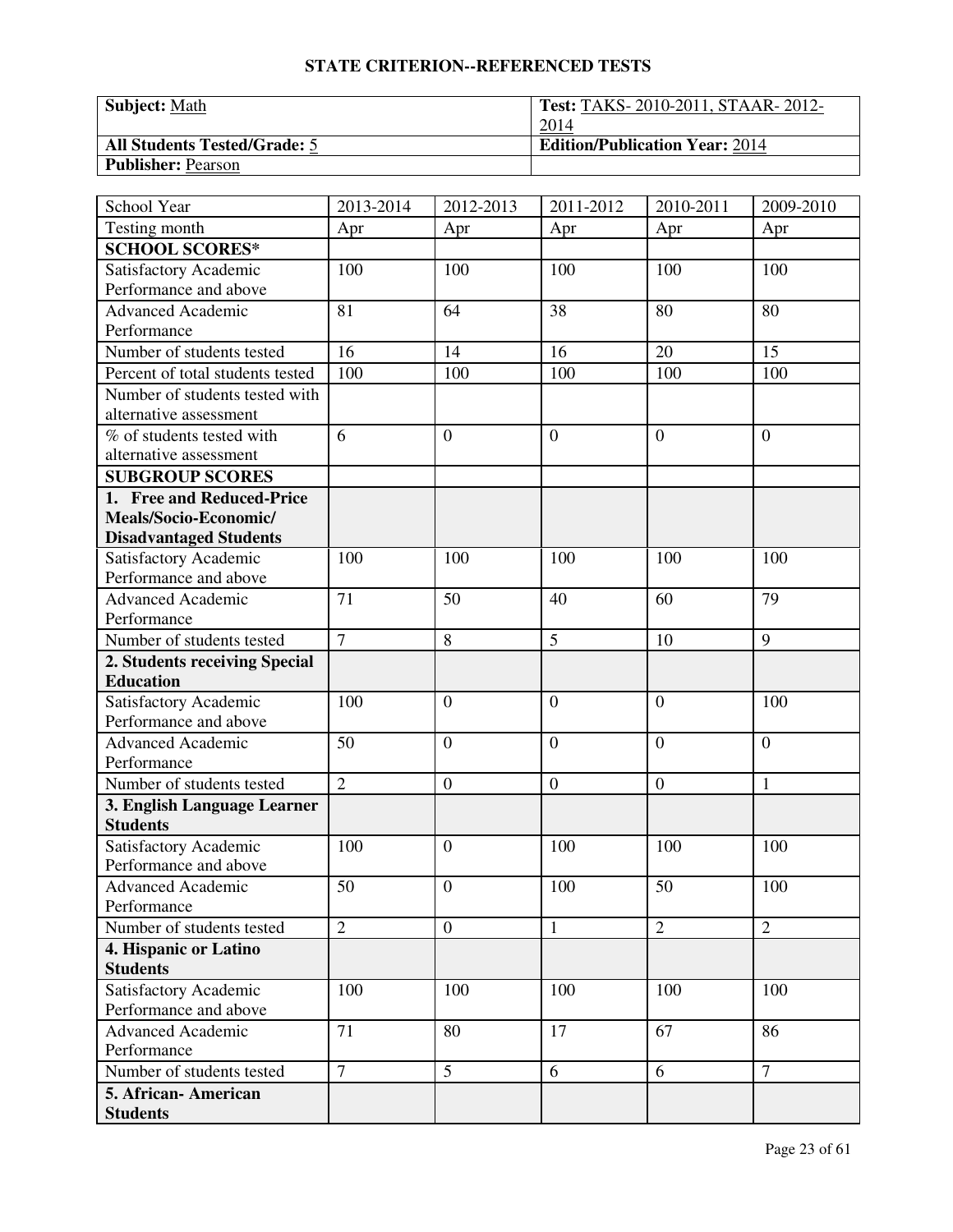## STATE CRITERION--REFERENCED TESTS

| **Subject:** Math | **Test:** TAKS- 2010-2011, STAAR- 2012-2014 |
|---|---|
| **All Students Tested/Grade:** 5 | **Edition/Publication Year:** 2014 |
| **Publisher:** Pearson | |

| School Year | 2013-2014 | 2012-2013 | 2011-2012 | 2010-2011 | 2009-2010 |
|---|---|---|---|---|---|
| Testing month | Apr | Apr | Apr | Apr | Apr |
| **SCHOOL SCORES*** | | | | | |
| Satisfactory Academic Performance and above | 100 | 100 | 100 | 100 | 100 |
| Advanced Academic Performance | 81 | 64 | 38 | 80 | 80 |
| Number of students tested | 16 | 14 | 16 | 20 | 15 |
| Percent of total students tested | 100 | 100 | 100 | 100 | 100 |
| Number of students tested with alternative assessment | | | | | |
| % of students tested with alternative assessment | 6 | 0 | 0 | 0 | 0 |
| **SUBGROUP SCORES** | | | | | |
| **1. Free and Reduced-Price Meals/Socio-Economic/ Disadvantaged Students** | | | | | |
| Satisfactory Academic Performance and above | 100 | 100 | 100 | 100 | 100 |
| Advanced Academic Performance | 71 | 50 | 40 | 60 | 79 |
| Number of students tested | 7 | 8 | 5 | 10 | 9 |
| **2. Students receiving Special Education** | | | | | |
| Satisfactory Academic Performance and above | 100 | 0 | 0 | 0 | 100 |
| Advanced Academic Performance | 50 | 0 | 0 | 0 | 0 |
| Number of students tested | 2 | 0 | 0 | 0 | 1 |
| **3. English Language Learner Students** | | | | | |
| Satisfactory Academic Performance and above | 100 | 0 | 100 | 100 | 100 |
| Advanced Academic Performance | 50 | 0 | 100 | 50 | 100 |
| Number of students tested | 2 | 0 | 1 | 2 | 2 |
| **4. Hispanic or Latino Students** | | | | | |
| Satisfactory Academic Performance and above | 100 | 100 | 100 | 100 | 100 |
| Advanced Academic Performance | 71 | 80 | 17 | 67 | 86 |
| Number of students tested | 7 | 5 | 6 | 6 | 7 |
| **5. African- American Students** | | | | | |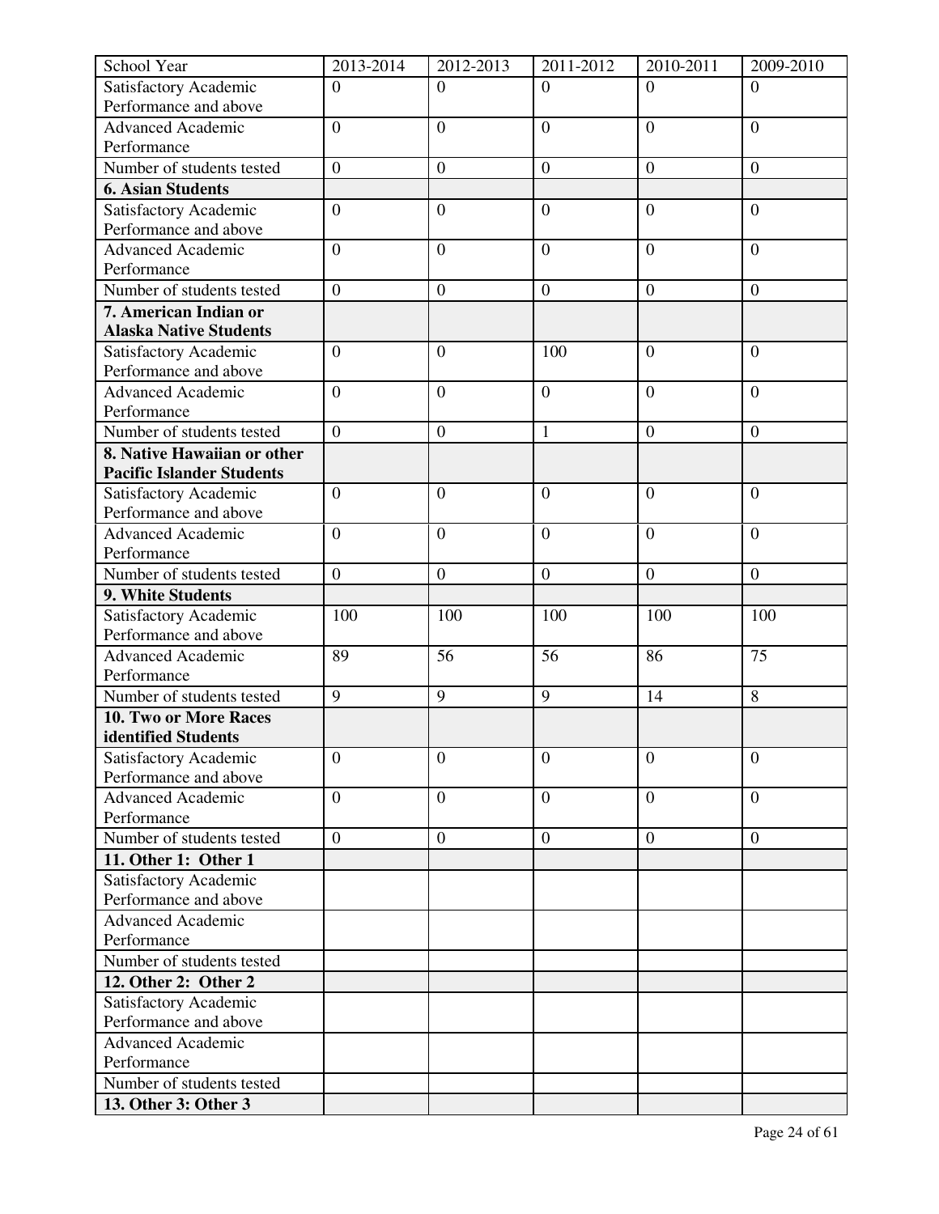| School Year | 2013-2014 | 2012-2013 | 2011-2012 | 2010-2011 | 2009-2010 |
|---|---|---|---|---|---|
| Satisfactory Academic Performance and above | 0 | 0 | 0 | 0 | 0 |
| Advanced Academic Performance | 0 | 0 | 0 | 0 | 0 |
| Number of students tested | 0 | 0 | 0 | 0 | 0 |
| **6. Asian Students** | | | | | |
| Satisfactory Academic Performance and above | 0 | 0 | 0 | 0 | 0 |
| Advanced Academic Performance | 0 | 0 | 0 | 0 | 0 |
| Number of students tested | 0 | 0 | 0 | 0 | 0 |
| **7. American Indian or Alaska Native Students** | | | | | |
| Satisfactory Academic Performance and above | 0 | 0 | 100 | 0 | 0 |
| Advanced Academic Performance | 0 | 0 | 0 | 0 | 0 |
| Number of students tested | 0 | 0 | 1 | 0 | 0 |
| **8. Native Hawaiian or other Pacific Islander Students** | | | | | |
| Satisfactory Academic Performance and above | 0 | 0 | 0 | 0 | 0 |
| Advanced Academic Performance | 0 | 0 | 0 | 0 | 0 |
| Number of students tested | 0 | 0 | 0 | 0 | 0 |
| **9. White Students** | | | | | |
| Satisfactory Academic Performance and above | 100 | 100 | 100 | 100 | 100 |
| Advanced Academic Performance | 89 | 56 | 56 | 86 | 75 |
| Number of students tested | 9 | 9 | 9 | 14 | 8 |
| **10. Two or More Races identified Students** | | | | | |
| Satisfactory Academic Performance and above | 0 | 0 | 0 | 0 | 0 |
| Advanced Academic Performance | 0 | 0 | 0 | 0 | 0 |
| Number of students tested | 0 | 0 | 0 | 0 | 0 |
| **11. Other 1: Other 1** | | | | | |
| Satisfactory Academic Performance and above | | | | | |
| Advanced Academic Performance | | | | | |
| Number of students tested | | | | | |
| **12. Other 2: Other 2** | | | | | |
| Satisfactory Academic Performance and above | | | | | |
| Advanced Academic Performance | | | | | |
| Number of students tested | | | | | |
| **13. Other 3: Other 3** | | | | | |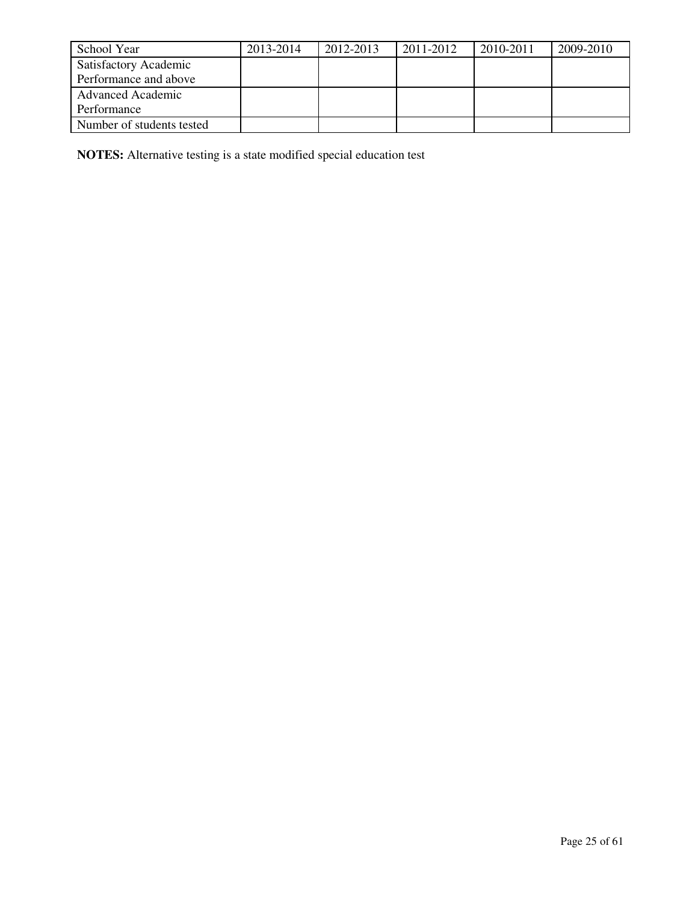| School Year | 2013-2014 | 2012-2013 | 2011-2012 | 2010-2011 | 2009-2010 |
| --- | --- | --- | --- | --- | --- |
| Satisfactory Academic Performance and above | | | | | |
| Advanced Academic Performance | | | | | |
| Number of students tested | | | | | |

**NOTES:** Alternative testing is a state modified special education test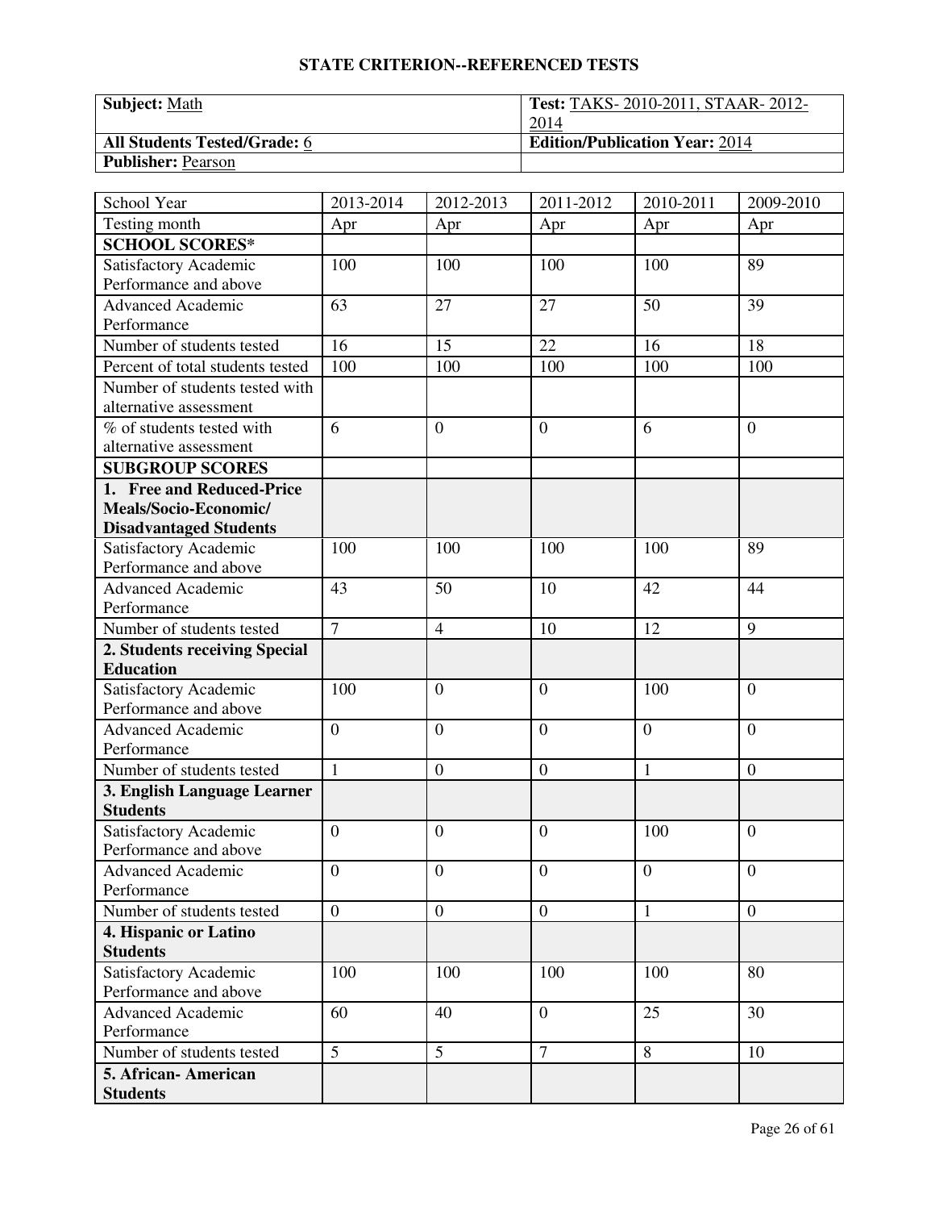## STATE CRITERION--REFERENCED TESTS

| **Subject:** Math | **Test:** TAKS- 2010-2011, STAAR- 2012-2014 |
|---|---|
| **All Students Tested/Grade:** 6 | **Edition/Publication Year:** 2014 |
| **Publisher:** Pearson | |

| School Year | 2013-2014 | 2012-2013 | 2011-2012 | 2010-2011 | 2009-2010 |
|---|---|---|---|---|---|
| Testing month | Apr | Apr | Apr | Apr | Apr |
| **SCHOOL SCORES*** | | | | | |
| Satisfactory Academic Performance and above | 100 | 100 | 100 | 100 | 89 |
| Advanced Academic Performance | 63 | 27 | 27 | 50 | 39 |
| Number of students tested | 16 | 15 | 22 | 16 | 18 |
| Percent of total students tested | 100 | 100 | 100 | 100 | 100 |
| Number of students tested with alternative assessment | | | | | |
| % of students tested with alternative assessment | 6 | 0 | 0 | 6 | 0 |
| **SUBGROUP SCORES** | | | | | |
| **1. Free and Reduced-Price Meals/Socio-Economic/ Disadvantaged Students** | | | | | |
| Satisfactory Academic Performance and above | 100 | 100 | 100 | 100 | 89 |
| Advanced Academic Performance | 43 | 50 | 10 | 42 | 44 |
| Number of students tested | 7 | 4 | 10 | 12 | 9 |
| **2. Students receiving Special Education** | | | | | |
| Satisfactory Academic Performance and above | 100 | 0 | 0 | 100 | 0 |
| Advanced Academic Performance | 0 | 0 | 0 | 0 | 0 |
| Number of students tested | 1 | 0 | 0 | 1 | 0 |
| **3. English Language Learner Students** | | | | | |
| Satisfactory Academic Performance and above | 0 | 0 | 0 | 100 | 0 |
| Advanced Academic Performance | 0 | 0 | 0 | 0 | 0 |
| Number of students tested | 0 | 0 | 0 | 1 | 0 |
| **4. Hispanic or Latino Students** | | | | | |
| Satisfactory Academic Performance and above | 100 | 100 | 100 | 100 | 80 |
| Advanced Academic Performance | 60 | 40 | 0 | 25 | 30 |
| Number of students tested | 5 | 5 | 7 | 8 | 10 |
| **5. African- American Students** | | | | | |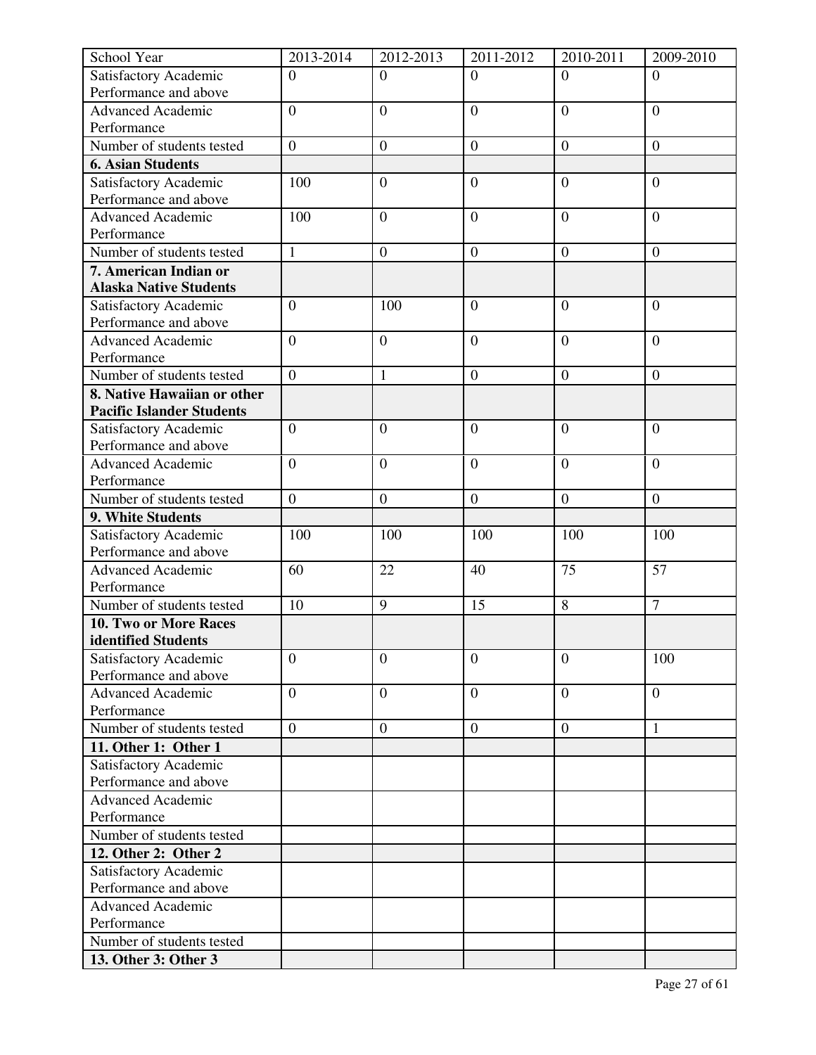| School Year | 2013-2014 | 2012-2013 | 2011-2012 | 2010-2011 | 2009-2010 |
|---|---|---|---|---|---|
| Satisfactory Academic Performance and above | 0 | 0 | 0 | 0 | 0 |
| Advanced Academic Performance | 0 | 0 | 0 | 0 | 0 |
| Number of students tested | 0 | 0 | 0 | 0 | 0 |
| **6. Asian Students** | | | | | |
| Satisfactory Academic Performance and above | 100 | 0 | 0 | 0 | 0 |
| Advanced Academic Performance | 100 | 0 | 0 | 0 | 0 |
| Number of students tested | 1 | 0 | 0 | 0 | 0 |
| **7. American Indian or Alaska Native Students** | | | | | |
| Satisfactory Academic Performance and above | 0 | 100 | 0 | 0 | 0 |
| Advanced Academic Performance | 0 | 0 | 0 | 0 | 0 |
| Number of students tested | 0 | 1 | 0 | 0 | 0 |
| **8. Native Hawaiian or other Pacific Islander Students** | | | | | |
| Satisfactory Academic Performance and above | 0 | 0 | 0 | 0 | 0 |
| Advanced Academic Performance | 0 | 0 | 0 | 0 | 0 |
| Number of students tested | 0 | 0 | 0 | 0 | 0 |
| **9. White Students** | | | | | |
| Satisfactory Academic Performance and above | 100 | 100 | 100 | 100 | 100 |
| Advanced Academic Performance | 60 | 22 | 40 | 75 | 57 |
| Number of students tested | 10 | 9 | 15 | 8 | 7 |
| **10. Two or More Races identified Students** | | | | | |
| Satisfactory Academic Performance and above | 0 | 0 | 0 | 0 | 100 |
| Advanced Academic Performance | 0 | 0 | 0 | 0 | 0 |
| Number of students tested | 0 | 0 | 0 | 0 | 1 |
| **11. Other 1: Other 1** | | | | | |
| Satisfactory Academic Performance and above | | | | | |
| Advanced Academic Performance | | | | | |
| Number of students tested | | | | | |
| **12. Other 2: Other 2** | | | | | |
| Satisfactory Academic Performance and above | | | | | |
| Advanced Academic Performance | | | | | |
| Number of students tested | | | | | |
| **13. Other 3: Other 3** | | | | | |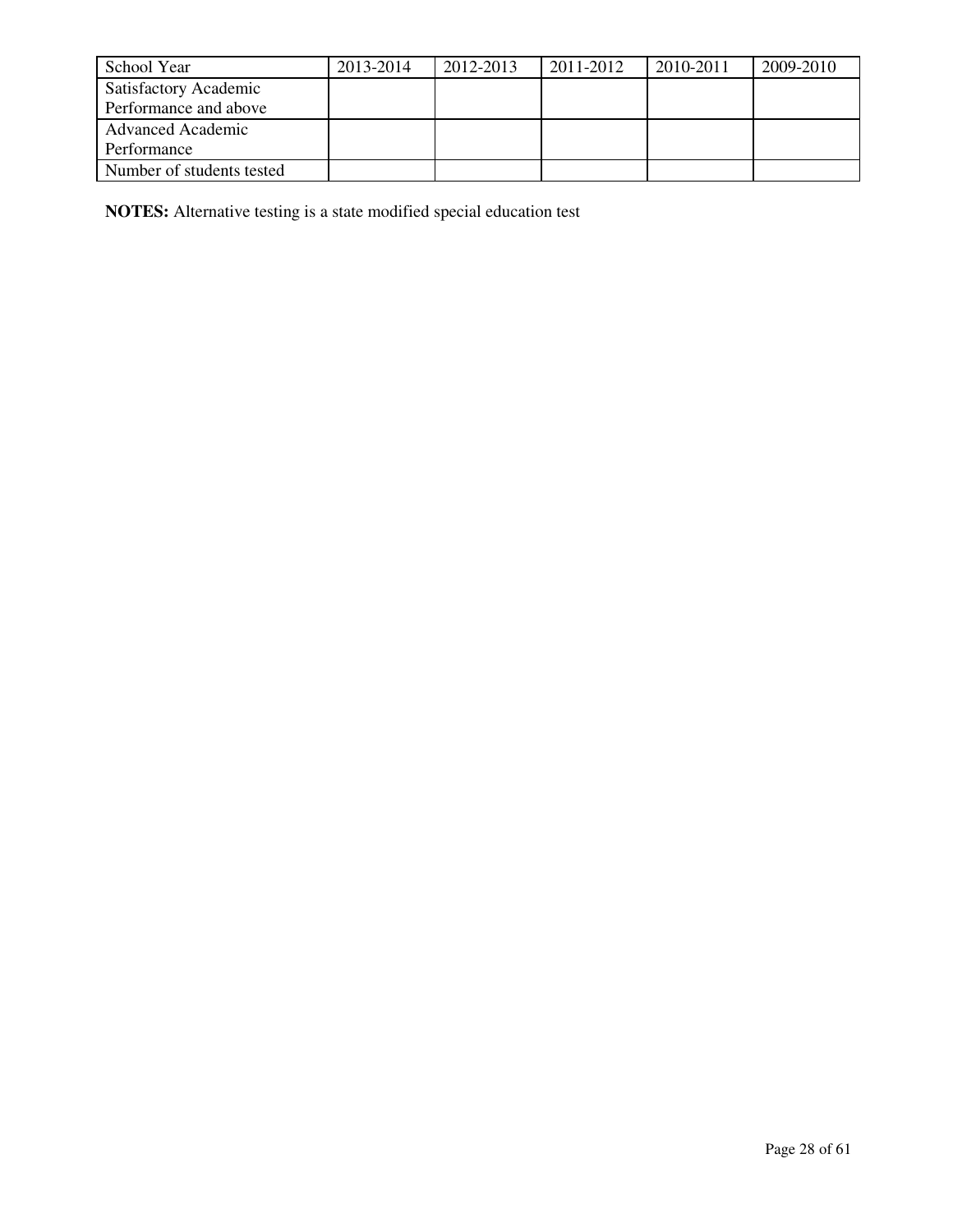| School Year | 2013-2014 | 2012-2013 | 2011-2012 | 2010-2011 | 2009-2010 |
|---|---|---|---|---|---|
| Satisfactory Academic Performance and above | | | | | |
| Advanced Academic Performance | | | | | |
| Number of students tested | | | | | |

**NOTES:** Alternative testing is a state modified special education test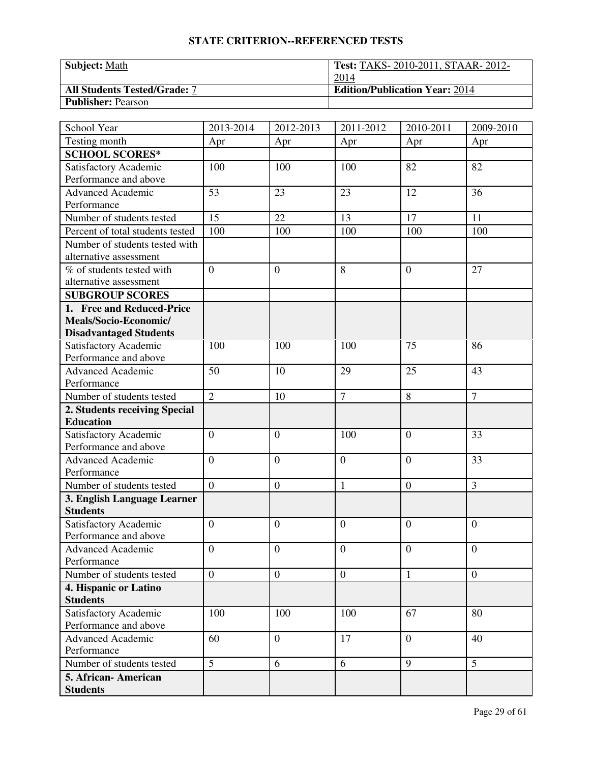## STATE CRITERION--REFERENCED TESTS

| | |
|---|---|
| **Subject:** Math | **Test:** TAKS- 2010-2011, STAAR- 2012-2014 |
| **All Students Tested/Grade:** 7 | **Edition/Publication Year:** 2014 |
| **Publisher:** Pearson | |

| School Year | 2013-2014 | 2012-2013 | 2011-2012 | 2010-2011 | 2009-2010 |
|---|---|---|---|---|---|
| Testing month | Apr | Apr | Apr | Apr | Apr |
| **SCHOOL SCORES*** | | | | | |
| Satisfactory Academic Performance and above | 100 | 100 | 100 | 82 | 82 |
| Advanced Academic Performance | 53 | 23 | 23 | 12 | 36 |
| Number of students tested | 15 | 22 | 13 | 17 | 11 |
| Percent of total students tested | 100 | 100 | 100 | 100 | 100 |
| Number of students tested with alternative assessment | | | | | |
| % of students tested with alternative assessment | 0 | 0 | 8 | 0 | 27 |
| **SUBGROUP SCORES** | | | | | |
| **1. Free and Reduced-Price Meals/Socio-Economic/ Disadvantaged Students** | | | | | |
| Satisfactory Academic Performance and above | 100 | 100 | 100 | 75 | 86 |
| Advanced Academic Performance | 50 | 10 | 29 | 25 | 43 |
| Number of students tested | 2 | 10 | 7 | 8 | 7 |
| **2. Students receiving Special Education** | | | | | |
| Satisfactory Academic Performance and above | 0 | 0 | 100 | 0 | 33 |
| Advanced Academic Performance | 0 | 0 | 0 | 0 | 33 |
| Number of students tested | 0 | 0 | 1 | 0 | 3 |
| **3. English Language Learner Students** | | | | | |
| Satisfactory Academic Performance and above | 0 | 0 | 0 | 0 | 0 |
| Advanced Academic Performance | 0 | 0 | 0 | 0 | 0 |
| Number of students tested | 0 | 0 | 0 | 1 | 0 |
| **4. Hispanic or Latino Students** | | | | | |
| Satisfactory Academic Performance and above | 100 | 100 | 100 | 67 | 80 |
| Advanced Academic Performance | 60 | 0 | 17 | 0 | 40 |
| Number of students tested | 5 | 6 | 6 | 9 | 5 |
| **5. African- American Students** | | | | | |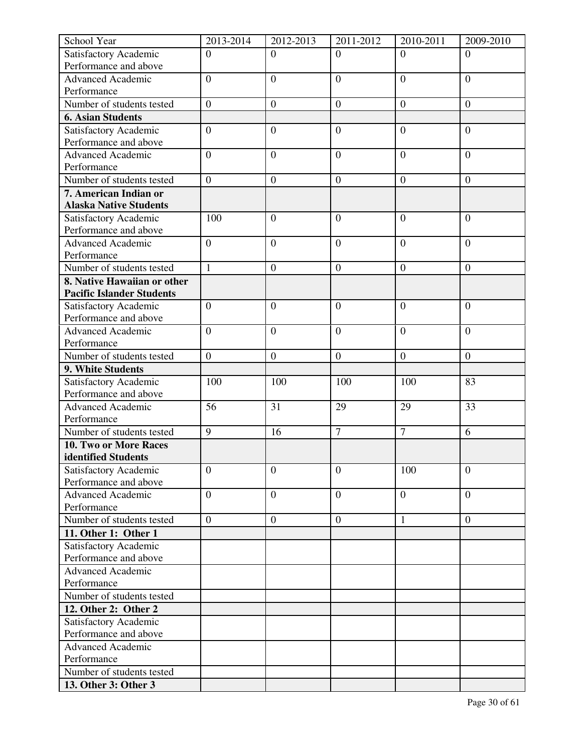| School Year | 2013-2014 | 2012-2013 | 2011-2012 | 2010-2011 | 2009-2010 |
|---|---|---|---|---|---|
| Satisfactory Academic Performance and above | 0 | 0 | 0 | 0 | 0 |
| Advanced Academic Performance | 0 | 0 | 0 | 0 | 0 |
| Number of students tested | 0 | 0 | 0 | 0 | 0 |
| **6. Asian Students** | | | | | |
| Satisfactory Academic Performance and above | 0 | 0 | 0 | 0 | 0 |
| Advanced Academic Performance | 0 | 0 | 0 | 0 | 0 |
| Number of students tested | 0 | 0 | 0 | 0 | 0 |
| **7. American Indian or Alaska Native Students** | | | | | |
| Satisfactory Academic Performance and above | 100 | 0 | 0 | 0 | 0 |
| Advanced Academic Performance | 0 | 0 | 0 | 0 | 0 |
| Number of students tested | 1 | 0 | 0 | 0 | 0 |
| **8. Native Hawaiian or other Pacific Islander Students** | | | | | |
| Satisfactory Academic Performance and above | 0 | 0 | 0 | 0 | 0 |
| Advanced Academic Performance | 0 | 0 | 0 | 0 | 0 |
| Number of students tested | 0 | 0 | 0 | 0 | 0 |
| **9. White Students** | | | | | |
| Satisfactory Academic Performance and above | 100 | 100 | 100 | 100 | 83 |
| Advanced Academic Performance | 56 | 31 | 29 | 29 | 33 |
| Number of students tested | 9 | 16 | 7 | 7 | 6 |
| **10. Two or More Races identified Students** | | | | | |
| Satisfactory Academic Performance and above | 0 | 0 | 0 | 100 | 0 |
| Advanced Academic Performance | 0 | 0 | 0 | 0 | 0 |
| Number of students tested | 0 | 0 | 0 | 1 | 0 |
| **11. Other 1: Other 1** | | | | | |
| Satisfactory Academic Performance and above | | | | | |
| Advanced Academic Performance | | | | | |
| Number of students tested | | | | | |
| **12. Other 2: Other 2** | | | | | |
| Satisfactory Academic Performance and above | | | | | |
| Advanced Academic Performance | | | | | |
| Number of students tested | | | | | |
| **13. Other 3: Other 3** | | | | | |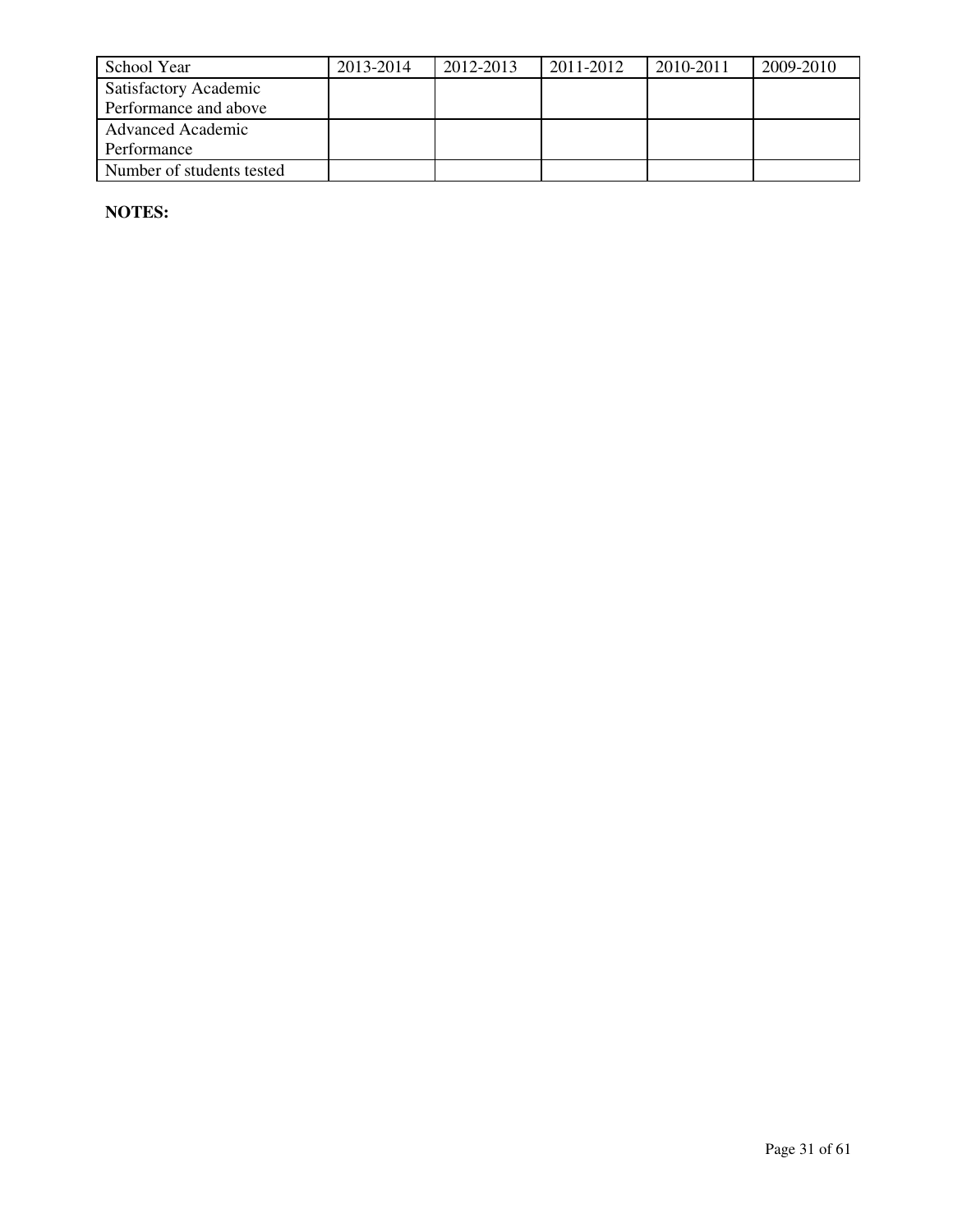| School Year | 2013-2014 | 2012-2013 | 2011-2012 | 2010-2011 | 2009-2010 |
| --- | --- | --- | --- | --- | --- |
| Satisfactory Academic Performance and above | | | | | |
| Advanced Academic Performance | | | | | |
| Number of students tested | | | | | |

**NOTES:**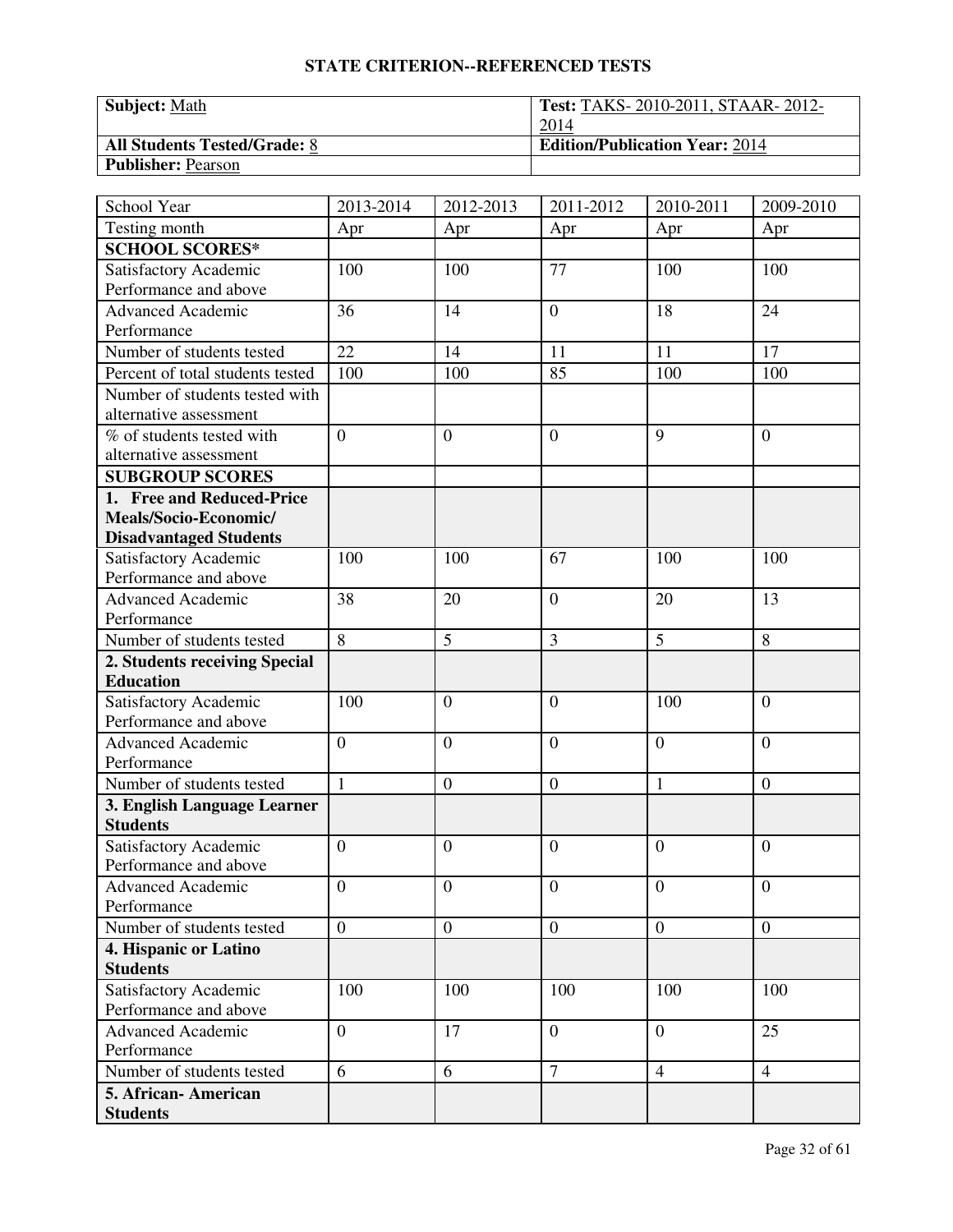# STATE CRITERION--REFERENCED TESTS

| **Subject:** Math | **Test:** TAKS- 2010-2011, STAAR- 2012-2014 |
|---|---|
| **All Students Tested/Grade:** 8 | **Edition/Publication Year:** 2014 |
| **Publisher:** Pearson | |

| School Year | 2013-2014 | 2012-2013 | 2011-2012 | 2010-2011 | 2009-2010 |
|---|---|---|---|---|---|
| Testing month | Apr | Apr | Apr | Apr | Apr |
| **SCHOOL SCORES*** | | | | | |
| Satisfactory Academic Performance and above | 100 | 100 | 77 | 100 | 100 |
| Advanced Academic Performance | 36 | 14 | 0 | 18 | 24 |
| Number of students tested | 22 | 14 | 11 | 11 | 17 |
| Percent of total students tested | 100 | 100 | 85 | 100 | 100 |
| Number of students tested with alternative assessment | | | | | |
| % of students tested with alternative assessment | 0 | 0 | 0 | 9 | 0 |
| **SUBGROUP SCORES** | | | | | |
| **1. Free and Reduced-Price Meals/Socio-Economic/ Disadvantaged Students** | | | | | |
| Satisfactory Academic Performance and above | 100 | 100 | 67 | 100 | 100 |
| Advanced Academic Performance | 38 | 20 | 0 | 20 | 13 |
| Number of students tested | 8 | 5 | 3 | 5 | 8 |
| **2. Students receiving Special Education** | | | | | |
| Satisfactory Academic Performance and above | 100 | 0 | 0 | 100 | 0 |
| Advanced Academic Performance | 0 | 0 | 0 | 0 | 0 |
| Number of students tested | 1 | 0 | 0 | 1 | 0 |
| **3. English Language Learner Students** | | | | | |
| Satisfactory Academic Performance and above | 0 | 0 | 0 | 0 | 0 |
| Advanced Academic Performance | 0 | 0 | 0 | 0 | 0 |
| Number of students tested | 0 | 0 | 0 | 0 | 0 |
| **4. Hispanic or Latino Students** | | | | | |
| Satisfactory Academic Performance and above | 100 | 100 | 100 | 100 | 100 |
| Advanced Academic Performance | 0 | 17 | 0 | 0 | 25 |
| Number of students tested | 6 | 6 | 7 | 4 | 4 |
| **5. African- American Students** | | | | | |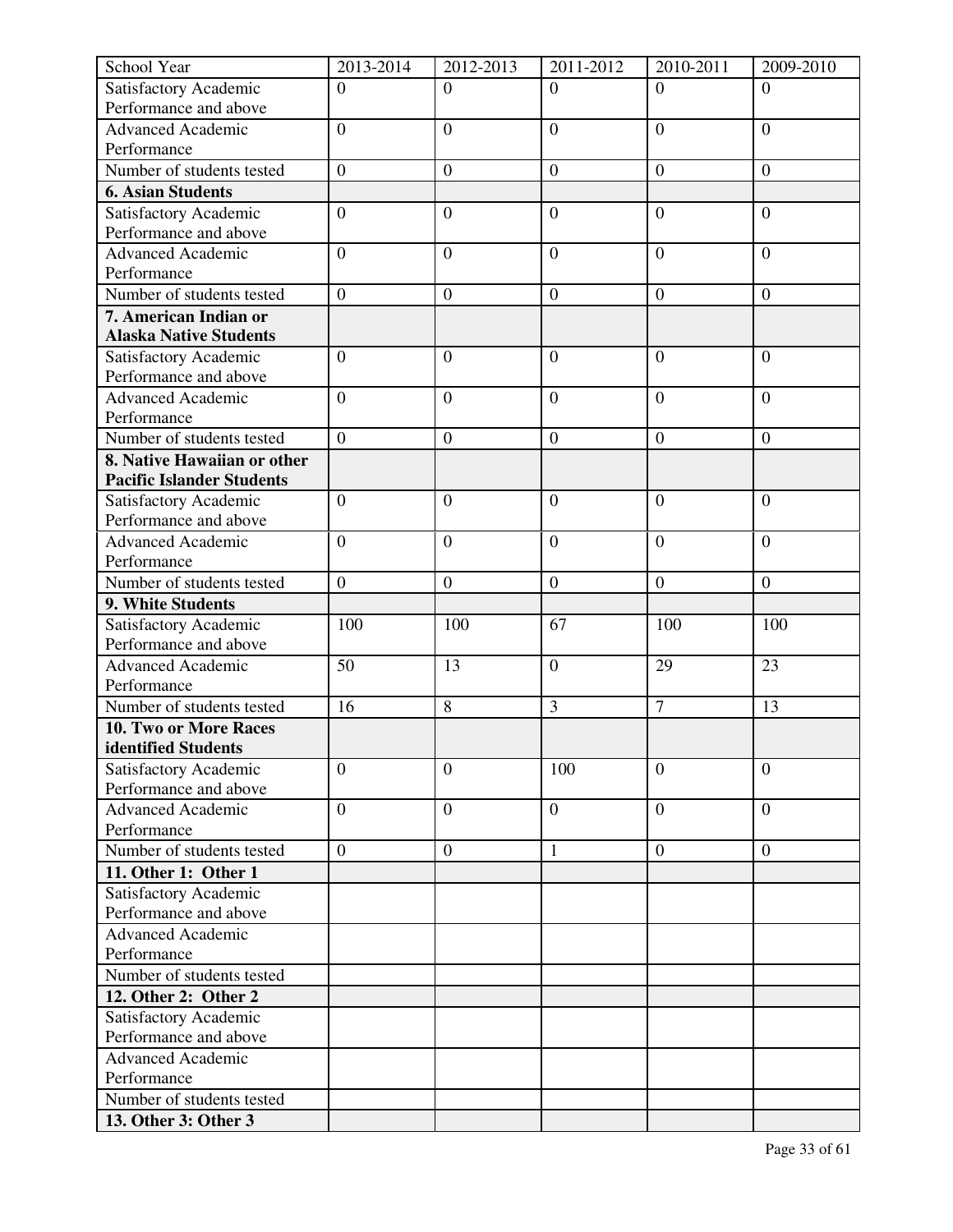| School Year | 2013-2014 | 2012-2013 | 2011-2012 | 2010-2011 | 2009-2010 |
| --- | --- | --- | --- | --- | --- |
| Satisfactory Academic Performance and above | 0 | 0 | 0 | 0 | 0 |
| Advanced Academic Performance | 0 | 0 | 0 | 0 | 0 |
| Number of students tested | 0 | 0 | 0 | 0 | 0 |
| **6. Asian Students** | | | | | |
| Satisfactory Academic Performance and above | 0 | 0 | 0 | 0 | 0 |
| Advanced Academic Performance | 0 | 0 | 0 | 0 | 0 |
| Number of students tested | 0 | 0 | 0 | 0 | 0 |
| **7. American Indian or Alaska Native Students** | | | | | |
| Satisfactory Academic Performance and above | 0 | 0 | 0 | 0 | 0 |
| Advanced Academic Performance | 0 | 0 | 0 | 0 | 0 |
| Number of students tested | 0 | 0 | 0 | 0 | 0 |
| **8. Native Hawaiian or other Pacific Islander Students** | | | | | |
| Satisfactory Academic Performance and above | 0 | 0 | 0 | 0 | 0 |
| Advanced Academic Performance | 0 | 0 | 0 | 0 | 0 |
| Number of students tested | 0 | 0 | 0 | 0 | 0 |
| **9. White Students** | | | | | |
| Satisfactory Academic Performance and above | 100 | 100 | 67 | 100 | 100 |
| Advanced Academic Performance | 50 | 13 | 0 | 29 | 23 |
| Number of students tested | 16 | 8 | 3 | 7 | 13 |
| **10. Two or More Races identified Students** | | | | | |
| Satisfactory Academic Performance and above | 0 | 0 | 100 | 0 | 0 |
| Advanced Academic Performance | 0 | 0 | 0 | 0 | 0 |
| Number of students tested | 0 | 0 | 1 | 0 | 0 |
| **11. Other 1: Other 1** | | | | | |
| Satisfactory Academic Performance and above | | | | | |
| Advanced Academic Performance | | | | | |
| Number of students tested | | | | | |
| **12. Other 2: Other 2** | | | | | |
| Satisfactory Academic Performance and above | | | | | |
| Advanced Academic Performance | | | | | |
| Number of students tested | | | | | |
| **13. Other 3: Other 3** | | | | | |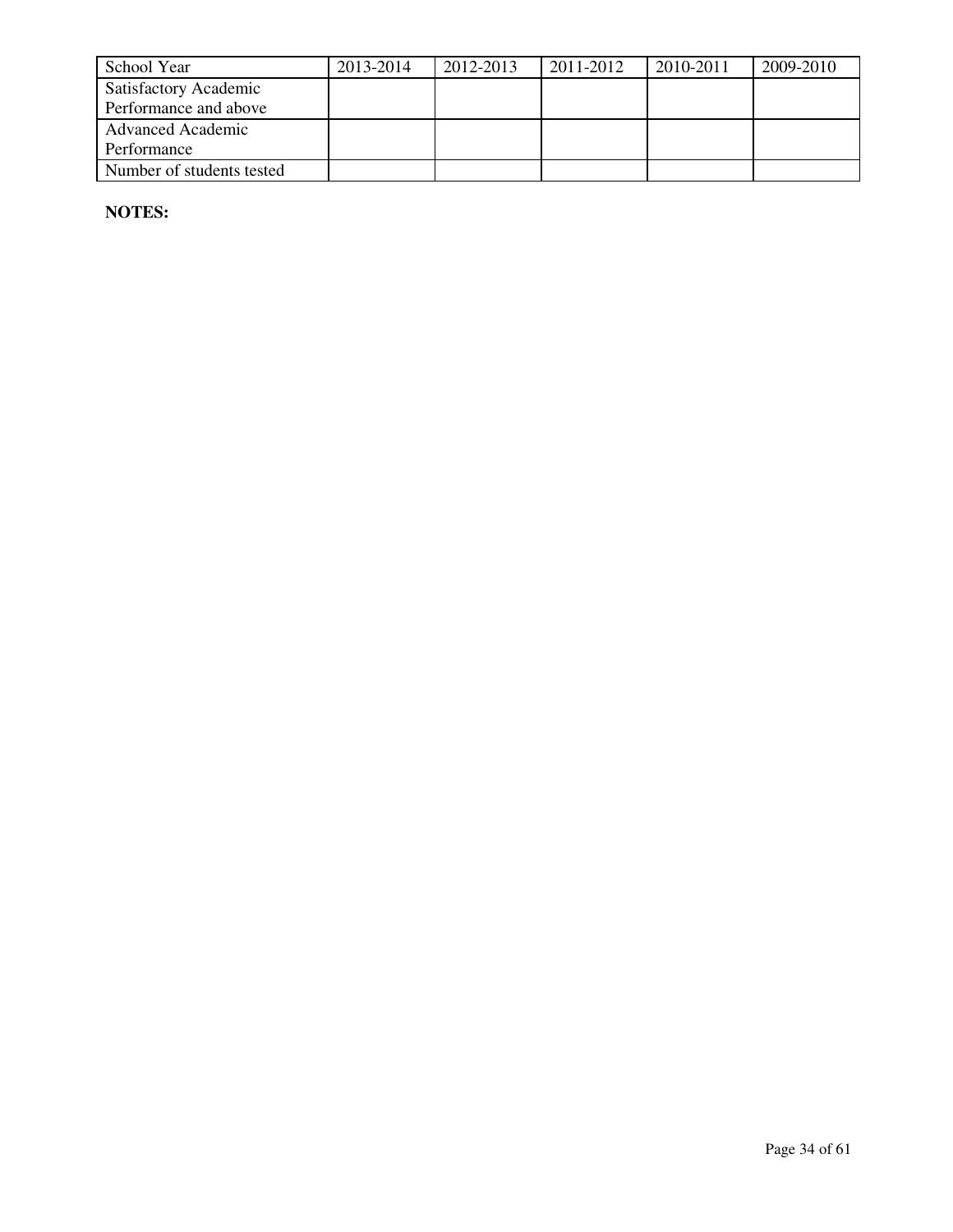| School Year | 2013-2014 | 2012-2013 | 2011-2012 | 2010-2011 | 2009-2010 |
| --- | --- | --- | --- | --- | --- |
| Satisfactory Academic Performance and above | | | | | |
| Advanced Academic Performance | | | | | |
| Number of students tested | | | | | |

**NOTES:**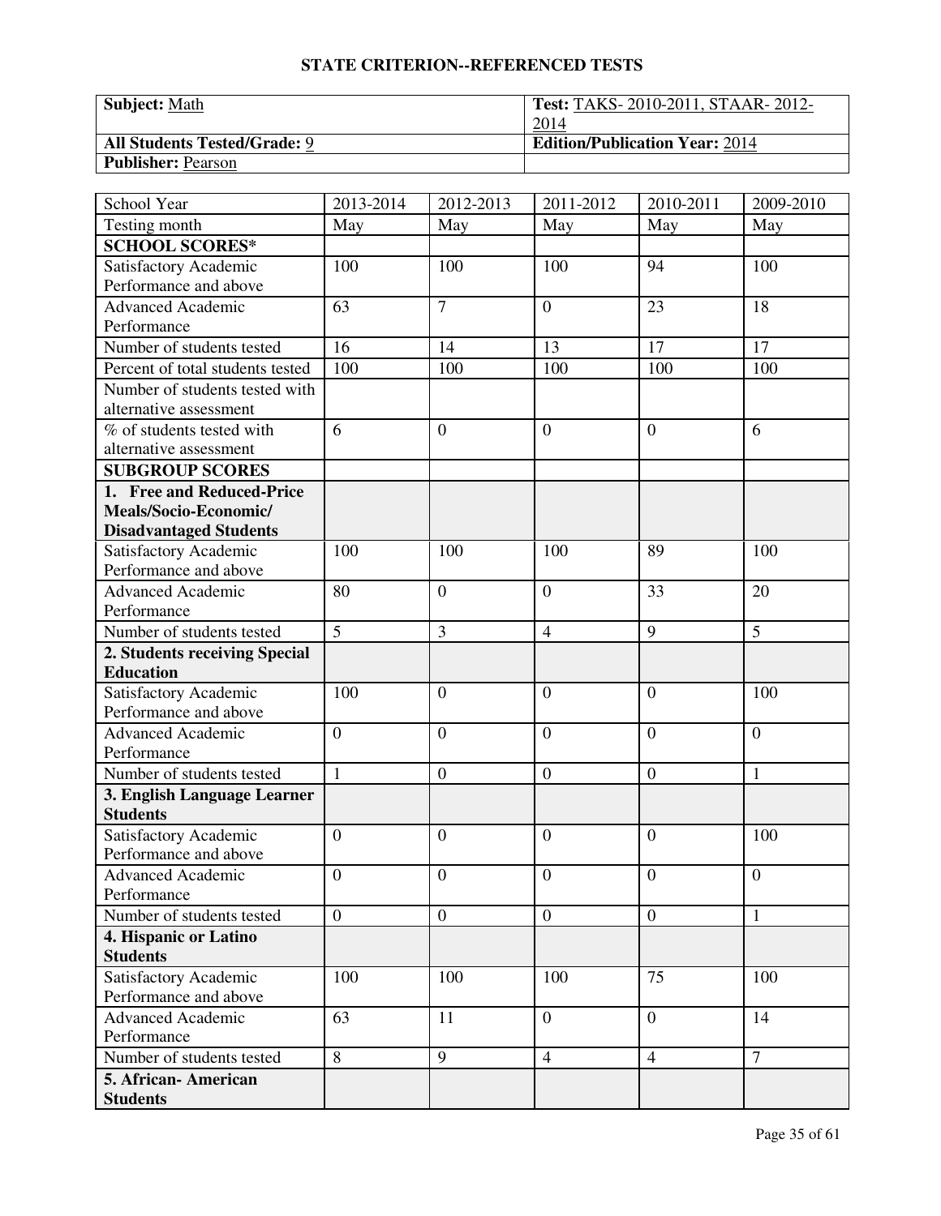## STATE CRITERION--REFERENCED TESTS

| **Subject:** Math | **Test:** TAKS- 2010-2011, STAAR- 2012-2014 |
|---|---|
| **All Students Tested/Grade:** 9 | **Edition/Publication Year:** 2014 |
| **Publisher:** Pearson | |

| School Year | 2013-2014 | 2012-2013 | 2011-2012 | 2010-2011 | 2009-2010 |
|---|---|---|---|---|---|
| Testing month | May | May | May | May | May |
| **SCHOOL SCORES*** | | | | | |
| Satisfactory Academic Performance and above | 100 | 100 | 100 | 94 | 100 |
| Advanced Academic Performance | 63 | 7 | 0 | 23 | 18 |
| Number of students tested | 16 | 14 | 13 | 17 | 17 |
| Percent of total students tested | 100 | 100 | 100 | 100 | 100 |
| Number of students tested with alternative assessment | | | | | |
| % of students tested with alternative assessment | 6 | 0 | 0 | 0 | 6 |
| **SUBGROUP SCORES** | | | | | |
| **1. Free and Reduced-Price Meals/Socio-Economic/ Disadvantaged Students** | | | | | |
| Satisfactory Academic Performance and above | 100 | 100 | 100 | 89 | 100 |
| Advanced Academic Performance | 80 | 0 | 0 | 33 | 20 |
| Number of students tested | 5 | 3 | 4 | 9 | 5 |
| **2. Students receiving Special Education** | | | | | |
| Satisfactory Academic Performance and above | 100 | 0 | 0 | 0 | 100 |
| Advanced Academic Performance | 0 | 0 | 0 | 0 | 0 |
| Number of students tested | 1 | 0 | 0 | 0 | 1 |
| **3. English Language Learner Students** | | | | | |
| Satisfactory Academic Performance and above | 0 | 0 | 0 | 0 | 100 |
| Advanced Academic Performance | 0 | 0 | 0 | 0 | 0 |
| Number of students tested | 0 | 0 | 0 | 0 | 1 |
| **4. Hispanic or Latino Students** | | | | | |
| Satisfactory Academic Performance and above | 100 | 100 | 100 | 75 | 100 |
| Advanced Academic Performance | 63 | 11 | 0 | 0 | 14 |
| Number of students tested | 8 | 9 | 4 | 4 | 7 |
| **5. African- American Students** | | | | | |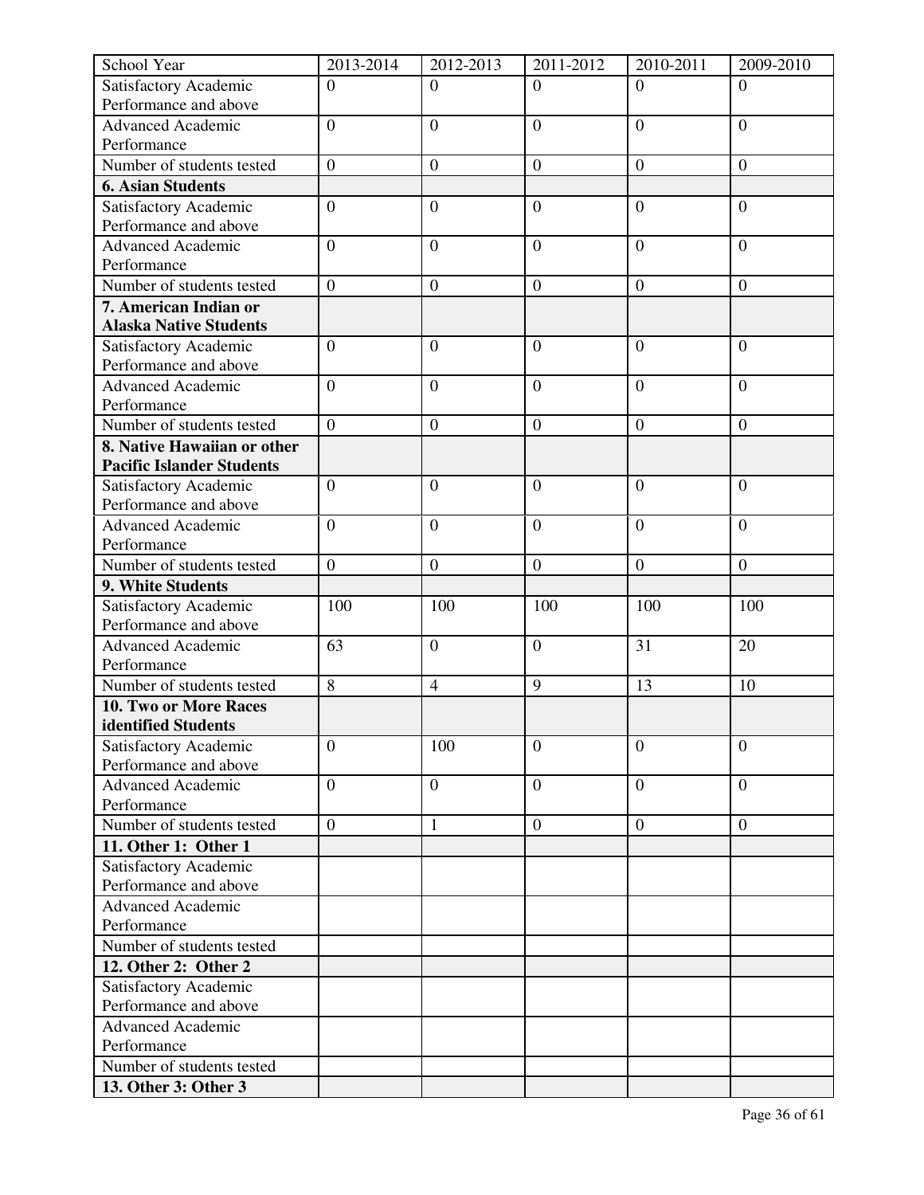| School Year | 2013-2014 | 2012-2013 | 2011-2012 | 2010-2011 | 2009-2010 |
| --- | --- | --- | --- | --- | --- |
| Satisfactory Academic Performance and above | 0 | 0 | 0 | 0 | 0 |
| Advanced Academic Performance | 0 | 0 | 0 | 0 | 0 |
| Number of students tested | 0 | 0 | 0 | 0 | 0 |
| **6. Asian Students** | | | | | |
| Satisfactory Academic Performance and above | 0 | 0 | 0 | 0 | 0 |
| Advanced Academic Performance | 0 | 0 | 0 | 0 | 0 |
| Number of students tested | 0 | 0 | 0 | 0 | 0 |
| **7. American Indian or Alaska Native Students** | | | | | |
| Satisfactory Academic Performance and above | 0 | 0 | 0 | 0 | 0 |
| Advanced Academic Performance | 0 | 0 | 0 | 0 | 0 |
| Number of students tested | 0 | 0 | 0 | 0 | 0 |
| **8. Native Hawaiian or other Pacific Islander Students** | | | | | |
| Satisfactory Academic Performance and above | 0 | 0 | 0 | 0 | 0 |
| Advanced Academic Performance | 0 | 0 | 0 | 0 | 0 |
| Number of students tested | 0 | 0 | 0 | 0 | 0 |
| **9. White Students** | | | | | |
| Satisfactory Academic Performance and above | 100 | 100 | 100 | 100 | 100 |
| Advanced Academic Performance | 63 | 0 | 0 | 31 | 20 |
| Number of students tested | 8 | 4 | 9 | 13 | 10 |
| **10. Two or More Races identified Students** | | | | | |
| Satisfactory Academic Performance and above | 0 | 100 | 0 | 0 | 0 |
| Advanced Academic Performance | 0 | 0 | 0 | 0 | 0 |
| Number of students tested | 0 | 1 | 0 | 0 | 0 |
| **11. Other 1: Other 1** | | | | | |
| Satisfactory Academic Performance and above | | | | | |
| Advanced Academic Performance | | | | | |
| Number of students tested | | | | | |
| **12. Other 2: Other 2** | | | | | |
| Satisfactory Academic Performance and above | | | | | |
| Advanced Academic Performance | | | | | |
| Number of students tested | | | | | |
| **13. Other 3: Other 3** | | | | | |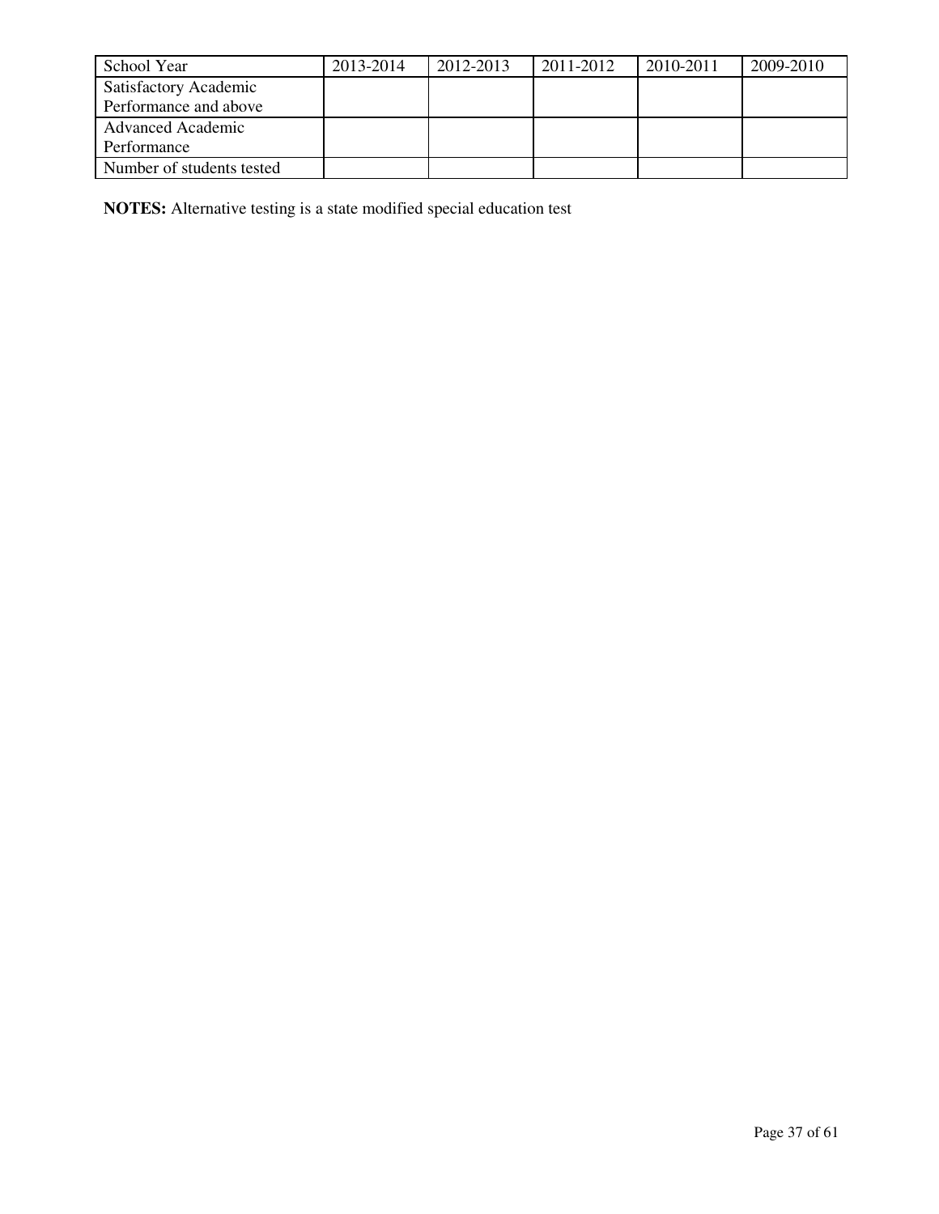| School Year | 2013-2014 | 2012-2013 | 2011-2012 | 2010-2011 | 2009-2010 |
| --- | --- | --- | --- | --- | --- |
| Satisfactory Academic Performance and above | | | | | |
| Advanced Academic Performance | | | | | |
| Number of students tested | | | | | |

**NOTES:** Alternative testing is a state modified special education test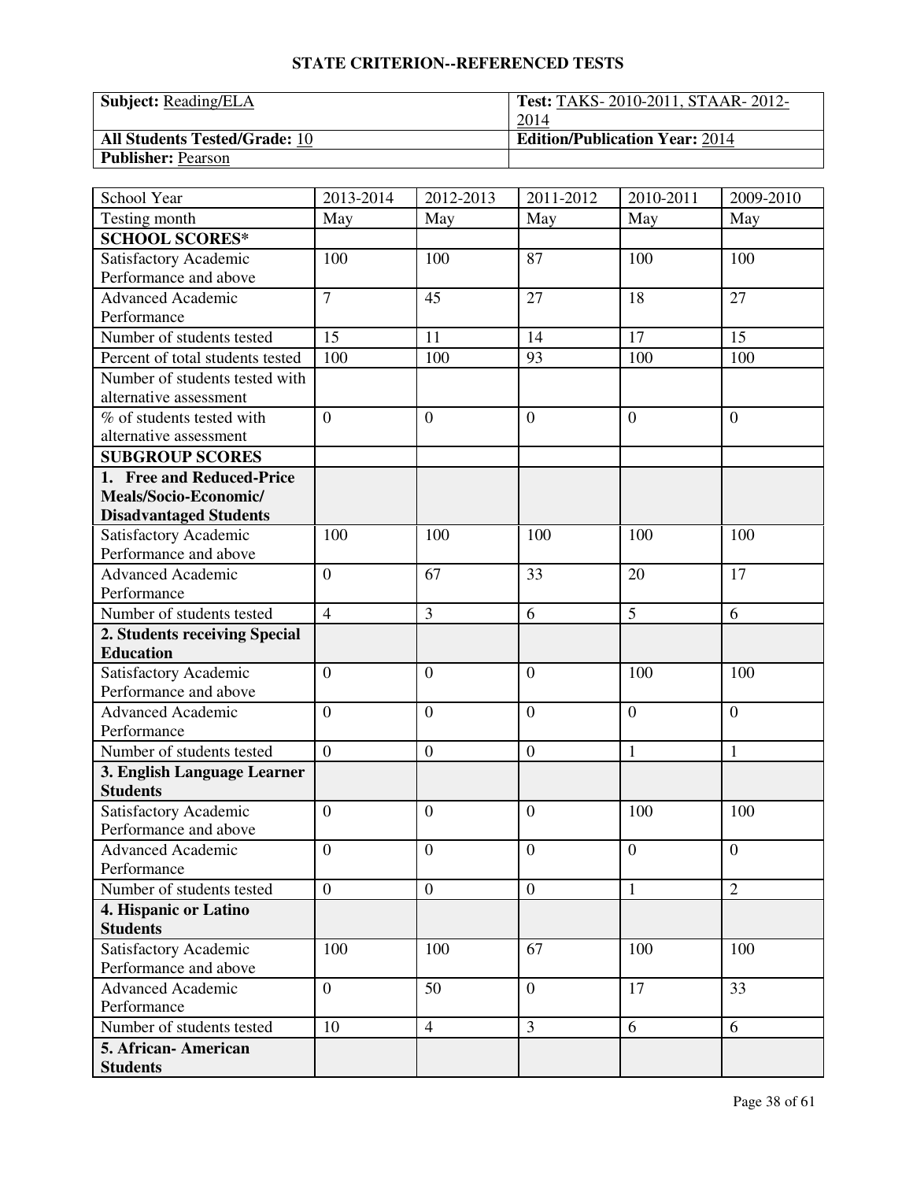## STATE CRITERION--REFERENCED TESTS

| **Subject:** Reading/ELA | **Test:** TAKS- 2010-2011, STAAR- 2012-2014 |
|---|---|
| **All Students Tested/Grade:** 10 | **Edition/Publication Year:** 2014 |
| **Publisher:** Pearson | |

| School Year | 2013-2014 | 2012-2013 | 2011-2012 | 2010-2011 | 2009-2010 |
|---|---|---|---|---|---|
| Testing month | May | May | May | May | May |
| **SCHOOL SCORES*** | | | | | |
| Satisfactory Academic Performance and above | 100 | 100 | 87 | 100 | 100 |
| Advanced Academic Performance | 7 | 45 | 27 | 18 | 27 |
| Number of students tested | 15 | 11 | 14 | 17 | 15 |
| Percent of total students tested | 100 | 100 | 93 | 100 | 100 |
| Number of students tested with alternative assessment | | | | | |
| % of students tested with alternative assessment | 0 | 0 | 0 | 0 | 0 |
| **SUBGROUP SCORES** | | | | | |
| **1. Free and Reduced-Price Meals/Socio-Economic/ Disadvantaged Students** | | | | | |
| Satisfactory Academic Performance and above | 100 | 100 | 100 | 100 | 100 |
| Advanced Academic Performance | 0 | 67 | 33 | 20 | 17 |
| Number of students tested | 4 | 3 | 6 | 5 | 6 |
| **2. Students receiving Special Education** | | | | | |
| Satisfactory Academic Performance and above | 0 | 0 | 0 | 100 | 100 |
| Advanced Academic Performance | 0 | 0 | 0 | 0 | 0 |
| Number of students tested | 0 | 0 | 0 | 1 | 1 |
| **3. English Language Learner Students** | | | | | |
| Satisfactory Academic Performance and above | 0 | 0 | 0 | 100 | 100 |
| Advanced Academic Performance | 0 | 0 | 0 | 0 | 0 |
| Number of students tested | 0 | 0 | 0 | 1 | 2 |
| **4. Hispanic or Latino Students** | | | | | |
| Satisfactory Academic Performance and above | 100 | 100 | 67 | 100 | 100 |
| Advanced Academic Performance | 0 | 50 | 0 | 17 | 33 |
| Number of students tested | 10 | 4 | 3 | 6 | 6 |
| **5. African- American Students** | | | | | |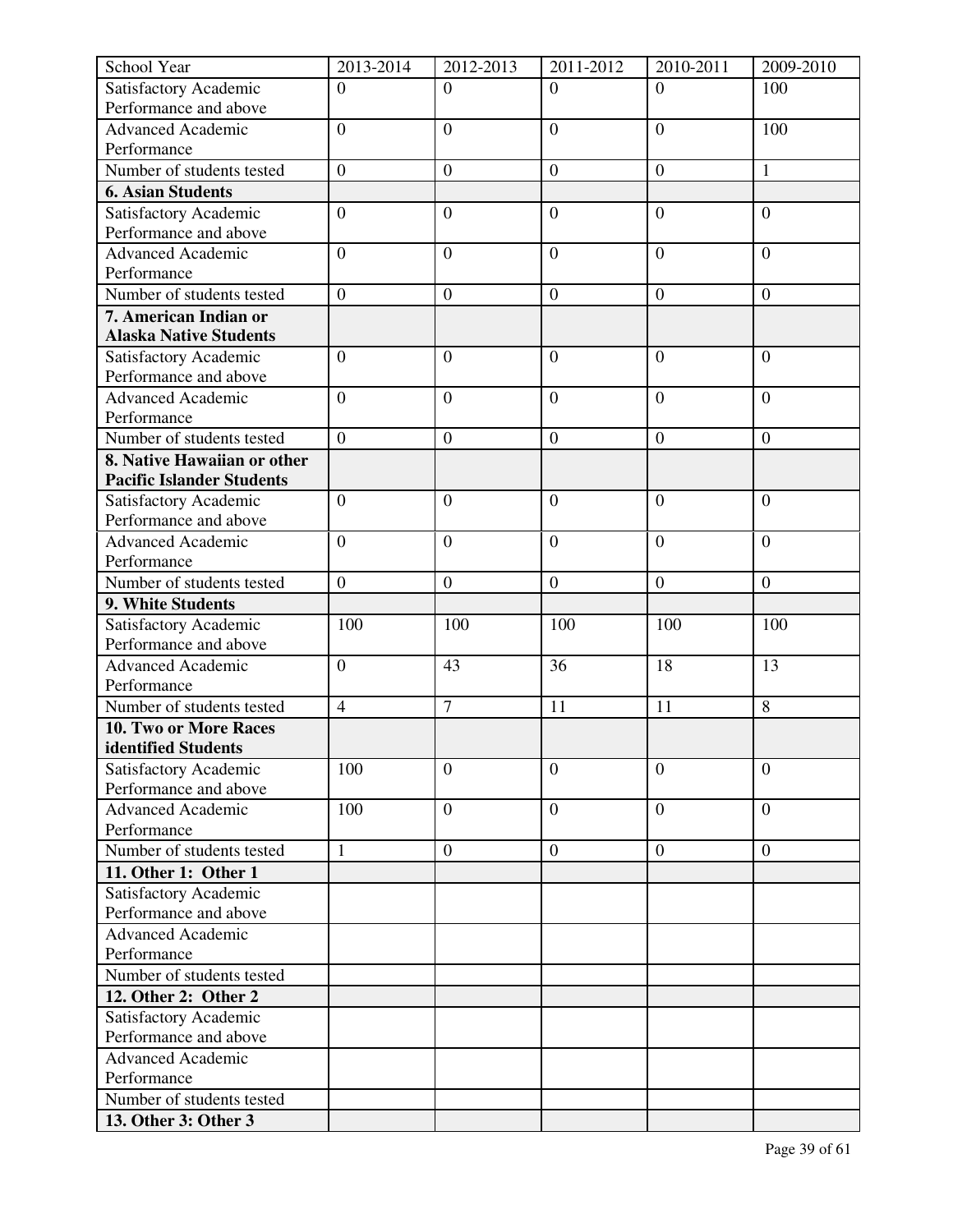| School Year | 2013-2014 | 2012-2013 | 2011-2012 | 2010-2011 | 2009-2010 |
|---|---|---|---|---|---|
| Satisfactory Academic Performance and above | 0 | 0 | 0 | 0 | 100 |
| Advanced Academic Performance | 0 | 0 | 0 | 0 | 100 |
| Number of students tested | 0 | 0 | 0 | 0 | 1 |
| **6. Asian Students** | | | | | |
| Satisfactory Academic Performance and above | 0 | 0 | 0 | 0 | 0 |
| Advanced Academic Performance | 0 | 0 | 0 | 0 | 0 |
| Number of students tested | 0 | 0 | 0 | 0 | 0 |
| **7. American Indian or Alaska Native Students** | | | | | |
| Satisfactory Academic Performance and above | 0 | 0 | 0 | 0 | 0 |
| Advanced Academic Performance | 0 | 0 | 0 | 0 | 0 |
| Number of students tested | 0 | 0 | 0 | 0 | 0 |
| **8. Native Hawaiian or other Pacific Islander Students** | | | | | |
| Satisfactory Academic Performance and above | 0 | 0 | 0 | 0 | 0 |
| Advanced Academic Performance | 0 | 0 | 0 | 0 | 0 |
| Number of students tested | 0 | 0 | 0 | 0 | 0 |
| **9. White Students** | | | | | |
| Satisfactory Academic Performance and above | 100 | 100 | 100 | 100 | 100 |
| Advanced Academic Performance | 0 | 43 | 36 | 18 | 13 |
| Number of students tested | 4 | 7 | 11 | 11 | 8 |
| **10. Two or More Races identified Students** | | | | | |
| Satisfactory Academic Performance and above | 100 | 0 | 0 | 0 | 0 |
| Advanced Academic Performance | 100 | 0 | 0 | 0 | 0 |
| Number of students tested | 1 | 0 | 0 | 0 | 0 |
| **11. Other 1: Other 1** | | | | | |
| Satisfactory Academic Performance and above | | | | | |
| Advanced Academic Performance | | | | | |
| Number of students tested | | | | | |
| **12. Other 2: Other 2** | | | | | |
| Satisfactory Academic Performance and above | | | | | |
| Advanced Academic Performance | | | | | |
| Number of students tested | | | | | |
| **13. Other 3: Other 3** | | | | | |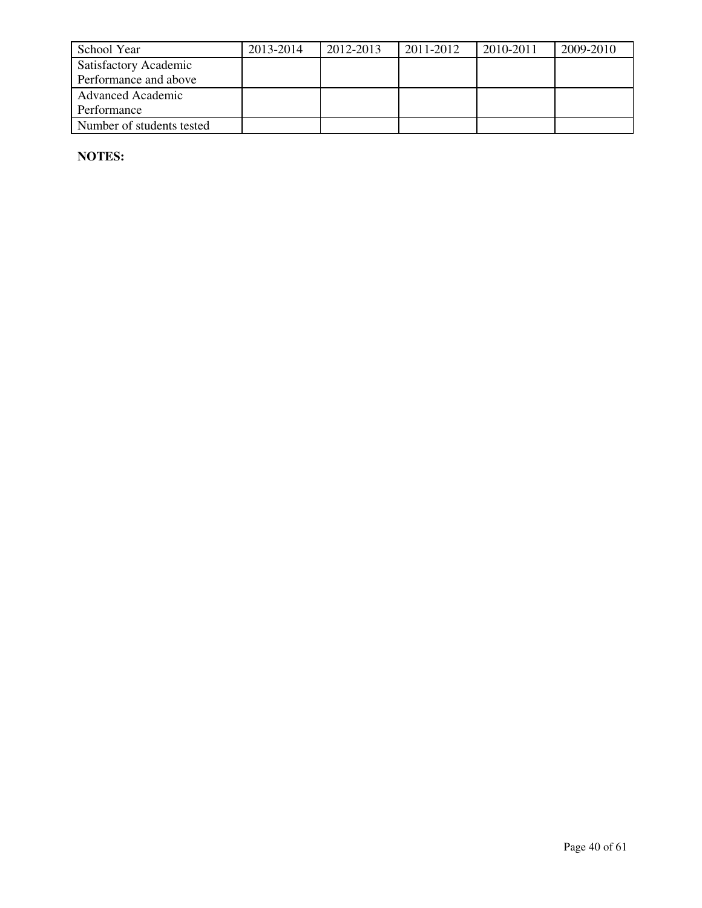| School Year | 2013-2014 | 2012-2013 | 2011-2012 | 2010-2011 | 2009-2010 |
| --- | --- | --- | --- | --- | --- |
| Satisfactory Academic Performance and above | | | | | |
| Advanced Academic Performance | | | | | |
| Number of students tested | | | | | |

**NOTES:**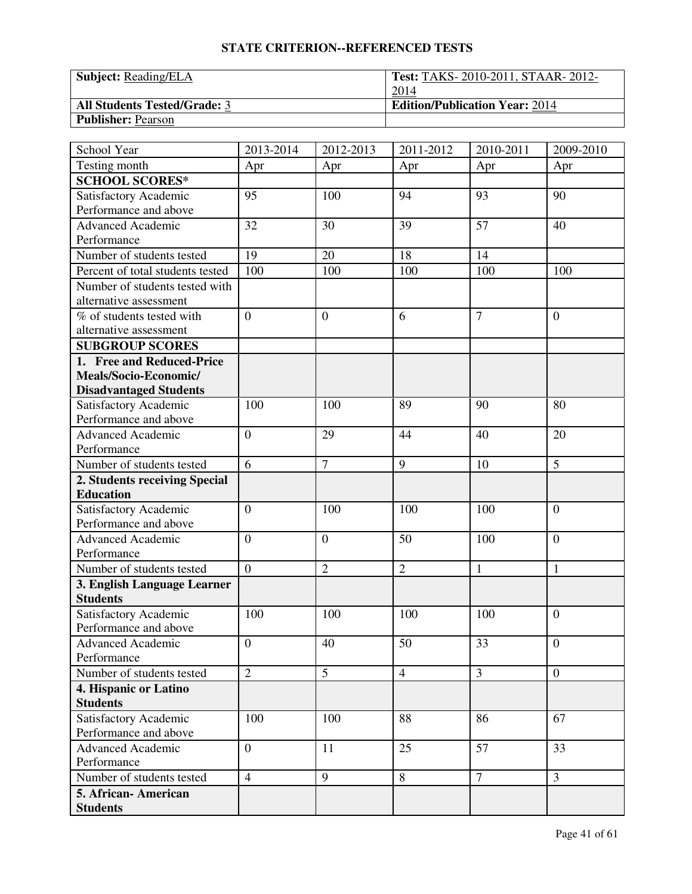## STATE CRITERION--REFERENCED TESTS

| | |
|---|---|
| **Subject:** Reading/ELA | **Test:** TAKS- 2010-2011, STAAR- 2012-2014 |
| **All Students Tested/Grade:** 3 | **Edition/Publication Year:** 2014 |
| **Publisher:** Pearson | |

| School Year | 2013-2014 | 2012-2013 | 2011-2012 | 2010-2011 | 2009-2010 |
|---|---|---|---|---|---|
| Testing month | Apr | Apr | Apr | Apr | Apr |
| **SCHOOL SCORES*** | | | | | |
| Satisfactory Academic Performance and above | 95 | 100 | 94 | 93 | 90 |
| Advanced Academic Performance | 32 | 30 | 39 | 57 | 40 |
| Number of students tested | 19 | 20 | 18 | 14 | |
| Percent of total students tested | 100 | 100 | 100 | 100 | 100 |
| Number of students tested with alternative assessment | | | | | |
| % of students tested with alternative assessment | 0 | 0 | 6 | 7 | 0 |
| **SUBGROUP SCORES** | | | | | |
| **1. Free and Reduced-Price Meals/Socio-Economic/ Disadvantaged Students** | | | | | |
| Satisfactory Academic Performance and above | 100 | 100 | 89 | 90 | 80 |
| Advanced Academic Performance | 0 | 29 | 44 | 40 | 20 |
| Number of students tested | 6 | 7 | 9 | 10 | 5 |
| **2. Students receiving Special Education** | | | | | |
| Satisfactory Academic Performance and above | 0 | 100 | 100 | 100 | 0 |
| Advanced Academic Performance | 0 | 0 | 50 | 100 | 0 |
| Number of students tested | 0 | 2 | 2 | 1 | 1 |
| **3. English Language Learner Students** | | | | | |
| Satisfactory Academic Performance and above | 100 | 100 | 100 | 100 | 0 |
| Advanced Academic Performance | 0 | 40 | 50 | 33 | 0 |
| Number of students tested | 2 | 5 | 4 | 3 | 0 |
| **4. Hispanic or Latino Students** | | | | | |
| Satisfactory Academic Performance and above | 100 | 100 | 88 | 86 | 67 |
| Advanced Academic Performance | 0 | 11 | 25 | 57 | 33 |
| Number of students tested | 4 | 9 | 8 | 7 | 3 |
| **5. African- American Students** | | | | | |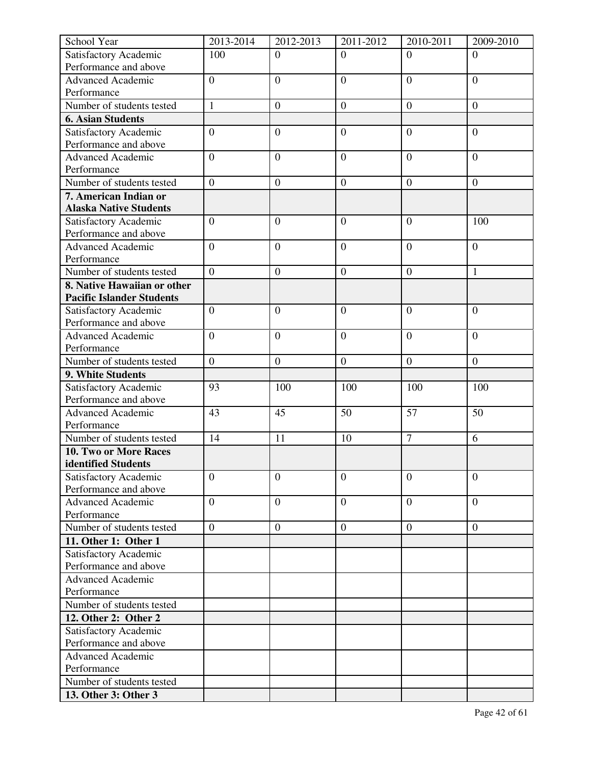| School Year | 2013-2014 | 2012-2013 | 2011-2012 | 2010-2011 | 2009-2010 |
| --- | --- | --- | --- | --- | --- |
| Satisfactory Academic Performance and above | 100 | 0 | 0 | 0 | 0 |
| Advanced Academic Performance | 0 | 0 | 0 | 0 | 0 |
| Number of students tested | 1 | 0 | 0 | 0 | 0 |
| **6. Asian Students** | | | | | |
| Satisfactory Academic Performance and above | 0 | 0 | 0 | 0 | 0 |
| Advanced Academic Performance | 0 | 0 | 0 | 0 | 0 |
| Number of students tested | 0 | 0 | 0 | 0 | 0 |
| **7. American Indian or Alaska Native Students** | | | | | |
| Satisfactory Academic Performance and above | 0 | 0 | 0 | 0 | 100 |
| Advanced Academic Performance | 0 | 0 | 0 | 0 | 0 |
| Number of students tested | 0 | 0 | 0 | 0 | 1 |
| **8. Native Hawaiian or other Pacific Islander Students** | | | | | |
| Satisfactory Academic Performance and above | 0 | 0 | 0 | 0 | 0 |
| Advanced Academic Performance | 0 | 0 | 0 | 0 | 0 |
| Number of students tested | 0 | 0 | 0 | 0 | 0 |
| **9. White Students** | | | | | |
| Satisfactory Academic Performance and above | 93 | 100 | 100 | 100 | 100 |
| Advanced Academic Performance | 43 | 45 | 50 | 57 | 50 |
| Number of students tested | 14 | 11 | 10 | 7 | 6 |
| **10. Two or More Races identified Students** | | | | | |
| Satisfactory Academic Performance and above | 0 | 0 | 0 | 0 | 0 |
| Advanced Academic Performance | 0 | 0 | 0 | 0 | 0 |
| Number of students tested | 0 | 0 | 0 | 0 | 0 |
| **11. Other 1: Other 1** | | | | | |
| Satisfactory Academic Performance and above | | | | | |
| Advanced Academic Performance | | | | | |
| Number of students tested | | | | | |
| **12. Other 2: Other 2** | | | | | |
| Satisfactory Academic Performance and above | | | | | |
| Advanced Academic Performance | | | | | |
| Number of students tested | | | | | |
| **13. Other 3: Other 3** | | | | | |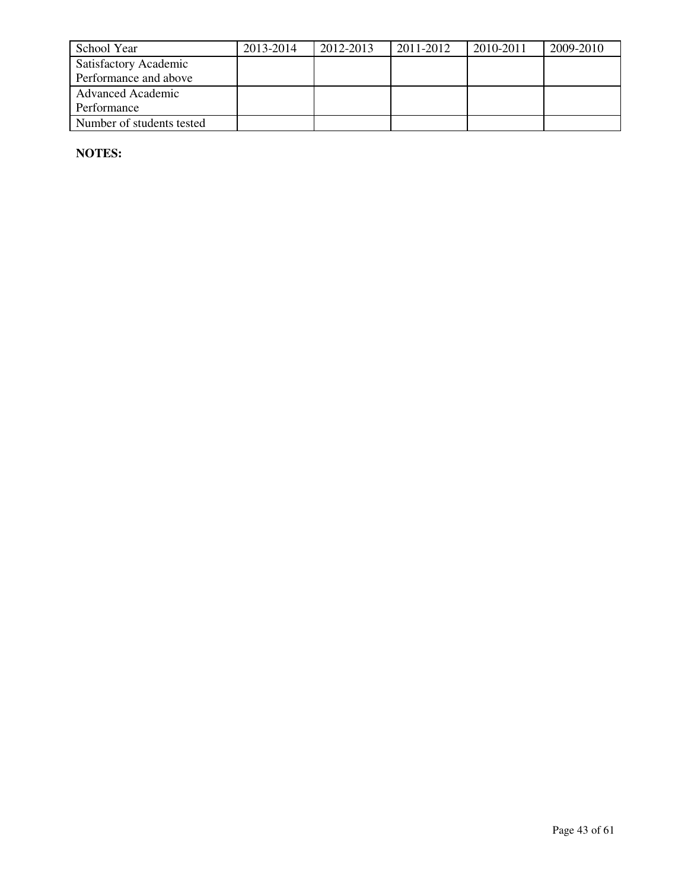| School Year | 2013-2014 | 2012-2013 | 2011-2012 | 2010-2011 | 2009-2010 |
|---|---|---|---|---|---|
| Satisfactory Academic Performance and above | | | | | |
| Advanced Academic Performance | | | | | |
| Number of students tested | | | | | |

**NOTES:**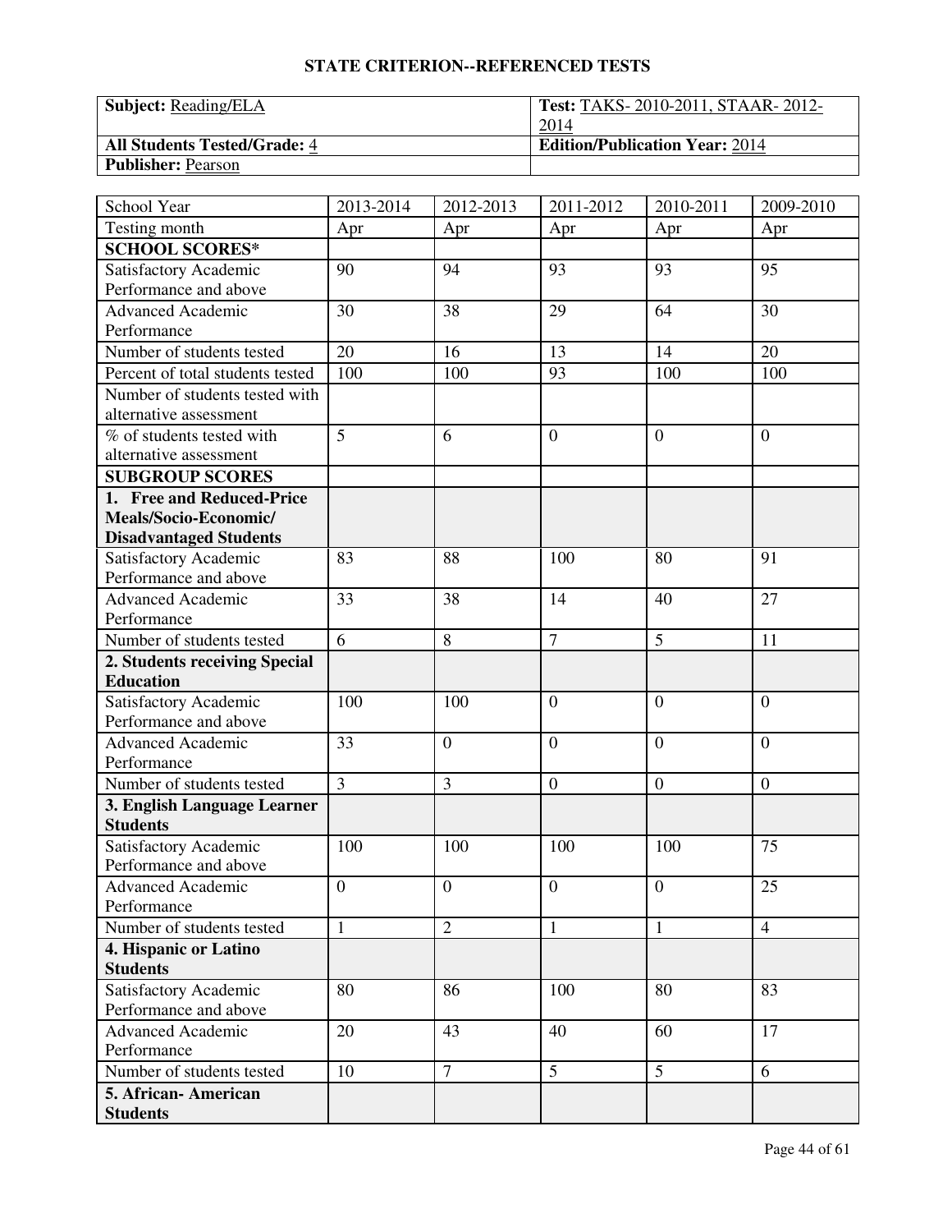## STATE CRITERION--REFERENCED TESTS

| **Subject:** Reading/ELA | **Test:** TAKS- 2010-2011, STAAR- 2012-2014 |
|---|---|
| **All Students Tested/Grade:** 4 | **Edition/Publication Year:** 2014 |
| **Publisher:** Pearson | |

| School Year | 2013-2014 | 2012-2013 | 2011-2012 | 2010-2011 | 2009-2010 |
|---|---|---|---|---|---|
| Testing month | Apr | Apr | Apr | Apr | Apr |
| **SCHOOL SCORES*** | | | | | |
| Satisfactory Academic Performance and above | 90 | 94 | 93 | 93 | 95 |
| Advanced Academic Performance | 30 | 38 | 29 | 64 | 30 |
| Number of students tested | 20 | 16 | 13 | 14 | 20 |
| Percent of total students tested | 100 | 100 | 93 | 100 | 100 |
| Number of students tested with alternative assessment | | | | | |
| % of students tested with alternative assessment | 5 | 6 | 0 | 0 | 0 |
| **SUBGROUP SCORES** | | | | | |
| **1. Free and Reduced-Price Meals/Socio-Economic/ Disadvantaged Students** | | | | | |
| Satisfactory Academic Performance and above | 83 | 88 | 100 | 80 | 91 |
| Advanced Academic Performance | 33 | 38 | 14 | 40 | 27 |
| Number of students tested | 6 | 8 | 7 | 5 | 11 |
| **2. Students receiving Special Education** | | | | | |
| Satisfactory Academic Performance and above | 100 | 100 | 0 | 0 | 0 |
| Advanced Academic Performance | 33 | 0 | 0 | 0 | 0 |
| Number of students tested | 3 | 3 | 0 | 0 | 0 |
| **3. English Language Learner Students** | | | | | |
| Satisfactory Academic Performance and above | 100 | 100 | 100 | 100 | 75 |
| Advanced Academic Performance | 0 | 0 | 0 | 0 | 25 |
| Number of students tested | 1 | 2 | 1 | 1 | 4 |
| **4. Hispanic or Latino Students** | | | | | |
| Satisfactory Academic Performance and above | 80 | 86 | 100 | 80 | 83 |
| Advanced Academic Performance | 20 | 43 | 40 | 60 | 17 |
| Number of students tested | 10 | 7 | 5 | 5 | 6 |
| **5. African- American Students** | | | | | |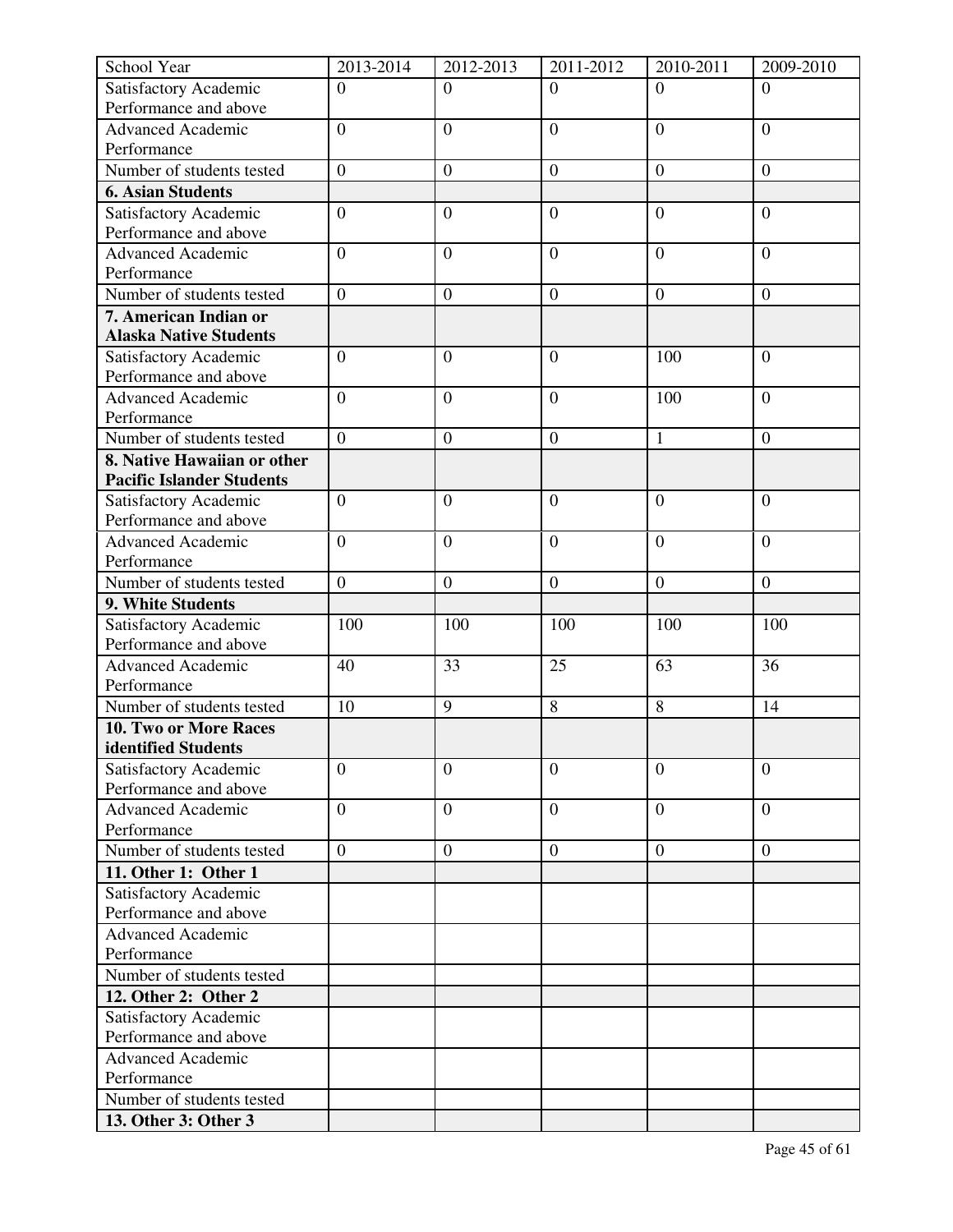| School Year | 2013-2014 | 2012-2013 | 2011-2012 | 2010-2011 | 2009-2010 |
|---|---|---|---|---|---|
| Satisfactory Academic Performance and above | 0 | 0 | 0 | 0 | 0 |
| Advanced Academic Performance | 0 | 0 | 0 | 0 | 0 |
| Number of students tested | 0 | 0 | 0 | 0 | 0 |
| **6. Asian Students** | | | | | |
| Satisfactory Academic Performance and above | 0 | 0 | 0 | 0 | 0 |
| Advanced Academic Performance | 0 | 0 | 0 | 0 | 0 |
| Number of students tested | 0 | 0 | 0 | 0 | 0 |
| **7. American Indian or Alaska Native Students** | | | | | |
| Satisfactory Academic Performance and above | 0 | 0 | 0 | 100 | 0 |
| Advanced Academic Performance | 0 | 0 | 0 | 100 | 0 |
| Number of students tested | 0 | 0 | 0 | 1 | 0 |
| **8. Native Hawaiian or other Pacific Islander Students** | | | | | |
| Satisfactory Academic Performance and above | 0 | 0 | 0 | 0 | 0 |
| Advanced Academic Performance | 0 | 0 | 0 | 0 | 0 |
| Number of students tested | 0 | 0 | 0 | 0 | 0 |
| **9. White Students** | | | | | |
| Satisfactory Academic Performance and above | 100 | 100 | 100 | 100 | 100 |
| Advanced Academic Performance | 40 | 33 | 25 | 63 | 36 |
| Number of students tested | 10 | 9 | 8 | 8 | 14 |
| **10. Two or More Races identified Students** | | | | | |
| Satisfactory Academic Performance and above | 0 | 0 | 0 | 0 | 0 |
| Advanced Academic Performance | 0 | 0 | 0 | 0 | 0 |
| Number of students tested | 0 | 0 | 0 | 0 | 0 |
| **11. Other 1: Other 1** | | | | | |
| Satisfactory Academic Performance and above | | | | | |
| Advanced Academic Performance | | | | | |
| Number of students tested | | | | | |
| **12. Other 2: Other 2** | | | | | |
| Satisfactory Academic Performance and above | | | | | |
| Advanced Academic Performance | | | | | |
| Number of students tested | | | | | |
| **13. Other 3: Other 3** | | | | | |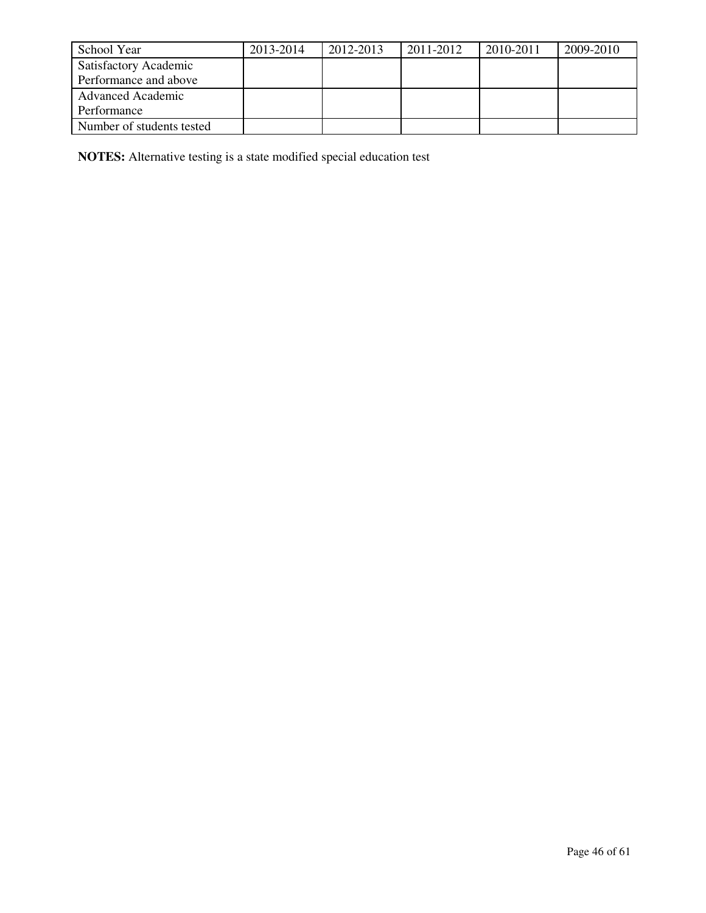| School Year | 2013-2014 | 2012-2013 | 2011-2012 | 2010-2011 | 2009-2010 |
| --- | --- | --- | --- | --- | --- |
| Satisfactory Academic Performance and above | | | | | |
| Advanced Academic Performance | | | | | |
| Number of students tested | | | | | |

**NOTES:** Alternative testing is a state modified special education test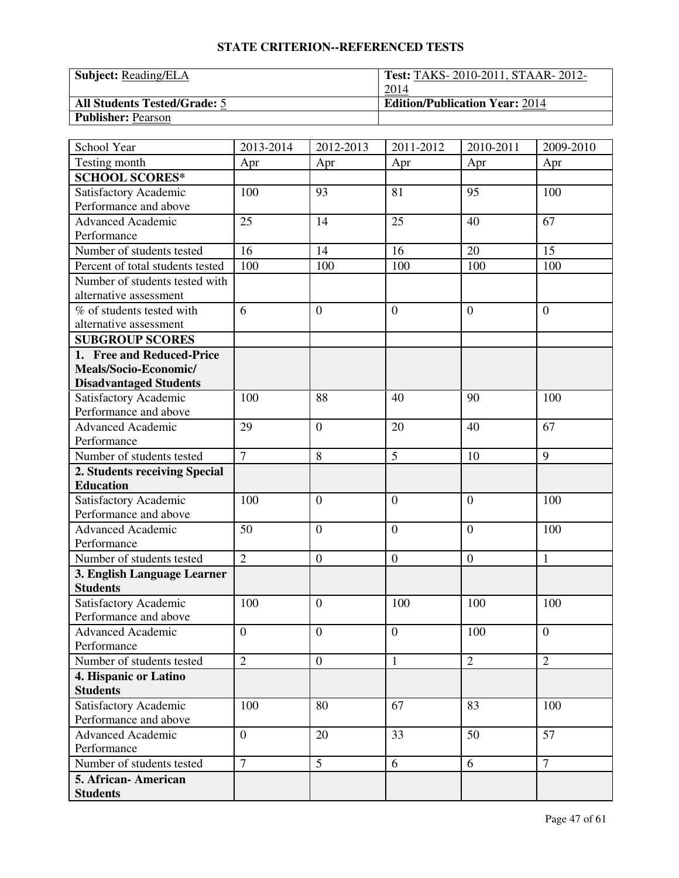## STATE CRITERION--REFERENCED TESTS

| **Subject:** Reading/ELA | **Test:** TAKS- 2010-2011, STAAR- 2012-2014 |
|---|---|
| **All Students Tested/Grade:** 5 | **Edition/Publication Year:** 2014 |
| **Publisher:** Pearson | |

| School Year | 2013-2014 | 2012-2013 | 2011-2012 | 2010-2011 | 2009-2010 |
|---|---|---|---|---|---|
| Testing month | Apr | Apr | Apr | Apr | Apr |
| **SCHOOL SCORES*** | | | | | |
| Satisfactory Academic Performance and above | 100 | 93 | 81 | 95 | 100 |
| Advanced Academic Performance | 25 | 14 | 25 | 40 | 67 |
| Number of students tested | 16 | 14 | 16 | 20 | 15 |
| Percent of total students tested | 100 | 100 | 100 | 100 | 100 |
| Number of students tested with alternative assessment | | | | | |
| % of students tested with alternative assessment | 6 | 0 | 0 | 0 | 0 |
| **SUBGROUP SCORES** | | | | | |
| **1. Free and Reduced-Price Meals/Socio-Economic/ Disadvantaged Students** | | | | | |
| Satisfactory Academic Performance and above | 100 | 88 | 40 | 90 | 100 |
| Advanced Academic Performance | 29 | 0 | 20 | 40 | 67 |
| Number of students tested | 7 | 8 | 5 | 10 | 9 |
| **2. Students receiving Special Education** | | | | | |
| Satisfactory Academic Performance and above | 100 | 0 | 0 | 0 | 100 |
| Advanced Academic Performance | 50 | 0 | 0 | 0 | 100 |
| Number of students tested | 2 | 0 | 0 | 0 | 1 |
| **3. English Language Learner Students** | | | | | |
| Satisfactory Academic Performance and above | 100 | 0 | 100 | 100 | 100 |
| Advanced Academic Performance | 0 | 0 | 0 | 100 | 0 |
| Number of students tested | 2 | 0 | 1 | 2 | 2 |
| **4. Hispanic or Latino Students** | | | | | |
| Satisfactory Academic Performance and above | 100 | 80 | 67 | 83 | 100 |
| Advanced Academic Performance | 0 | 20 | 33 | 50 | 57 |
| Number of students tested | 7 | 5 | 6 | 6 | 7 |
| **5. African- American Students** | | | | | |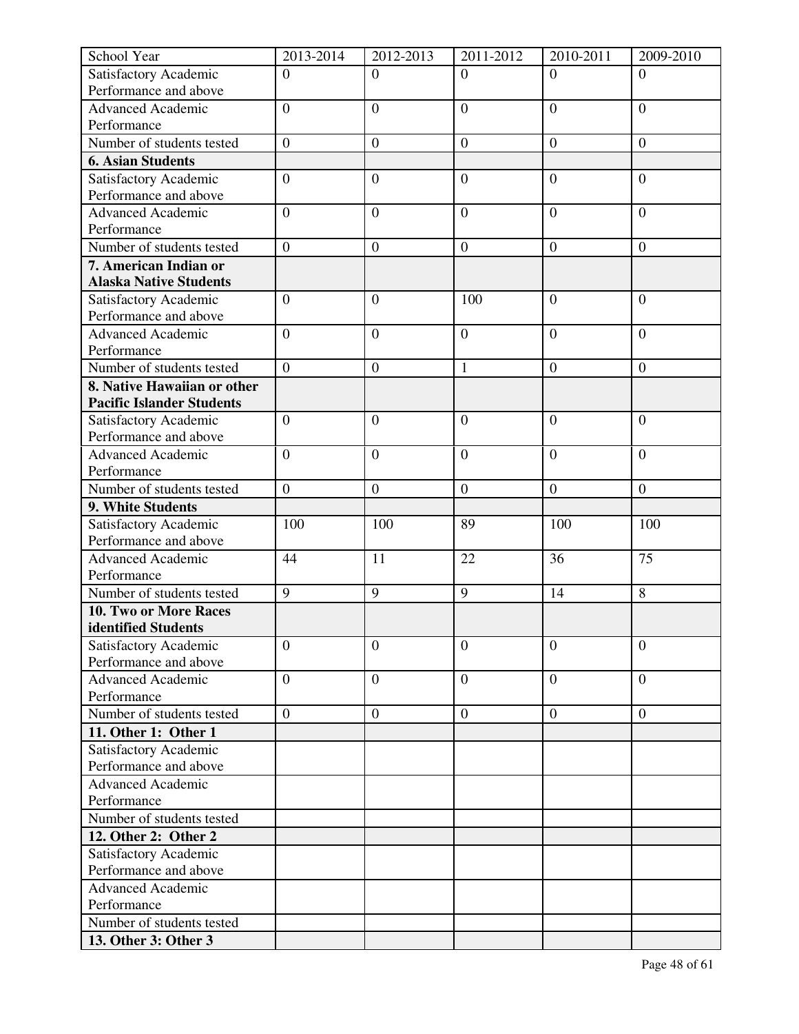| School Year | 2013-2014 | 2012-2013 | 2011-2012 | 2010-2011 | 2009-2010 |
|---|---|---|---|---|---|
| Satisfactory Academic Performance and above | 0 | 0 | 0 | 0 | 0 |
| Advanced Academic Performance | 0 | 0 | 0 | 0 | 0 |
| Number of students tested | 0 | 0 | 0 | 0 | 0 |
| **6. Asian Students** | | | | | |
| Satisfactory Academic Performance and above | 0 | 0 | 0 | 0 | 0 |
| Advanced Academic Performance | 0 | 0 | 0 | 0 | 0 |
| Number of students tested | 0 | 0 | 0 | 0 | 0 |
| **7. American Indian or Alaska Native Students** | | | | | |
| Satisfactory Academic Performance and above | 0 | 0 | 100 | 0 | 0 |
| Advanced Academic Performance | 0 | 0 | 0 | 0 | 0 |
| Number of students tested | 0 | 0 | 1 | 0 | 0 |
| **8. Native Hawaiian or other Pacific Islander Students** | | | | | |
| Satisfactory Academic Performance and above | 0 | 0 | 0 | 0 | 0 |
| Advanced Academic Performance | 0 | 0 | 0 | 0 | 0 |
| Number of students tested | 0 | 0 | 0 | 0 | 0 |
| **9. White Students** | | | | | |
| Satisfactory Academic Performance and above | 100 | 100 | 89 | 100 | 100 |
| Advanced Academic Performance | 44 | 11 | 22 | 36 | 75 |
| Number of students tested | 9 | 9 | 9 | 14 | 8 |
| **10. Two or More Races identified Students** | | | | | |
| Satisfactory Academic Performance and above | 0 | 0 | 0 | 0 | 0 |
| Advanced Academic Performance | 0 | 0 | 0 | 0 | 0 |
| Number of students tested | 0 | 0 | 0 | 0 | 0 |
| **11. Other 1: Other 1** | | | | | |
| Satisfactory Academic Performance and above | | | | | |
| Advanced Academic Performance | | | | | |
| Number of students tested | | | | | |
| **12. Other 2: Other 2** | | | | | |
| Satisfactory Academic Performance and above | | | | | |
| Advanced Academic Performance | | | | | |
| Number of students tested | | | | | |
| **13. Other 3: Other 3** | | | | | |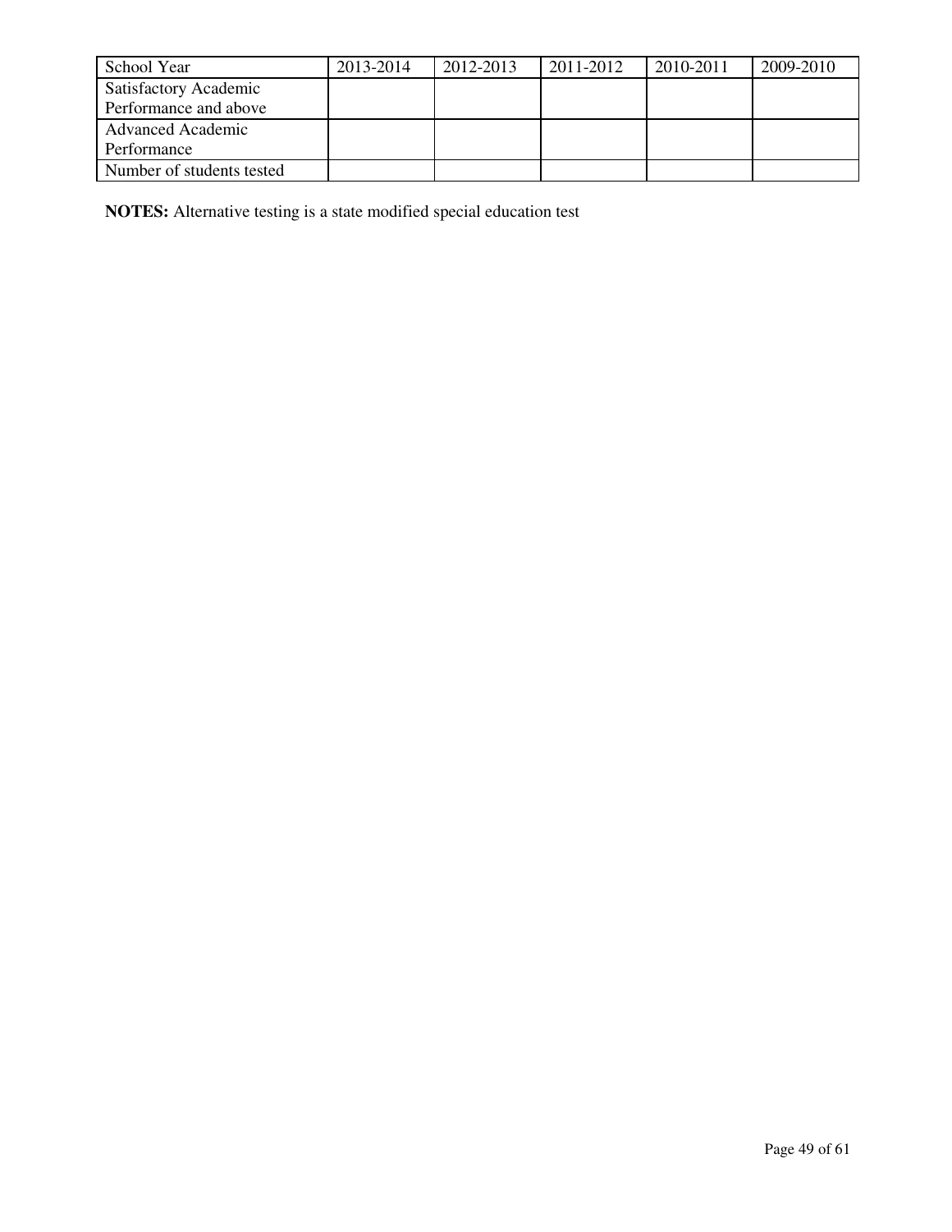| School Year | 2013-2014 | 2012-2013 | 2011-2012 | 2010-2011 | 2009-2010 |
|---|---|---|---|---|---|
| Satisfactory Academic Performance and above | | | | | |
| Advanced Academic Performance | | | | | |
| Number of students tested | | | | | |

**NOTES:** Alternative testing is a state modified special education test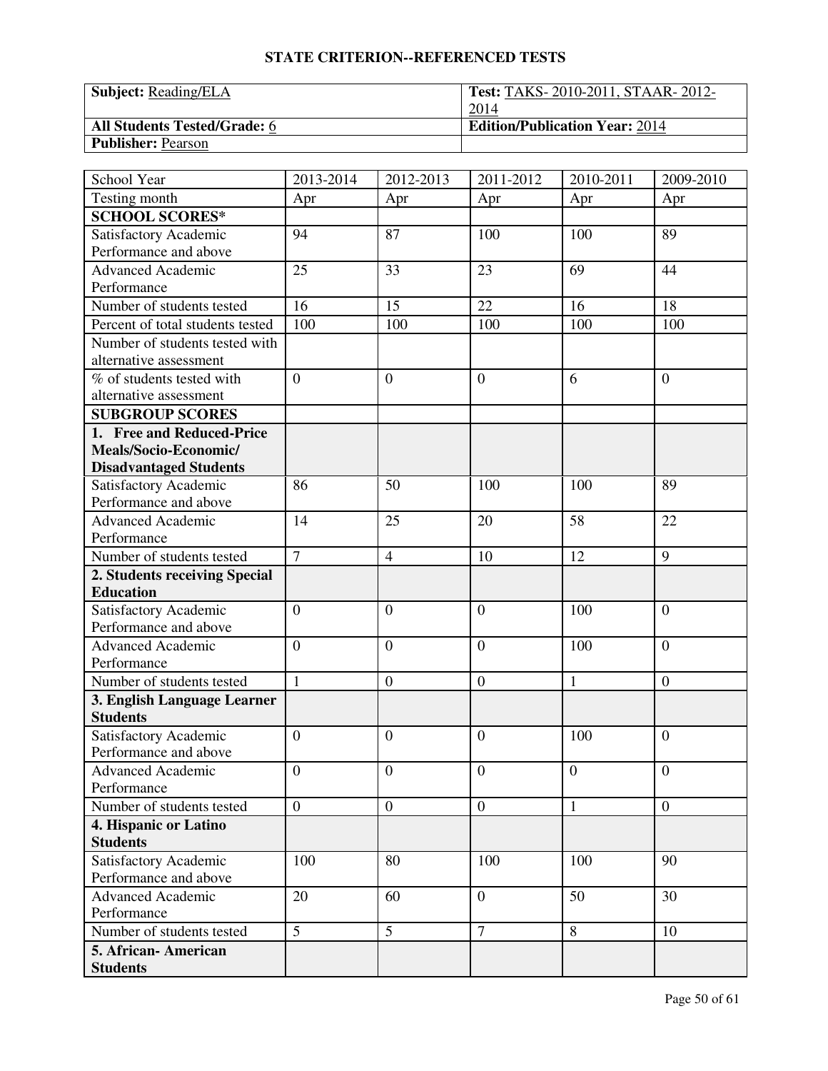## STATE CRITERION--REFERENCED TESTS

| **Subject:** Reading/ELA | **Test:** TAKS- 2010-2011, STAAR- 2012-2014 |
|---|---|
| **All Students Tested/Grade:** 6 | **Edition/Publication Year:** 2014 |
| **Publisher:** Pearson | |

| School Year | 2013-2014 | 2012-2013 | 2011-2012 | 2010-2011 | 2009-2010 |
|---|---|---|---|---|---|
| Testing month | Apr | Apr | Apr | Apr | Apr |
| **SCHOOL SCORES*** | | | | | |
| Satisfactory Academic Performance and above | 94 | 87 | 100 | 100 | 89 |
| Advanced Academic Performance | 25 | 33 | 23 | 69 | 44 |
| Number of students tested | 16 | 15 | 22 | 16 | 18 |
| Percent of total students tested | 100 | 100 | 100 | 100 | 100 |
| Number of students tested with alternative assessment | | | | | |
| % of students tested with alternative assessment | 0 | 0 | 0 | 6 | 0 |
| **SUBGROUP SCORES** | | | | | |
| **1. Free and Reduced-Price Meals/Socio-Economic/ Disadvantaged Students** | | | | | |
| Satisfactory Academic Performance and above | 86 | 50 | 100 | 100 | 89 |
| Advanced Academic Performance | 14 | 25 | 20 | 58 | 22 |
| Number of students tested | 7 | 4 | 10 | 12 | 9 |
| **2. Students receiving Special Education** | | | | | |
| Satisfactory Academic Performance and above | 0 | 0 | 0 | 100 | 0 |
| Advanced Academic Performance | 0 | 0 | 0 | 100 | 0 |
| Number of students tested | 1 | 0 | 0 | 1 | 0 |
| **3. English Language Learner Students** | | | | | |
| Satisfactory Academic Performance and above | 0 | 0 | 0 | 100 | 0 |
| Advanced Academic Performance | 0 | 0 | 0 | 0 | 0 |
| Number of students tested | 0 | 0 | 0 | 1 | 0 |
| **4. Hispanic or Latino Students** | | | | | |
| Satisfactory Academic Performance and above | 100 | 80 | 100 | 100 | 90 |
| Advanced Academic Performance | 20 | 60 | 0 | 50 | 30 |
| Number of students tested | 5 | 5 | 7 | 8 | 10 |
| **5. African- American Students** | | | | | |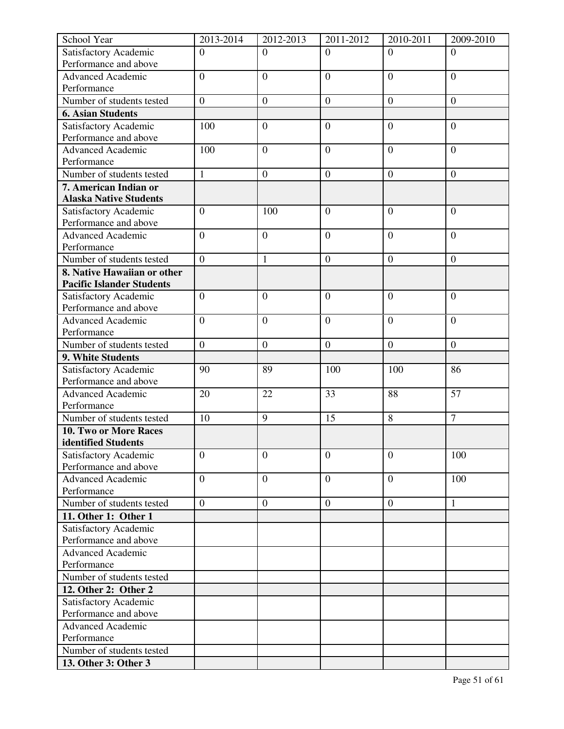| School Year | 2013-2014 | 2012-2013 | 2011-2012 | 2010-2011 | 2009-2010 |
|---|---|---|---|---|---|
| Satisfactory Academic Performance and above | 0 | 0 | 0 | 0 | 0 |
| Advanced Academic Performance | 0 | 0 | 0 | 0 | 0 |
| Number of students tested | 0 | 0 | 0 | 0 | 0 |
| **6. Asian Students** | | | | | |
| Satisfactory Academic Performance and above | 100 | 0 | 0 | 0 | 0 |
| Advanced Academic Performance | 100 | 0 | 0 | 0 | 0 |
| Number of students tested | 1 | 0 | 0 | 0 | 0 |
| **7. American Indian or Alaska Native Students** | | | | | |
| Satisfactory Academic Performance and above | 0 | 100 | 0 | 0 | 0 |
| Advanced Academic Performance | 0 | 0 | 0 | 0 | 0 |
| Number of students tested | 0 | 1 | 0 | 0 | 0 |
| **8. Native Hawaiian or other Pacific Islander Students** | | | | | |
| Satisfactory Academic Performance and above | 0 | 0 | 0 | 0 | 0 |
| Advanced Academic Performance | 0 | 0 | 0 | 0 | 0 |
| Number of students tested | 0 | 0 | 0 | 0 | 0 |
| **9. White Students** | | | | | |
| Satisfactory Academic Performance and above | 90 | 89 | 100 | 100 | 86 |
| Advanced Academic Performance | 20 | 22 | 33 | 88 | 57 |
| Number of students tested | 10 | 9 | 15 | 8 | 7 |
| **10. Two or More Races identified Students** | | | | | |
| Satisfactory Academic Performance and above | 0 | 0 | 0 | 0 | 100 |
| Advanced Academic Performance | 0 | 0 | 0 | 0 | 100 |
| Number of students tested | 0 | 0 | 0 | 0 | 1 |
| **11. Other 1: Other 1** | | | | | |
| Satisfactory Academic Performance and above | | | | | |
| Advanced Academic Performance | | | | | |
| Number of students tested | | | | | |
| **12. Other 2: Other 2** | | | | | |
| Satisfactory Academic Performance and above | | | | | |
| Advanced Academic Performance | | | | | |
| Number of students tested | | | | | |
| **13. Other 3: Other 3** | | | | | |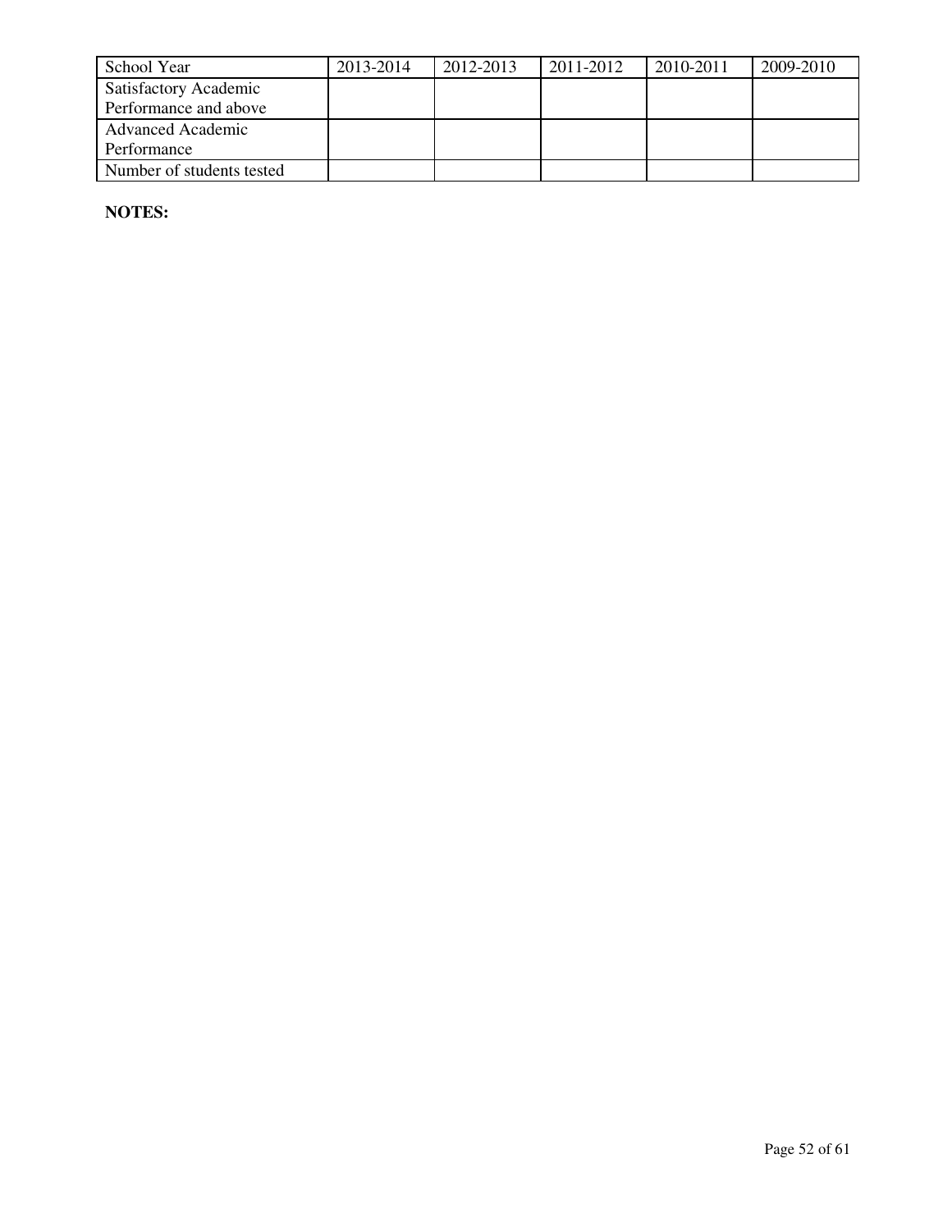| School Year | 2013-2014 | 2012-2013 | 2011-2012 | 2010-2011 | 2009-2010 |
|---|---|---|---|---|---|
| Satisfactory Academic Performance and above | | | | | |
| Advanced Academic Performance | | | | | |
| Number of students tested | | | | | |

**NOTES:**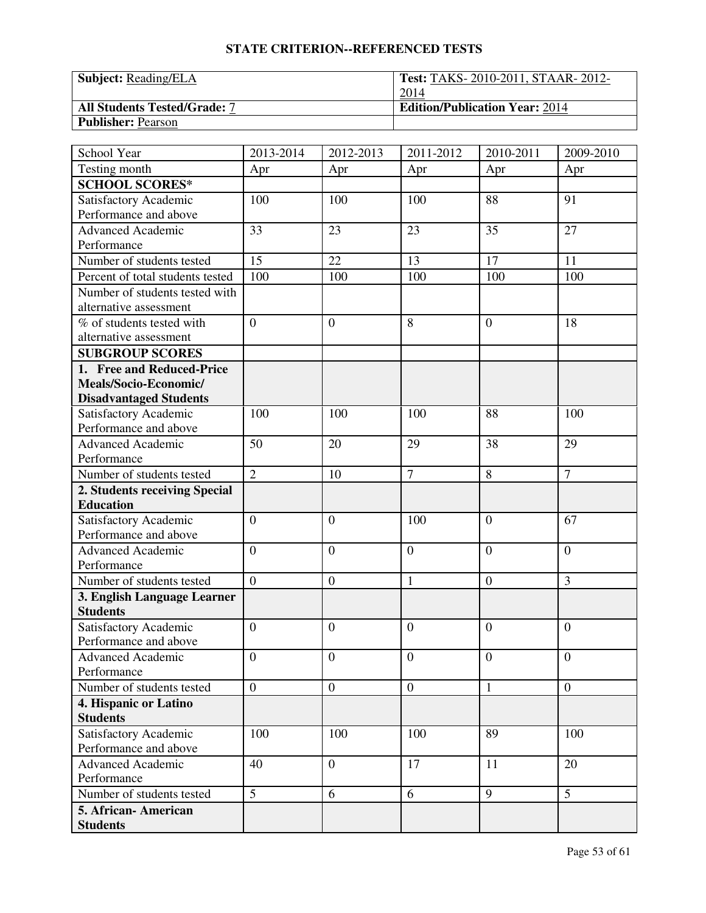## STATE CRITERION--REFERENCED TESTS

| **Subject:** Reading/ELA | **Test:** TAKS- 2010-2011, STAAR- 2012-2014 |
|---|---|
| **All Students Tested/Grade:** 7 | **Edition/Publication Year:** 2014 |
| **Publisher:** Pearson | |

| School Year | 2013-2014 | 2012-2013 | 2011-2012 | 2010-2011 | 2009-2010 |
|---|---|---|---|---|---|
| Testing month | Apr | Apr | Apr | Apr | Apr |
| **SCHOOL SCORES*** | | | | | |
| Satisfactory Academic Performance and above | 100 | 100 | 100 | 88 | 91 |
| Advanced Academic Performance | 33 | 23 | 23 | 35 | 27 |
| Number of students tested | 15 | 22 | 13 | 17 | 11 |
| Percent of total students tested | 100 | 100 | 100 | 100 | 100 |
| Number of students tested with alternative assessment | | | | | |
| % of students tested with alternative assessment | 0 | 0 | 8 | 0 | 18 |
| **SUBGROUP SCORES** | | | | | |
| **1. Free and Reduced-Price Meals/Socio-Economic/ Disadvantaged Students** | | | | | |
| Satisfactory Academic Performance and above | 100 | 100 | 100 | 88 | 100 |
| Advanced Academic Performance | 50 | 20 | 29 | 38 | 29 |
| Number of students tested | 2 | 10 | 7 | 8 | 7 |
| **2. Students receiving Special Education** | | | | | |
| Satisfactory Academic Performance and above | 0 | 0 | 100 | 0 | 67 |
| Advanced Academic Performance | 0 | 0 | 0 | 0 | 0 |
| Number of students tested | 0 | 0 | 1 | 0 | 3 |
| **3. English Language Learner Students** | | | | | |
| Satisfactory Academic Performance and above | 0 | 0 | 0 | 0 | 0 |
| Advanced Academic Performance | 0 | 0 | 0 | 0 | 0 |
| Number of students tested | 0 | 0 | 0 | 1 | 0 |
| **4. Hispanic or Latino Students** | | | | | |
| Satisfactory Academic Performance and above | 100 | 100 | 100 | 89 | 100 |
| Advanced Academic Performance | 40 | 0 | 17 | 11 | 20 |
| Number of students tested | 5 | 6 | 6 | 9 | 5 |
| **5. African- American Students** | | | | | |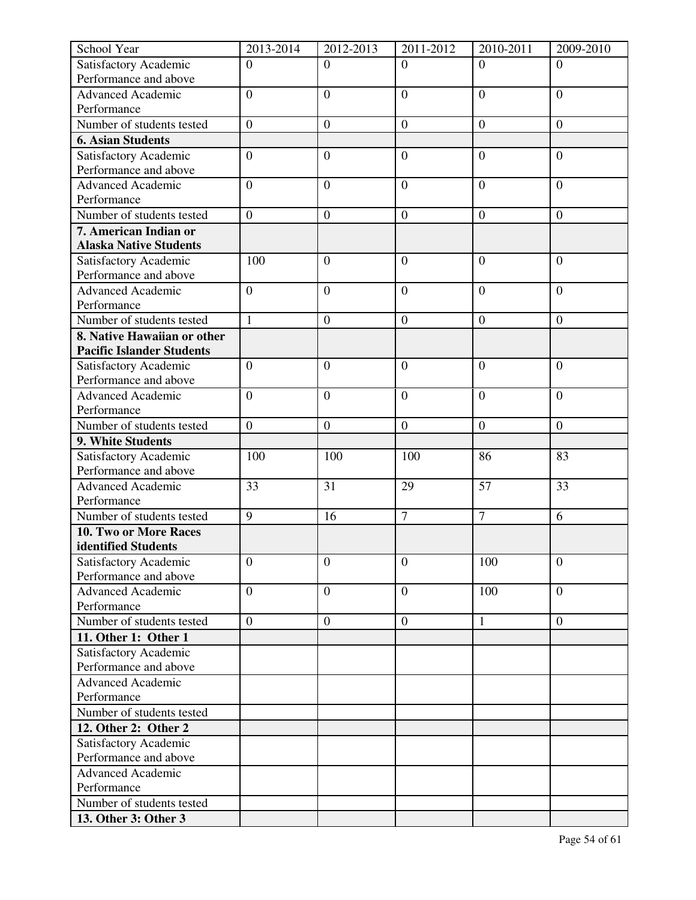| School Year | 2013-2014 | 2012-2013 | 2011-2012 | 2010-2011 | 2009-2010 |
| --- | --- | --- | --- | --- | --- |
| Satisfactory Academic Performance and above | 0 | 0 | 0 | 0 | 0 |
| Advanced Academic Performance | 0 | 0 | 0 | 0 | 0 |
| Number of students tested | 0 | 0 | 0 | 0 | 0 |
| **6. Asian Students** | | | | | |
| Satisfactory Academic Performance and above | 0 | 0 | 0 | 0 | 0 |
| Advanced Academic Performance | 0 | 0 | 0 | 0 | 0 |
| Number of students tested | 0 | 0 | 0 | 0 | 0 |
| **7. American Indian or Alaska Native Students** | | | | | |
| Satisfactory Academic Performance and above | 100 | 0 | 0 | 0 | 0 |
| Advanced Academic Performance | 0 | 0 | 0 | 0 | 0 |
| Number of students tested | 1 | 0 | 0 | 0 | 0 |
| **8. Native Hawaiian or other Pacific Islander Students** | | | | | |
| Satisfactory Academic Performance and above | 0 | 0 | 0 | 0 | 0 |
| Advanced Academic Performance | 0 | 0 | 0 | 0 | 0 |
| Number of students tested | 0 | 0 | 0 | 0 | 0 |
| **9. White Students** | | | | | |
| Satisfactory Academic Performance and above | 100 | 100 | 100 | 86 | 83 |
| Advanced Academic Performance | 33 | 31 | 29 | 57 | 33 |
| Number of students tested | 9 | 16 | 7 | 7 | 6 |
| **10. Two or More Races identified Students** | | | | | |
| Satisfactory Academic Performance and above | 0 | 0 | 0 | 100 | 0 |
| Advanced Academic Performance | 0 | 0 | 0 | 100 | 0 |
| Number of students tested | 0 | 0 | 0 | 1 | 0 |
| **11. Other 1: Other 1** | | | | | |
| Satisfactory Academic Performance and above | | | | | |
| Advanced Academic Performance | | | | | |
| Number of students tested | | | | | |
| **12. Other 2: Other 2** | | | | | |
| Satisfactory Academic Performance and above | | | | | |
| Advanced Academic Performance | | | | | |
| Number of students tested | | | | | |
| **13. Other 3: Other 3** | | | | | |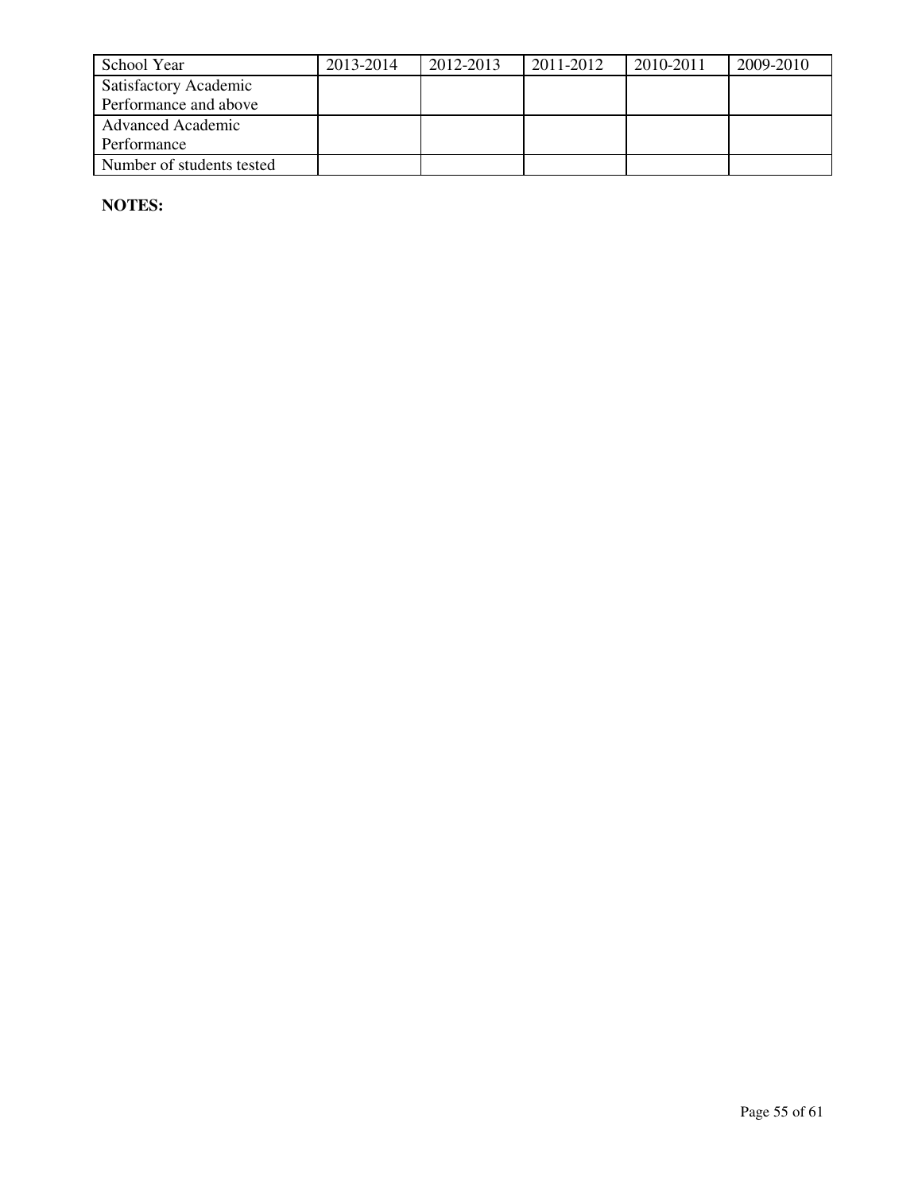| School Year | 2013-2014 | 2012-2013 | 2011-2012 | 2010-2011 | 2009-2010 |
|---|---|---|---|---|---|
| Satisfactory Academic Performance and above | | | | | |
| Advanced Academic Performance | | | | | |
| Number of students tested | | | | | |

**NOTES:**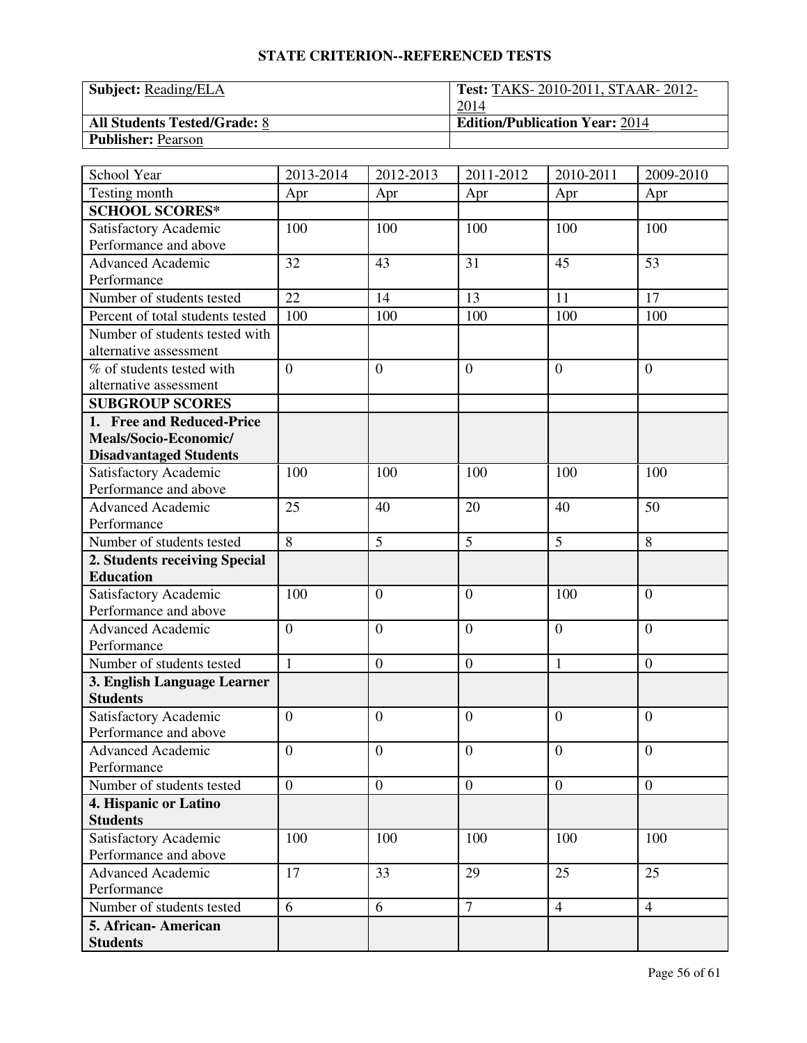# STATE CRITERION--REFERENCED TESTS

| **Subject:** Reading/ELA | **Test:** TAKS- 2010-2011, STAAR- 2012-2014 |
|---|---|
| **All Students Tested/Grade:** 8 | **Edition/Publication Year:** 2014 |
| **Publisher:** Pearson | |

| School Year | 2013-2014 | 2012-2013 | 2011-2012 | 2010-2011 | 2009-2010 |
|---|---|---|---|---|---|
| Testing month | Apr | Apr | Apr | Apr | Apr |
| **SCHOOL SCORES*** | | | | | |
| Satisfactory Academic Performance and above | 100 | 100 | 100 | 100 | 100 |
| Advanced Academic Performance | 32 | 43 | 31 | 45 | 53 |
| Number of students tested | 22 | 14 | 13 | 11 | 17 |
| Percent of total students tested | 100 | 100 | 100 | 100 | 100 |
| Number of students tested with alternative assessment | | | | | |
| % of students tested with alternative assessment | 0 | 0 | 0 | 0 | 0 |
| **SUBGROUP SCORES** | | | | | |
| **1. Free and Reduced-Price Meals/Socio-Economic/ Disadvantaged Students** | | | | | |
| Satisfactory Academic Performance and above | 100 | 100 | 100 | 100 | 100 |
| Advanced Academic Performance | 25 | 40 | 20 | 40 | 50 |
| Number of students tested | 8 | 5 | 5 | 5 | 8 |
| **2. Students receiving Special Education** | | | | | |
| Satisfactory Academic Performance and above | 100 | 0 | 0 | 100 | 0 |
| Advanced Academic Performance | 0 | 0 | 0 | 0 | 0 |
| Number of students tested | 1 | 0 | 0 | 1 | 0 |
| **3. English Language Learner Students** | | | | | |
| Satisfactory Academic Performance and above | 0 | 0 | 0 | 0 | 0 |
| Advanced Academic Performance | 0 | 0 | 0 | 0 | 0 |
| Number of students tested | 0 | 0 | 0 | 0 | 0 |
| **4. Hispanic or Latino Students** | | | | | |
| Satisfactory Academic Performance and above | 100 | 100 | 100 | 100 | 100 |
| Advanced Academic Performance | 17 | 33 | 29 | 25 | 25 |
| Number of students tested | 6 | 6 | 7 | 4 | 4 |
| **5. African- American Students** | | | | | |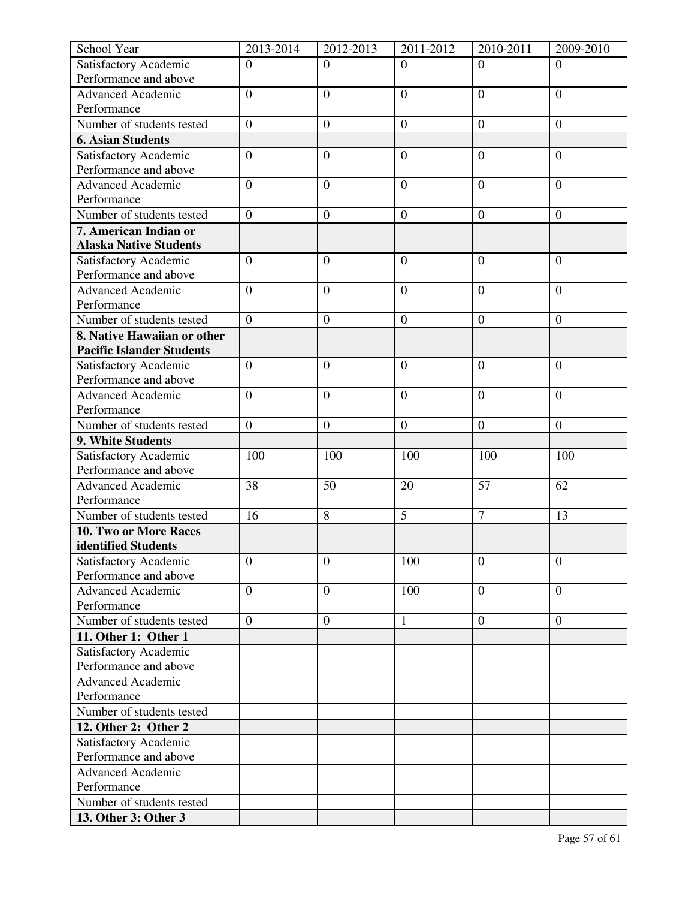| School Year | 2013-2014 | 2012-2013 | 2011-2012 | 2010-2011 | 2009-2010 |
|---|---|---|---|---|---|
| Satisfactory Academic Performance and above | 0 | 0 | 0 | 0 | 0 |
| Advanced Academic Performance | 0 | 0 | 0 | 0 | 0 |
| Number of students tested | 0 | 0 | 0 | 0 | 0 |
| **6. Asian Students** | | | | | |
| Satisfactory Academic Performance and above | 0 | 0 | 0 | 0 | 0 |
| Advanced Academic Performance | 0 | 0 | 0 | 0 | 0 |
| Number of students tested | 0 | 0 | 0 | 0 | 0 |
| **7. American Indian or Alaska Native Students** | | | | | |
| Satisfactory Academic Performance and above | 0 | 0 | 0 | 0 | 0 |
| Advanced Academic Performance | 0 | 0 | 0 | 0 | 0 |
| Number of students tested | 0 | 0 | 0 | 0 | 0 |
| **8. Native Hawaiian or other Pacific Islander Students** | | | | | |
| Satisfactory Academic Performance and above | 0 | 0 | 0 | 0 | 0 |
| Advanced Academic Performance | 0 | 0 | 0 | 0 | 0 |
| Number of students tested | 0 | 0 | 0 | 0 | 0 |
| **9. White Students** | | | | | |
| Satisfactory Academic Performance and above | 100 | 100 | 100 | 100 | 100 |
| Advanced Academic Performance | 38 | 50 | 20 | 57 | 62 |
| Number of students tested | 16 | 8 | 5 | 7 | 13 |
| **10. Two or More Races identified Students** | | | | | |
| Satisfactory Academic Performance and above | 0 | 0 | 100 | 0 | 0 |
| Advanced Academic Performance | 0 | 0 | 100 | 0 | 0 |
| Number of students tested | 0 | 0 | 1 | 0 | 0 |
| **11. Other 1: Other 1** | | | | | |
| Satisfactory Academic Performance and above | | | | | |
| Advanced Academic Performance | | | | | |
| Number of students tested | | | | | |
| **12. Other 2: Other 2** | | | | | |
| Satisfactory Academic Performance and above | | | | | |
| Advanced Academic Performance | | | | | |
| Number of students tested | | | | | |
| **13. Other 3: Other 3** | | | | | |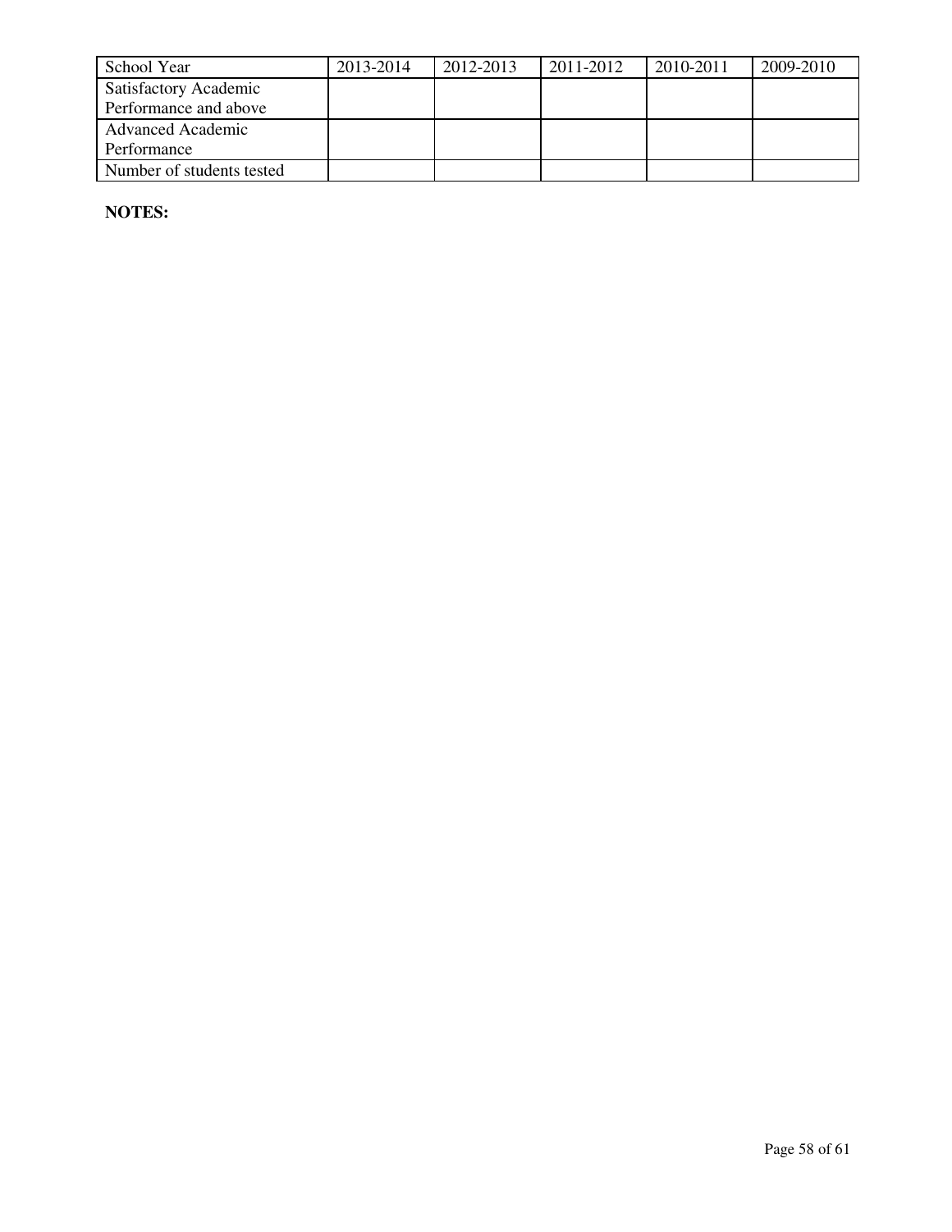| School Year | 2013-2014 | 2012-2013 | 2011-2012 | 2010-2011 | 2009-2010 |
| --- | --- | --- | --- | --- | --- |
| Satisfactory Academic Performance and above | | | | | |
| Advanced Academic Performance | | | | | |
| Number of students tested | | | | | |

**NOTES:**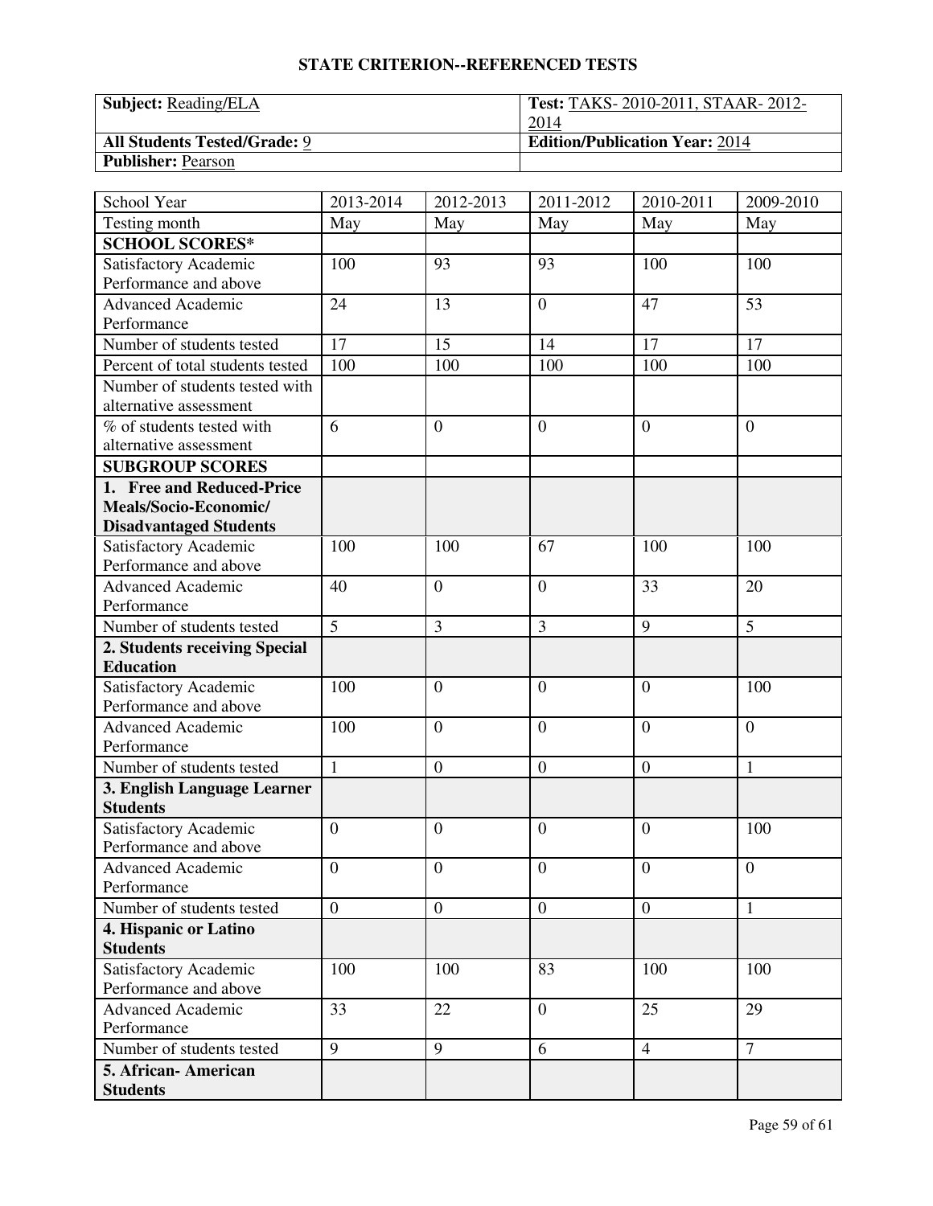## STATE CRITERION--REFERENCED TESTS

| **Subject:** Reading/ELA | **Test:** TAKS- 2010-2011, STAAR- 2012-2014 |
|---|---|
| **All Students Tested/Grade:** 9 | **Edition/Publication Year:** 2014 |
| **Publisher:** Pearson | |

| School Year | 2013-2014 | 2012-2013 | 2011-2012 | 2010-2011 | 2009-2010 |
|---|---|---|---|---|---|
| Testing month | May | May | May | May | May |
| **SCHOOL SCORES*** | | | | | |
| Satisfactory Academic Performance and above | 100 | 93 | 93 | 100 | 100 |
| Advanced Academic Performance | 24 | 13 | 0 | 47 | 53 |
| Number of students tested | 17 | 15 | 14 | 17 | 17 |
| Percent of total students tested | 100 | 100 | 100 | 100 | 100 |
| Number of students tested with alternative assessment | | | | | |
| % of students tested with alternative assessment | 6 | 0 | 0 | 0 | 0 |
| **SUBGROUP SCORES** | | | | | |
| **1. Free and Reduced-Price Meals/Socio-Economic/ Disadvantaged Students** | | | | | |
| Satisfactory Academic Performance and above | 100 | 100 | 67 | 100 | 100 |
| Advanced Academic Performance | 40 | 0 | 0 | 33 | 20 |
| Number of students tested | 5 | 3 | 3 | 9 | 5 |
| **2. Students receiving Special Education** | | | | | |
| Satisfactory Academic Performance and above | 100 | 0 | 0 | 0 | 100 |
| Advanced Academic Performance | 100 | 0 | 0 | 0 | 0 |
| Number of students tested | 1 | 0 | 0 | 0 | 1 |
| **3. English Language Learner Students** | | | | | |
| Satisfactory Academic Performance and above | 0 | 0 | 0 | 0 | 100 |
| Advanced Academic Performance | 0 | 0 | 0 | 0 | 0 |
| Number of students tested | 0 | 0 | 0 | 0 | 1 |
| **4. Hispanic or Latino Students** | | | | | |
| Satisfactory Academic Performance and above | 100 | 100 | 83 | 100 | 100 |
| Advanced Academic Performance | 33 | 22 | 0 | 25 | 29 |
| Number of students tested | 9 | 9 | 6 | 4 | 7 |
| **5. African- American Students** | | | | | |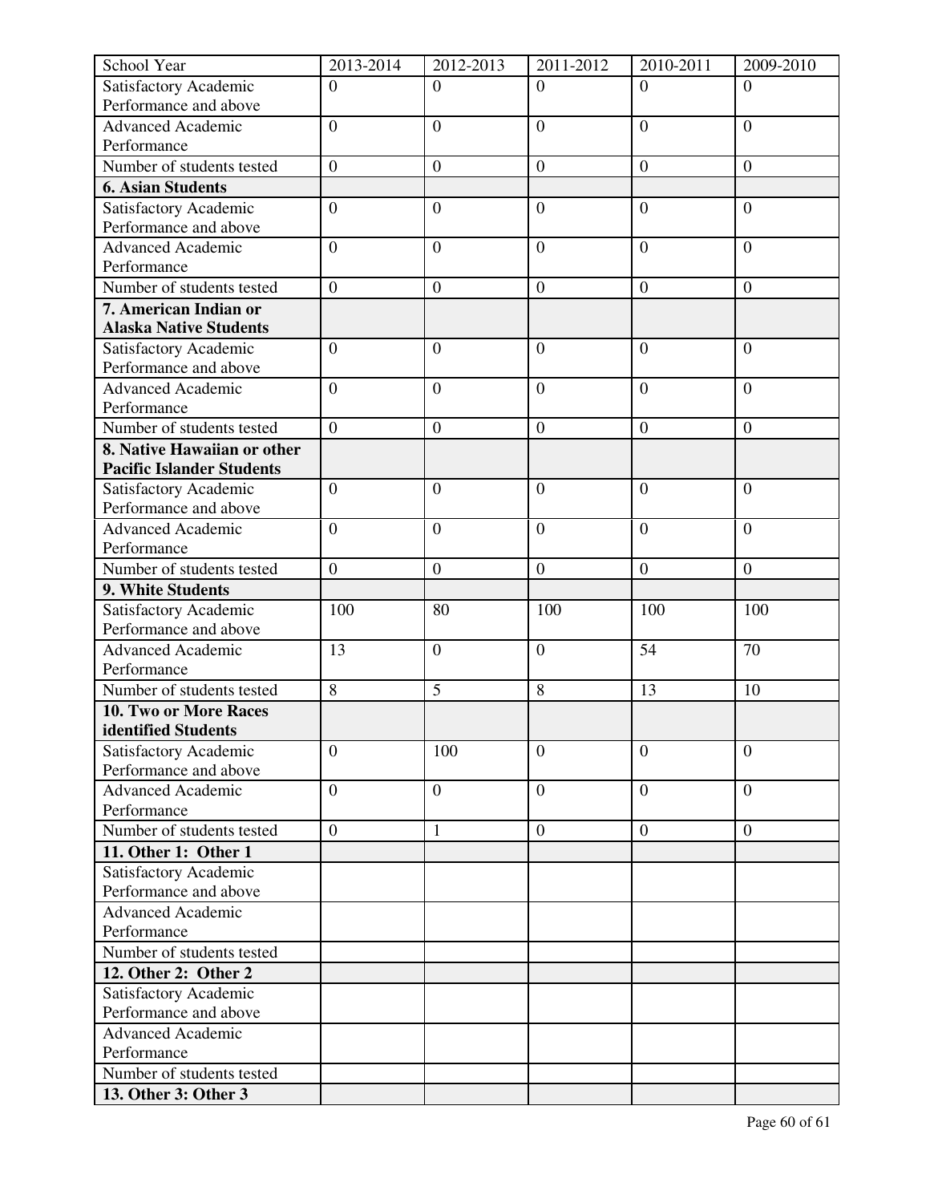| School Year | 2013-2014 | 2012-2013 | 2011-2012 | 2010-2011 | 2009-2010 |
|---|---|---|---|---|---|
| Satisfactory Academic Performance and above | 0 | 0 | 0 | 0 | 0 |
| Advanced Academic Performance | 0 | 0 | 0 | 0 | 0 |
| Number of students tested | 0 | 0 | 0 | 0 | 0 |
| **6. Asian Students** | | | | | |
| Satisfactory Academic Performance and above | 0 | 0 | 0 | 0 | 0 |
| Advanced Academic Performance | 0 | 0 | 0 | 0 | 0 |
| Number of students tested | 0 | 0 | 0 | 0 | 0 |
| **7. American Indian or Alaska Native Students** | | | | | |
| Satisfactory Academic Performance and above | 0 | 0 | 0 | 0 | 0 |
| Advanced Academic Performance | 0 | 0 | 0 | 0 | 0 |
| Number of students tested | 0 | 0 | 0 | 0 | 0 |
| **8. Native Hawaiian or other Pacific Islander Students** | | | | | |
| Satisfactory Academic Performance and above | 0 | 0 | 0 | 0 | 0 |
| Advanced Academic Performance | 0 | 0 | 0 | 0 | 0 |
| Number of students tested | 0 | 0 | 0 | 0 | 0 |
| **9. White Students** | | | | | |
| Satisfactory Academic Performance and above | 100 | 80 | 100 | 100 | 100 |
| Advanced Academic Performance | 13 | 0 | 0 | 54 | 70 |
| Number of students tested | 8 | 5 | 8 | 13 | 10 |
| **10. Two or More Races identified Students** | | | | | |
| Satisfactory Academic Performance and above | 0 | 100 | 0 | 0 | 0 |
| Advanced Academic Performance | 0 | 0 | 0 | 0 | 0 |
| Number of students tested | 0 | 1 | 0 | 0 | 0 |
| **11. Other 1: Other 1** | | | | | |
| Satisfactory Academic Performance and above | | | | | |
| Advanced Academic Performance | | | | | |
| Number of students tested | | | | | |
| **12. Other 2: Other 2** | | | | | |
| Satisfactory Academic Performance and above | | | | | |
| Advanced Academic Performance | | | | | |
| Number of students tested | | | | | |
| **13. Other 3: Other 3** | | | | | |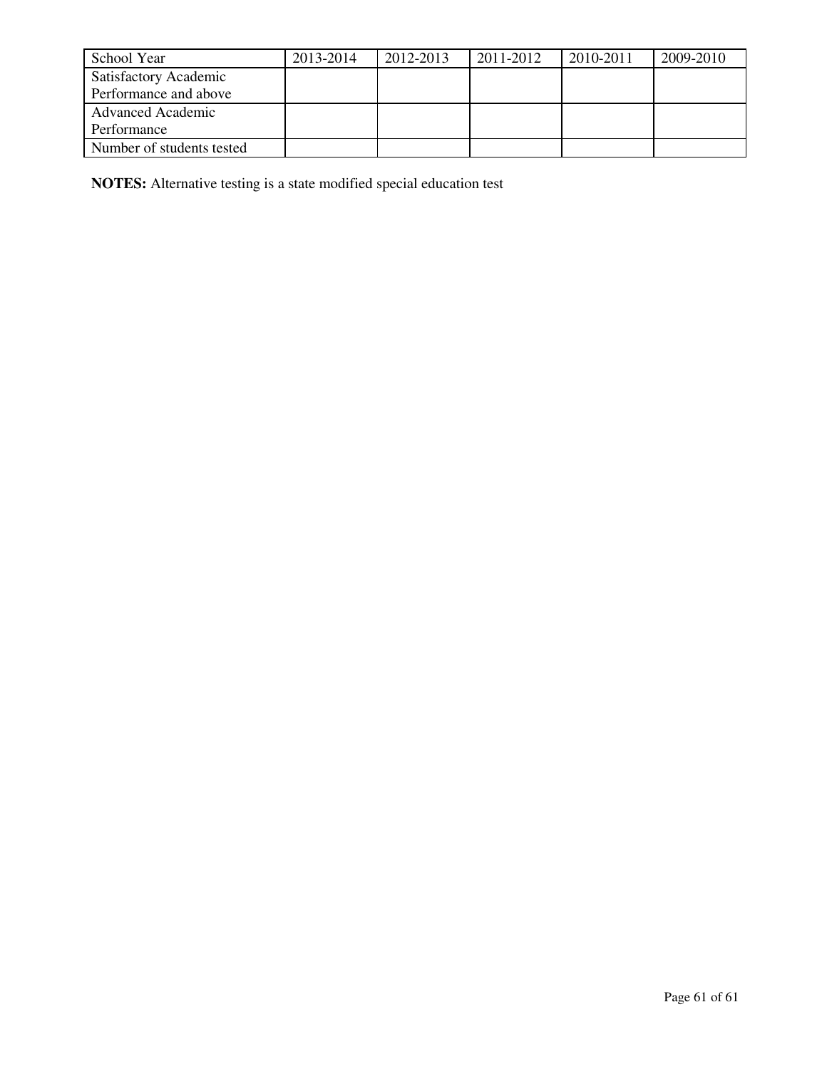| School Year | 2013-2014 | 2012-2013 | 2011-2012 | 2010-2011 | 2009-2010 |
|---|---|---|---|---|---|
| Satisfactory Academic Performance and above | | | | | |
| Advanced Academic Performance | | | | | |
| Number of students tested | | | | | |

**NOTES:** Alternative testing is a state modified special education test